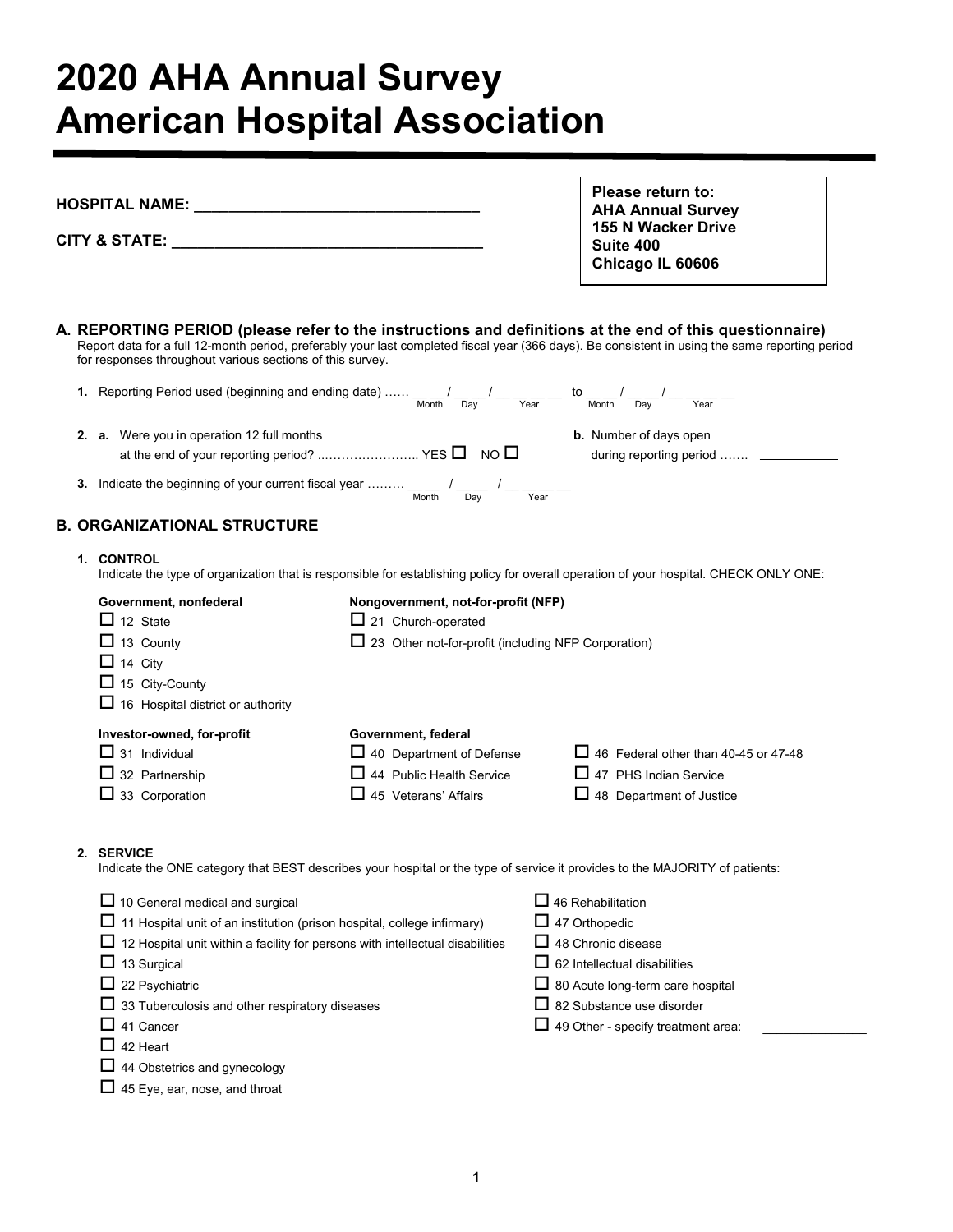# 2020 AHA Annual Survey
# American Hospital Association

**HOSPITAL NAME:** ________________________________

**CITY & STATE:** __________________________________

> **Please return to:**
> **AHA Annual Survey**
> **155 N Wacker Drive**
> **Suite 400**
> **Chicago IL 60606**

## A. REPORTING PERIOD (please refer to the instructions and definitions at the end of this questionnaire)

Report data for a full 12-month period, preferably your last completed fiscal year (366 days). Be consistent in using the same reporting period for responses throughout various sections of this survey.

**1.** Reporting Period used (beginning and ending date) …… __ __ / __ __ / __ __ __ __ (Month / Day / Year) to __ __ / __ __ / __ __ __ __ (Month / Day / Year)

**2. a.** Were you in operation 12 full months at the end of your reporting period? …………………….. YES ☐ NO ☐

**b.** Number of days open during reporting period ……. __________

**3.** Indicate the beginning of your current fiscal year ……… __ __ / __ __ / __ __ __ __ (Month / Day / Year)

## B. ORGANIZATIONAL STRUCTURE

**1. CONTROL**

Indicate the type of organization that is responsible for establishing policy for overall operation of your hospital. CHECK ONLY ONE:

**Government, nonfederal**
- ☐ 12 State
- ☐ 13 County
- ☐ 14 City
- ☐ 15 City-County
- ☐ 16 Hospital district or authority

**Nongovernment, not-for-profit (NFP)**
- ☐ 21 Church-operated
- ☐ 23 Other not-for-profit (including NFP Corporation)

**Investor-owned, for-profit**
- ☐ 31 Individual
- ☐ 32 Partnership
- ☐ 33 Corporation

**Government, federal**
- ☐ 40 Department of Defense
- ☐ 44 Public Health Service
- ☐ 45 Veterans' Affairs
- ☐ 46 Federal other than 40-45 or 47-48
- ☐ 47 PHS Indian Service
- ☐ 48 Department of Justice

**2. SERVICE**

Indicate the ONE category that BEST describes your hospital or the type of service it provides to the MAJORITY of patients:

- ☐ 10 General medical and surgical
- ☐ 11 Hospital unit of an institution (prison hospital, college infirmary)
- ☐ 12 Hospital unit within a facility for persons with intellectual disabilities
- ☐ 13 Surgical
- ☐ 22 Psychiatric
- ☐ 33 Tuberculosis and other respiratory diseases
- ☐ 41 Cancer
- ☐ 42 Heart
- ☐ 44 Obstetrics and gynecology
- ☐ 45 Eye, ear, nose, and throat
- ☐ 46 Rehabilitation
- ☐ 47 Orthopedic
- ☐ 48 Chronic disease
- ☐ 62 Intellectual disabilities
- ☐ 80 Acute long-term care hospital
- ☐ 82 Substance use disorder
- ☐ 49 Other - specify treatment area: __________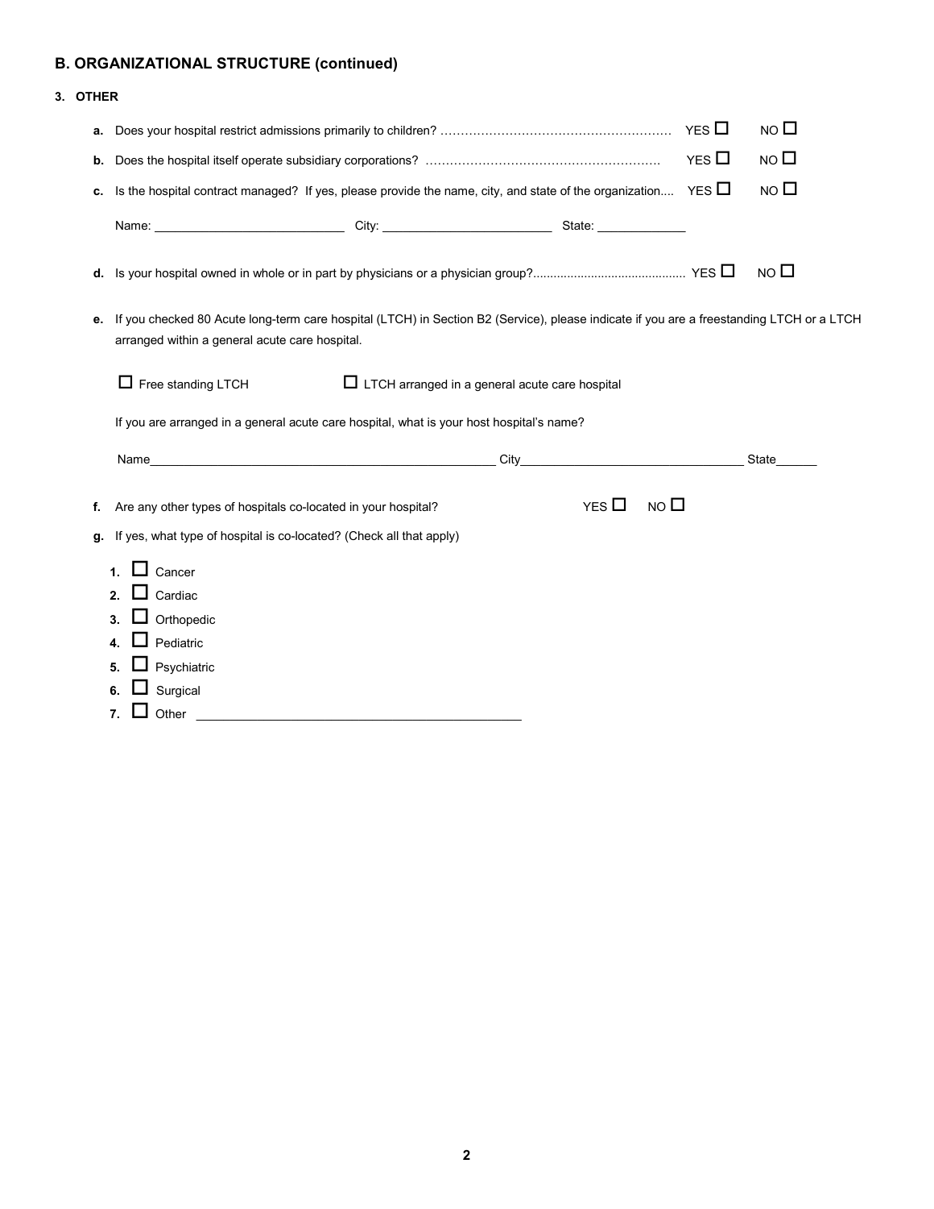## B. ORGANIZATIONAL STRUCTURE (continued)

### 3. OTHER

**a.** Does your hospital restrict admissions primarily to children? ………………………………………………… YES ☐ NO ☐

**b.** Does the hospital itself operate subsidiary corporations? ………………………………………………… YES ☐ NO ☐

**c.** Is the hospital contract managed? If yes, please provide the name, city, and state of the organization.... YES ☐ NO ☐

Name: ___________________________ City: ________________________ State: ____________

**d.** Is your hospital owned in whole or in part by physicians or a physician group?............................................ YES ☐ NO ☐

**e.** If you checked 80 Acute long-term care hospital (LTCH) in Section B2 (Service), please indicate if you are a freestanding LTCH or a LTCH arranged within a general acute care hospital.

☐ Free standing LTCH ☐ LTCH arranged in a general acute care hospital

If you are arranged in a general acute care hospital, what is your host hospital's name?

Name_________________________________________________ City________________________________ State______

**f.** Are any other types of hospitals co-located in your hospital? YES ☐ NO ☐

**g.** If yes, what type of hospital is co-located? (Check all that apply)

1. ☐ Cancer
2. ☐ Cardiac
3. ☐ Orthopedic
4. ☐ Pediatric
5. ☐ Psychiatric
6. ☐ Surgical
7. ☐ Other ______________________________________________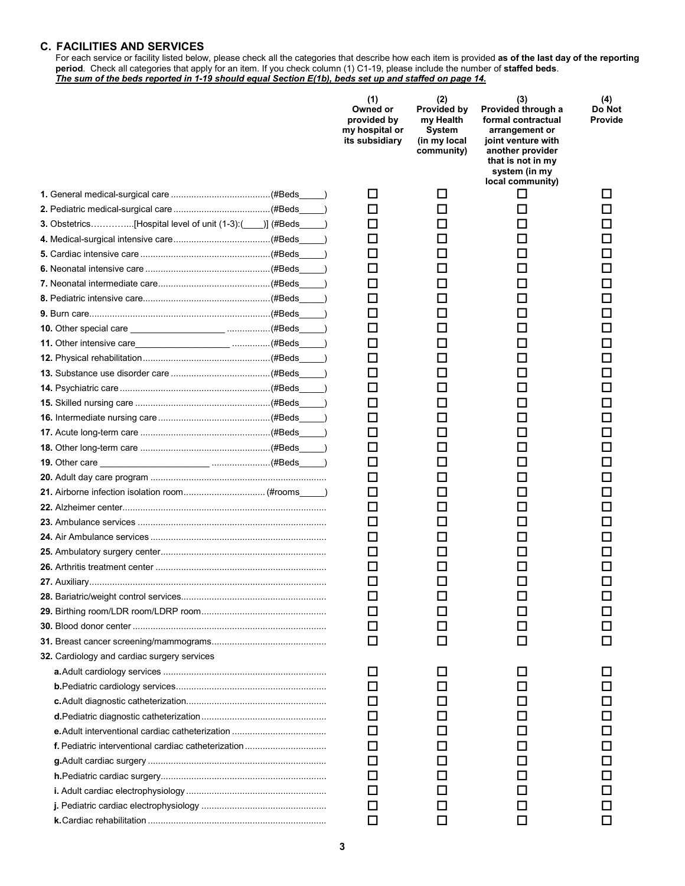## C. FACILITIES AND SERVICES

For each service or facility listed below, please check all the categories that describe how each item is provided **as of the last day of the reporting period**. Check all categories that apply for an item. If you check column (1) C1-19, please include the number of **staffed beds**.
***The sum of the beds reported in 1-19 should equal Section E(1b), beds set up and staffed on page 14.***

| | (1) Owned or provided by my hospital or its subsidiary | (2) Provided by my Health System (in my local community) | (3) Provided through a formal contractual arrangement or joint venture with another provider that is not in my system (in my local community) | (4) Do Not Provide |
|---|---|---|---|---|
| **1.** General medical-surgical care .......................................(#Beds_____) | ☐ | ☐ | ☐ | ☐ |
| **2.** Pediatric medical-surgical care ......................................(#Beds_____) | ☐ | ☐ | ☐ | ☐ |
| **3.** Obstetrics……………...[Hospital level of unit (1-3):(____)] (#Beds_____) | ☐ | ☐ | ☐ | ☐ |
| **4.** Medical-surgical intensive care......................................(#Beds_____) | ☐ | ☐ | ☐ | ☐ |
| **5.** Cardiac intensive care ...................................................(#Beds_____) | ☐ | ☐ | ☐ | ☐ |
| **6.** Neonatal intensive care .................................................(#Beds_____) | ☐ | ☐ | ☐ | ☐ |
| **7.** Neonatal intermediate care............................................(#Beds_____) | ☐ | ☐ | ☐ | ☐ |
| **8.** Pediatric intensive care..................................................(#Beds_____) | ☐ | ☐ | ☐ | ☐ |
| **9.** Burn care.......................................................................(#Beds_____) | ☐ | ☐ | ☐ | ☐ |
| **10.** Other special care ____________________ .................(#Beds_____) | ☐ | ☐ | ☐ | ☐ |
| **11.** Other intensive care____________________ ...............(#Beds_____) | ☐ | ☐ | ☐ | ☐ |
| **12.** Physical rehabilitation..................................................(#Beds_____) | ☐ | ☐ | ☐ | ☐ |
| **13.** Substance use disorder care .......................................(#Beds_____) | ☐ | ☐ | ☐ | ☐ |
| **14.** Psychiatric care ...........................................................(#Beds_____) | ☐ | ☐ | ☐ | ☐ |
| **15.** Skilled nursing care .....................................................(#Beds_____) | ☐ | ☐ | ☐ | ☐ |
| **16.** Intermediate nursing care ............................................(#Beds_____) | ☐ | ☐ | ☐ | ☐ |
| **17.** Acute long-term care ...................................................(#Beds_____) | ☐ | ☐ | ☐ | ☐ |
| **18.** Other long-term care ...................................................(#Beds_____) | ☐ | ☐ | ☐ | ☐ |
| **19.** Other care _______________________ .......................(#Beds_____) | ☐ | ☐ | ☐ | ☐ |
| **20.** Adult day care program .................................................................... | ☐ | ☐ | ☐ | ☐ |
| **21.** Airborne infection isolation room................................ (#rooms_____) | ☐ | ☐ | ☐ | ☐ |
| **22.** Alzheimer center............................................................................... | ☐ | ☐ | ☐ | ☐ |
| **23.** Ambulance services ......................................................................... | ☐ | ☐ | ☐ | ☐ |
| **24.** Air Ambulance services .................................................................... | ☐ | ☐ | ☐ | ☐ |
| **25.** Ambulatory surgery center................................................................ | ☐ | ☐ | ☐ | ☐ |
| **26.** Arthritis treatment center .................................................................. | ☐ | ☐ | ☐ | ☐ |
| **27.** Auxiliary............................................................................................ | ☐ | ☐ | ☐ | ☐ |
| **28.** Bariatric/weight control services........................................................ | ☐ | ☐ | ☐ | ☐ |
| **29.** Birthing room/LDR room/LDRP room................................................ | ☐ | ☐ | ☐ | ☐ |
| **30.** Blood donor center ........................................................................... | ☐ | ☐ | ☐ | ☐ |
| **31.** Breast cancer screening/mammograms............................................ | ☐ | ☐ | ☐ | ☐ |
| **32.** Cardiology and cardiac surgery services | | | | |
| **a.** Adult cardiology services ............................................................... | ☐ | ☐ | ☐ | ☐ |
| **b.** Pediatric cardiology services.......................................................... | ☐ | ☐ | ☐ | ☐ |
| **c.** Adult diagnostic catheterization...................................................... | ☐ | ☐ | ☐ | ☐ |
| **d.** Pediatric diagnostic catheterization................................................ | ☐ | ☐ | ☐ | ☐ |
| **e.** Adult interventional cardiac catheterization .................................... | ☐ | ☐ | ☐ | ☐ |
| **f.** Pediatric interventional cardiac catheterization ............................... | ☐ | ☐ | ☐ | ☐ |
| **g.** Adult cardiac surgery ..................................................................... | ☐ | ☐ | ☐ | ☐ |
| **h.** Pediatric cardiac surgery................................................................ | ☐ | ☐ | ☐ | ☐ |
| **i.** Adult cardiac electrophysiology ...................................................... | ☐ | ☐ | ☐ | ☐ |
| **j.** Pediatric cardiac electrophysiology ................................................ | ☐ | ☐ | ☐ | ☐ |
| **k.** Cardiac rehabilitation ..................................................................... | ☐ | ☐ | ☐ | ☐ |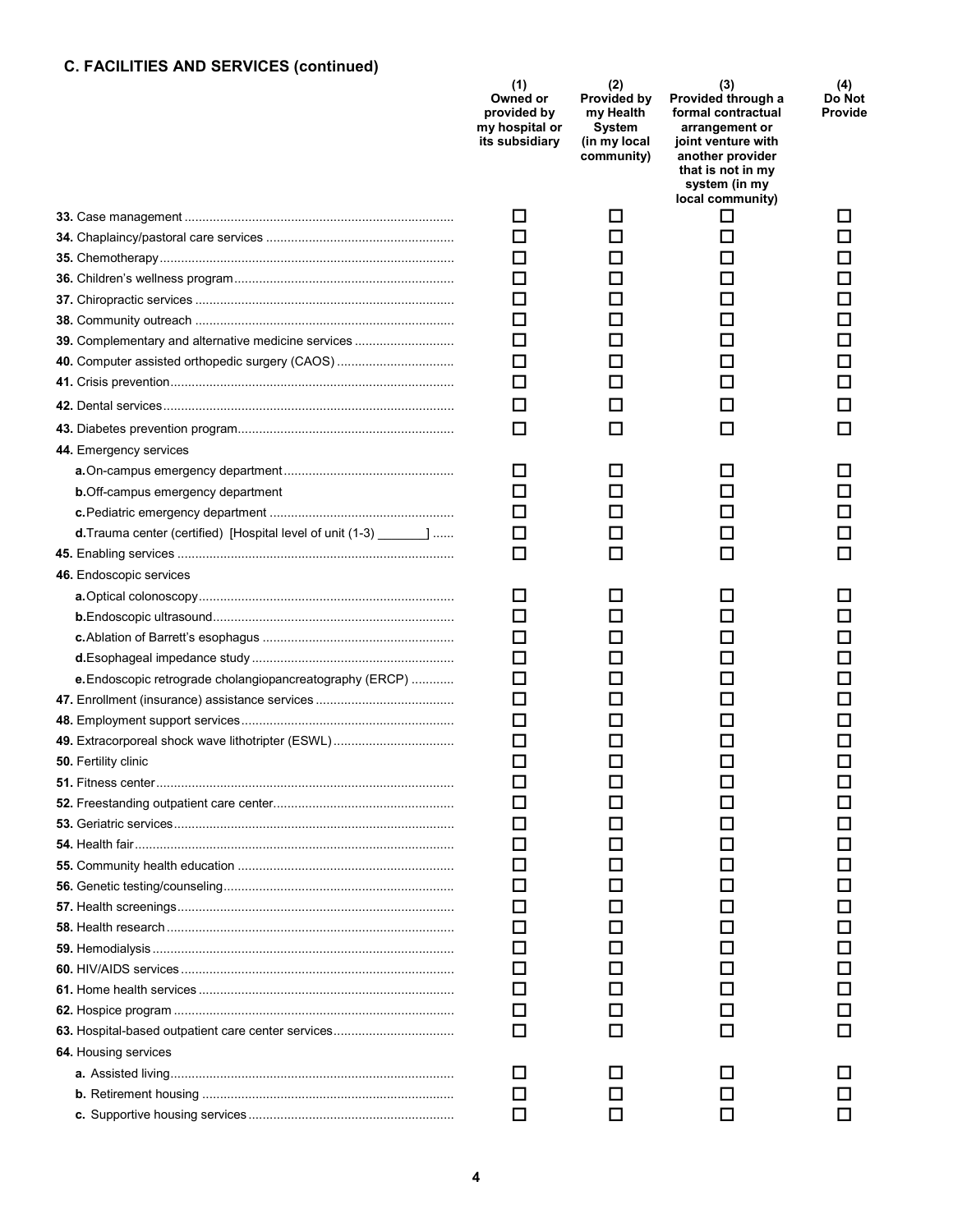### C. FACILITIES AND SERVICES (continued)

| | (1) Owned or provided by my hospital or its subsidiary | (2) Provided by my Health System (in my local community) | (3) Provided through a formal contractual arrangement or joint venture with another provider that is not in my system (in my local community) | (4) Do Not Provide |
|---|---|---|---|---|
| **33.** Case management | ☐ | ☐ | ☐ | ☐ |
| **34.** Chaplaincy/pastoral care services | ☐ | ☐ | ☐ | ☐ |
| **35.** Chemotherapy | ☐ | ☐ | ☐ | ☐ |
| **36.** Children's wellness program | ☐ | ☐ | ☐ | ☐ |
| **37.** Chiropractic services | ☐ | ☐ | ☐ | ☐ |
| **38.** Community outreach | ☐ | ☐ | ☐ | ☐ |
| **39.** Complementary and alternative medicine services | ☐ | ☐ | ☐ | ☐ |
| **40.** Computer assisted orthopedic surgery (CAOS) | ☐ | ☐ | ☐ | ☐ |
| **41.** Crisis prevention | ☐ | ☐ | ☐ | ☐ |
| **42.** Dental services | ☐ | ☐ | ☐ | ☐ |
| **43.** Diabetes prevention program | ☐ | ☐ | ☐ | ☐ |
| **44.** Emergency services | | | | |
| **a.** On-campus emergency department | ☐ | ☐ | ☐ | ☐ |
| **b.** Off-campus emergency department | ☐ | ☐ | ☐ | ☐ |
| **c.** Pediatric emergency department | ☐ | ☐ | ☐ | ☐ |
| **d.** Trauma center (certified) [Hospital level of unit (1-3) _______] | ☐ | ☐ | ☐ | ☐ |
| **45.** Enabling services | ☐ | ☐ | ☐ | ☐ |
| **46.** Endoscopic services | | | | |
| **a.** Optical colonoscopy | ☐ | ☐ | ☐ | ☐ |
| **b.** Endoscopic ultrasound | ☐ | ☐ | ☐ | ☐ |
| **c.** Ablation of Barrett's esophagus | ☐ | ☐ | ☐ | ☐ |
| **d.** Esophageal impedance study | ☐ | ☐ | ☐ | ☐ |
| **e.** Endoscopic retrograde cholangiopancreatography (ERCP) | ☐ | ☐ | ☐ | ☐ |
| **47.** Enrollment (insurance) assistance services | ☐ | ☐ | ☐ | ☐ |
| **48.** Employment support services | ☐ | ☐ | ☐ | ☐ |
| **49.** Extracorporeal shock wave lithotripter (ESWL) | ☐ | ☐ | ☐ | ☐ |
| **50.** Fertility clinic | ☐ | ☐ | ☐ | ☐ |
| **51.** Fitness center | ☐ | ☐ | ☐ | ☐ |
| **52.** Freestanding outpatient care center | ☐ | ☐ | ☐ | ☐ |
| **53.** Geriatric services | ☐ | ☐ | ☐ | ☐ |
| **54.** Health fair | ☐ | ☐ | ☐ | ☐ |
| **55.** Community health education | ☐ | ☐ | ☐ | ☐ |
| **56.** Genetic testing/counseling | ☐ | ☐ | ☐ | ☐ |
| **57.** Health screenings | ☐ | ☐ | ☐ | ☐ |
| **58.** Health research | ☐ | ☐ | ☐ | ☐ |
| **59.** Hemodialysis | ☐ | ☐ | ☐ | ☐ |
| **60.** HIV/AIDS services | ☐ | ☐ | ☐ | ☐ |
| **61.** Home health services | ☐ | ☐ | ☐ | ☐ |
| **62.** Hospice program | ☐ | ☐ | ☐ | ☐ |
| **63.** Hospital-based outpatient care center services | ☐ | ☐ | ☐ | ☐ |
| **64.** Housing services | | | | |
| **a.** Assisted living | ☐ | ☐ | ☐ | ☐ |
| **b.** Retirement housing | ☐ | ☐ | ☐ | ☐ |
| **c.** Supportive housing services | ☐ | ☐ | ☐ | ☐ |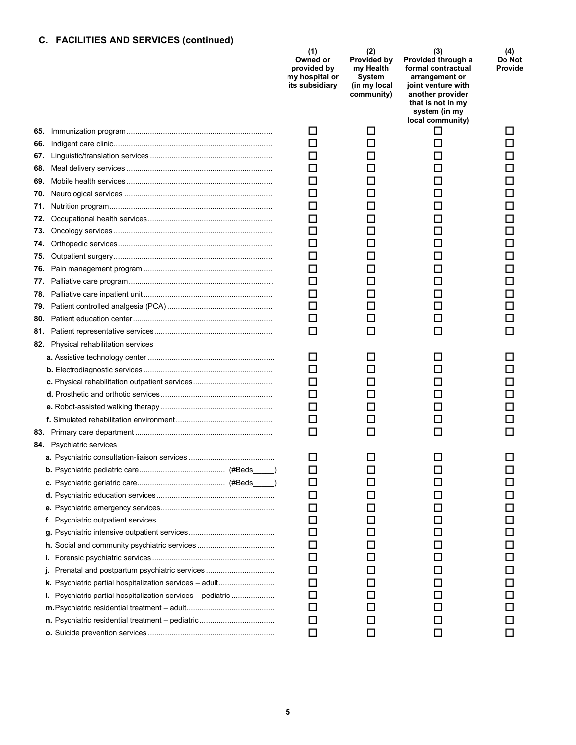## C. FACILITIES AND SERVICES (continued)

| | (1) Owned or provided by my hospital or its subsidiary | (2) Provided by my Health System (in my local community) | (3) Provided through a formal contractual arrangement or joint venture with another provider that is not in my system (in my local community) | (4) Do Not Provide |
|---|---|---|---|---|
| **65.** Immunization program | ☐ | ☐ | ☐ | ☐ |
| **66.** Indigent care clinic | ☐ | ☐ | ☐ | ☐ |
| **67.** Linguistic/translation services | ☐ | ☐ | ☐ | ☐ |
| **68.** Meal delivery services | ☐ | ☐ | ☐ | ☐ |
| **69.** Mobile health services | ☐ | ☐ | ☐ | ☐ |
| **70.** Neurological services | ☐ | ☐ | ☐ | ☐ |
| **71.** Nutrition program | ☐ | ☐ | ☐ | ☐ |
| **72.** Occupational health services | ☐ | ☐ | ☐ | ☐ |
| **73.** Oncology services | ☐ | ☐ | ☐ | ☐ |
| **74.** Orthopedic services | ☐ | ☐ | ☐ | ☐ |
| **75.** Outpatient surgery | ☐ | ☐ | ☐ | ☐ |
| **76.** Pain management program | ☐ | ☐ | ☐ | ☐ |
| **77.** Palliative care program | ☐ | ☐ | ☐ | ☐ |
| **78.** Palliative care inpatient unit | ☐ | ☐ | ☐ | ☐ |
| **79.** Patient controlled analgesia (PCA) | ☐ | ☐ | ☐ | ☐ |
| **80.** Patient education center | ☐ | ☐ | ☐ | ☐ |
| **81.** Patient representative services | ☐ | ☐ | ☐ | ☐ |
| **82.** Physical rehabilitation services | | | | |
| **a.** Assistive technology center | ☐ | ☐ | ☐ | ☐ |
| **b.** Electrodiagnostic services | ☐ | ☐ | ☐ | ☐ |
| **c.** Physical rehabilitation outpatient services | ☐ | ☐ | ☐ | ☐ |
| **d.** Prosthetic and orthotic services | ☐ | ☐ | ☐ | ☐ |
| **e.** Robot-assisted walking therapy | ☐ | ☐ | ☐ | ☐ |
| **f.** Simulated rehabilitation environment | ☐ | ☐ | ☐ | ☐ |
| **83.** Primary care department | ☐ | ☐ | ☐ | ☐ |
| **84.** Psychiatric services | | | | |
| **a.** Psychiatric consultation-liaison services | ☐ | ☐ | ☐ | ☐ |
| **b.** Psychiatric pediatric care (#Beds_____) | ☐ | ☐ | ☐ | ☐ |
| **c.** Psychiatric geriatric care (#Beds_____) | ☐ | ☐ | ☐ | ☐ |
| **d.** Psychiatric education services | ☐ | ☐ | ☐ | ☐ |
| **e.** Psychiatric emergency services | ☐ | ☐ | ☐ | ☐ |
| **f.** Psychiatric outpatient services | ☐ | ☐ | ☐ | ☐ |
| **g.** Psychiatric intensive outpatient services | ☐ | ☐ | ☐ | ☐ |
| **h.** Social and community psychiatric services | ☐ | ☐ | ☐ | ☐ |
| **i.** Forensic psychiatric services | ☐ | ☐ | ☐ | ☐ |
| **j.** Prenatal and postpartum psychiatric services | ☐ | ☐ | ☐ | ☐ |
| **k.** Psychiatric partial hospitalization services – adult | ☐ | ☐ | ☐ | ☐ |
| **l.** Psychiatric partial hospitalization services – pediatric | ☐ | ☐ | ☐ | ☐ |
| **m.** Psychiatric residential treatment – adult | ☐ | ☐ | ☐ | ☐ |
| **n.** Psychiatric residential treatment – pediatric | ☐ | ☐ | ☐ | ☐ |
| **o.** Suicide prevention services | ☐ | ☐ | ☐ | ☐ |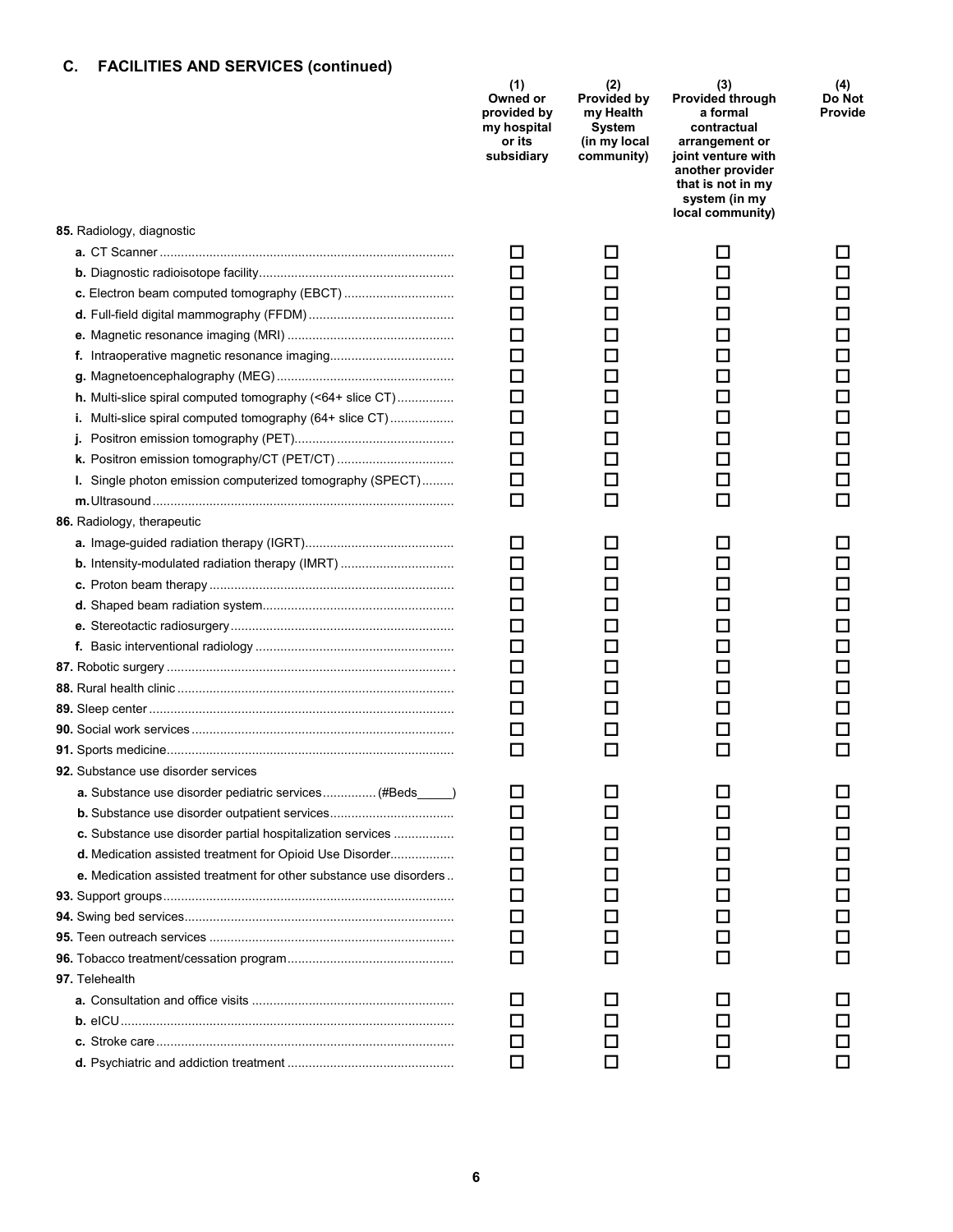## C. FACILITIES AND SERVICES (continued)

| | (1) Owned or provided by my hospital or its subsidiary | (2) Provided by my Health System (in my local community) | (3) Provided through a formal contractual arrangement or joint venture with another provider that is not in my system (in my local community) | (4) Do Not Provide |
|---|---|---|---|---|
| **85.** Radiology, diagnostic | | | | |
| **a.** CT Scanner | ☐ | ☐ | ☐ | ☐ |
| **b.** Diagnostic radioisotope facility | ☐ | ☐ | ☐ | ☐ |
| **c.** Electron beam computed tomography (EBCT) | ☐ | ☐ | ☐ | ☐ |
| **d.** Full-field digital mammography (FFDM) | ☐ | ☐ | ☐ | ☐ |
| **e.** Magnetic resonance imaging (MRI) | ☐ | ☐ | ☐ | ☐ |
| **f.** Intraoperative magnetic resonance imaging | ☐ | ☐ | ☐ | ☐ |
| **g.** Magnetoencephalography (MEG) | ☐ | ☐ | ☐ | ☐ |
| **h.** Multi-slice spiral computed tomography (<64+ slice CT) | ☐ | ☐ | ☐ | ☐ |
| **i.** Multi-slice spiral computed tomography (64+ slice CT) | ☐ | ☐ | ☐ | ☐ |
| **j.** Positron emission tomography (PET) | ☐ | ☐ | ☐ | ☐ |
| **k.** Positron emission tomography/CT (PET/CT) | ☐ | ☐ | ☐ | ☐ |
| **l.** Single photon emission computerized tomography (SPECT) | ☐ | ☐ | ☐ | ☐ |
| **m.** Ultrasound | ☐ | ☐ | ☐ | ☐ |
| **86.** Radiology, therapeutic | | | | |
| **a.** Image-guided radiation therapy (IGRT) | ☐ | ☐ | ☐ | ☐ |
| **b.** Intensity-modulated radiation therapy (IMRT) | ☐ | ☐ | ☐ | ☐ |
| **c.** Proton beam therapy | ☐ | ☐ | ☐ | ☐ |
| **d.** Shaped beam radiation system | ☐ | ☐ | ☐ | ☐ |
| **e.** Stereotactic radiosurgery | ☐ | ☐ | ☐ | ☐ |
| **f.** Basic interventional radiology | ☐ | ☐ | ☐ | ☐ |
| **87.** Robotic surgery | ☐ | ☐ | ☐ | ☐ |
| **88.** Rural health clinic | ☐ | ☐ | ☐ | ☐ |
| **89.** Sleep center | ☐ | ☐ | ☐ | ☐ |
| **90.** Social work services | ☐ | ☐ | ☐ | ☐ |
| **91.** Sports medicine | ☐ | ☐ | ☐ | ☐ |
| **92.** Substance use disorder services | | | | |
| **a.** Substance use disorder pediatric services (#Beds_____) | ☐ | ☐ | ☐ | ☐ |
| **b.** Substance use disorder outpatient services | ☐ | ☐ | ☐ | ☐ |
| **c.** Substance use disorder partial hospitalization services | ☐ | ☐ | ☐ | ☐ |
| **d.** Medication assisted treatment for Opioid Use Disorder | ☐ | ☐ | ☐ | ☐ |
| **e.** Medication assisted treatment for other substance use disorders | ☐ | ☐ | ☐ | ☐ |
| **93.** Support groups | ☐ | ☐ | ☐ | ☐ |
| **94.** Swing bed services | ☐ | ☐ | ☐ | ☐ |
| **95.** Teen outreach services | ☐ | ☐ | ☐ | ☐ |
| **96.** Tobacco treatment/cessation program | ☐ | ☐ | ☐ | ☐ |
| **97.** Telehealth | | | | |
| **a.** Consultation and office visits | ☐ | ☐ | ☐ | ☐ |
| **b.** eICU | ☐ | ☐ | ☐ | ☐ |
| **c.** Stroke care | ☐ | ☐ | ☐ | ☐ |
| **d.** Psychiatric and addiction treatment | ☐ | ☐ | ☐ | ☐ |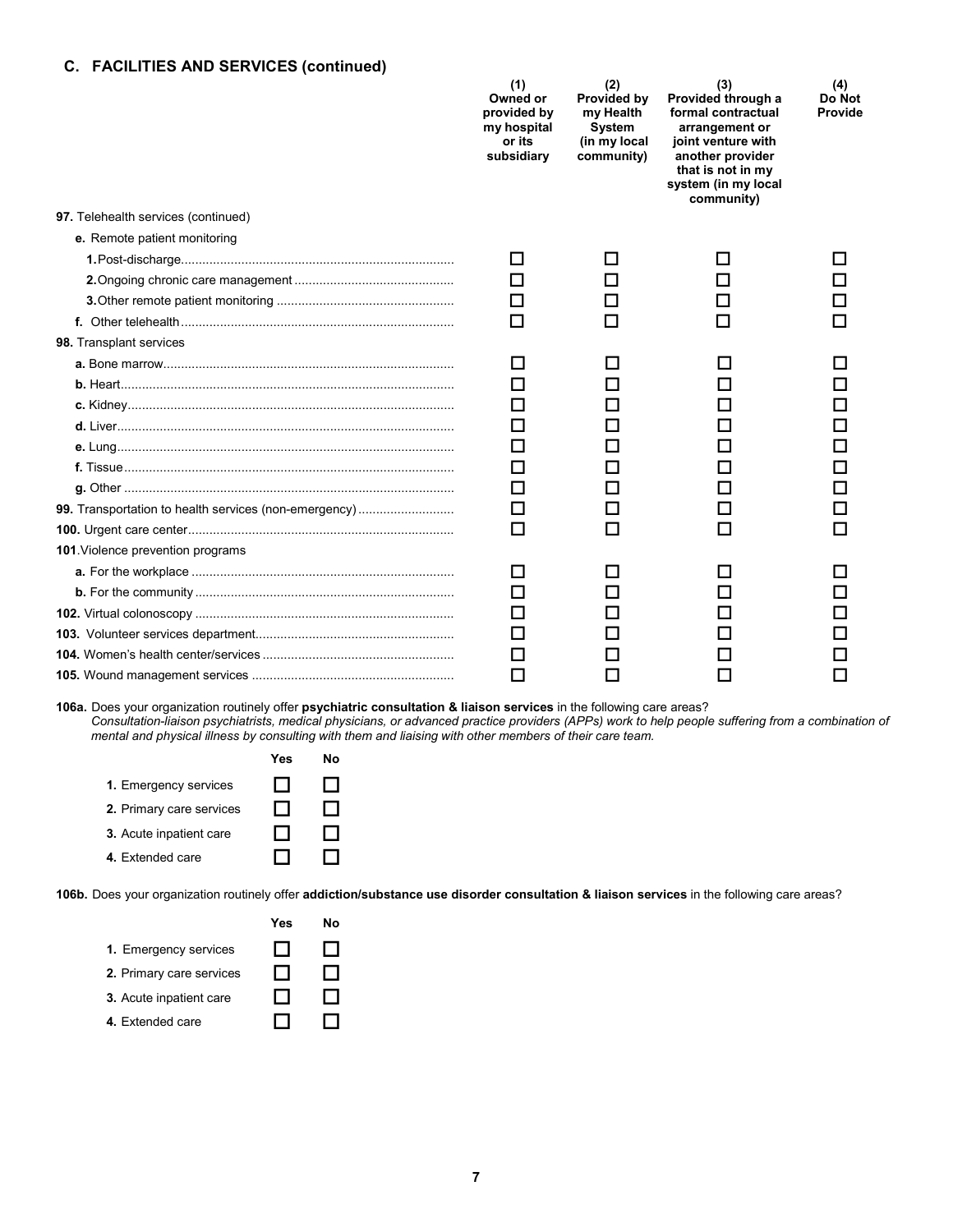## C. FACILITIES AND SERVICES (continued)

| | (1) Owned or provided by my hospital or its subsidiary | (2) Provided by my Health System (in my local community) | (3) Provided through a formal contractual arrangement or joint venture with another provider that is not in my system (in my local community) | (4) Do Not Provide |
|---|---|---|---|---|
| **97.** Telehealth services (continued) | | | | |
| **e.** Remote patient monitoring | | | | |
| **1.** Post-discharge | ☐ | ☐ | ☐ | ☐ |
| **2.** Ongoing chronic care management | ☐ | ☐ | ☐ | ☐ |
| **3.** Other remote patient monitoring | ☐ | ☐ | ☐ | ☐ |
| **f.** Other telehealth | ☐ | ☐ | ☐ | ☐ |
| **98.** Transplant services | | | | |
| **a.** Bone marrow | ☐ | ☐ | ☐ | ☐ |
| **b.** Heart | ☐ | ☐ | ☐ | ☐ |
| **c.** Kidney | ☐ | ☐ | ☐ | ☐ |
| **d.** Liver | ☐ | ☐ | ☐ | ☐ |
| **e.** Lung | ☐ | ☐ | ☐ | ☐ |
| **f.** Tissue | ☐ | ☐ | ☐ | ☐ |
| **g.** Other | ☐ | ☐ | ☐ | ☐ |
| **99.** Transportation to health services (non-emergency) | ☐ | ☐ | ☐ | ☐ |
| **100.** Urgent care center | ☐ | ☐ | ☐ | ☐ |
| **101.** Violence prevention programs | | | | |
| **a.** For the workplace | ☐ | ☐ | ☐ | ☐ |
| **b.** For the community | ☐ | ☐ | ☐ | ☐ |
| **102.** Virtual colonoscopy | ☐ | ☐ | ☐ | ☐ |
| **103.** Volunteer services department | ☐ | ☐ | ☐ | ☐ |
| **104.** Women's health center/services | ☐ | ☐ | ☐ | ☐ |
| **105.** Wound management services | ☐ | ☐ | ☐ | ☐ |

**106a.** Does your organization routinely offer **psychiatric consultation & liaison services** in the following care areas?
*Consultation-liaison psychiatrists, medical physicians, or advanced practice providers (APPs) work to help people suffering from a combination of mental and physical illness by consulting with them and liaising with other members of their care team.*

| | Yes | No |
|---|---|---|
| **1.** Emergency services | ☐ | ☐ |
| **2.** Primary care services | ☐ | ☐ |
| **3.** Acute inpatient care | ☐ | ☐ |
| **4.** Extended care | ☐ | ☐ |

**106b.** Does your organization routinely offer **addiction/substance use disorder consultation & liaison services** in the following care areas?

| | Yes | No |
|---|---|---|
| **1.** Emergency services | ☐ | ☐ |
| **2.** Primary care services | ☐ | ☐ |
| **3.** Acute inpatient care | ☐ | ☐ |
| **4.** Extended care | ☐ | ☐ |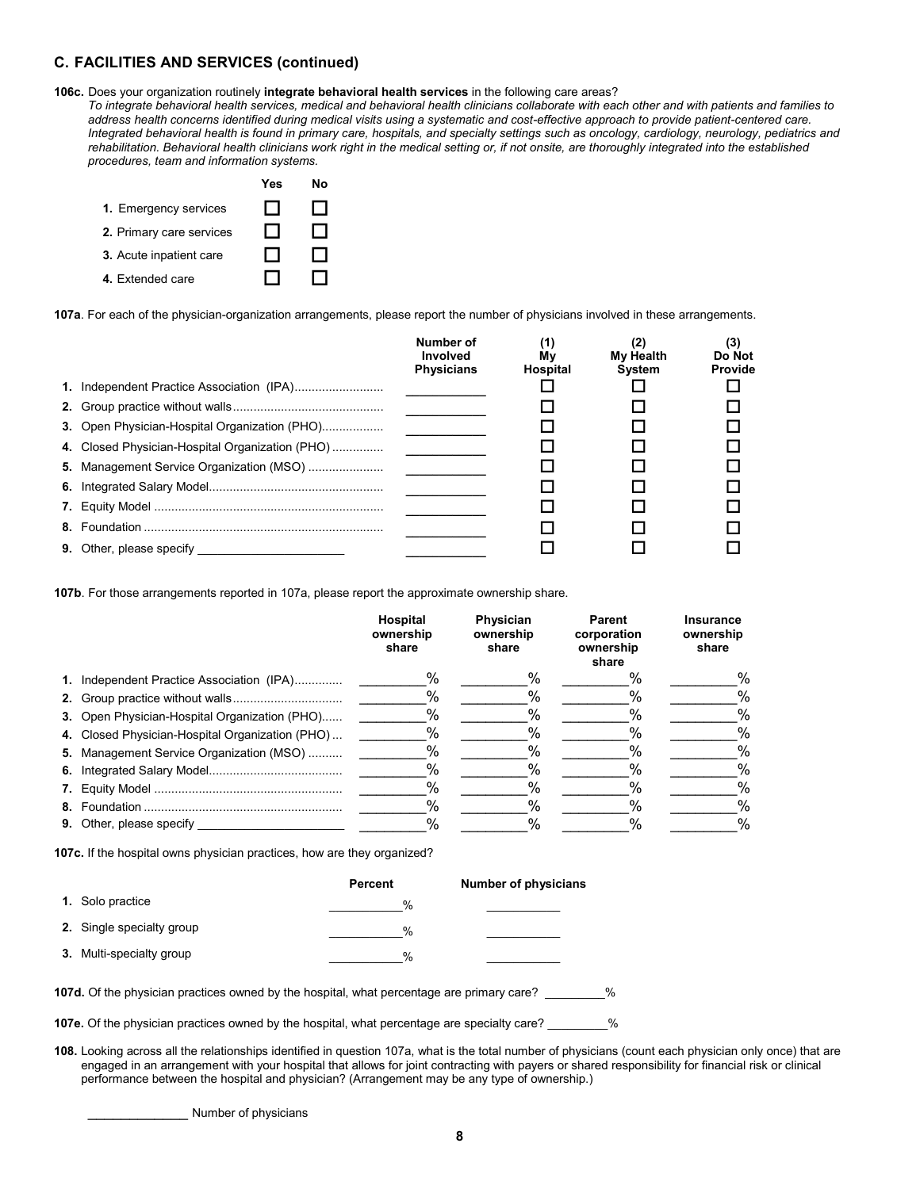## C. FACILITIES AND SERVICES (continued)

**106c.** Does your organization routinely **integrate behavioral health services** in the following care areas?
*To integrate behavioral health services, medical and behavioral health clinicians collaborate with each other and with patients and families to address health concerns identified during medical visits using a systematic and cost-effective approach to provide patient-centered care. Integrated behavioral health is found in primary care, hospitals, and specialty settings such as oncology, cardiology, neurology, pediatrics and rehabilitation. Behavioral health clinicians work right in the medical setting or, if not onsite, are thoroughly integrated into the established procedures, team and information systems.*

| | Yes | No |
|---|---|---|
| **1.** Emergency services | ☐ | ☐ |
| **2.** Primary care services | ☐ | ☐ |
| **3.** Acute inpatient care | ☐ | ☐ |
| **4.** Extended care | ☐ | ☐ |

**107a**. For each of the physician-organization arrangements, please report the number of physicians involved in these arrangements.

| | Number of Involved Physicians | (1) My Hospital | (2) My Health System | (3) Do Not Provide |
|---|---|---|---|---|
| **1.** Independent Practice Association (IPA) | ________ | ☐ | ☐ | ☐ |
| **2.** Group practice without walls | ________ | ☐ | ☐ | ☐ |
| **3.** Open Physician-Hospital Organization (PHO) | ________ | ☐ | ☐ | ☐ |
| **4.** Closed Physician-Hospital Organization (PHO) | ________ | ☐ | ☐ | ☐ |
| **5.** Management Service Organization (MSO) | ________ | ☐ | ☐ | ☐ |
| **6.** Integrated Salary Model | ________ | ☐ | ☐ | ☐ |
| **7.** Equity Model | ________ | ☐ | ☐ | ☐ |
| **8.** Foundation | ________ | ☐ | ☐ | ☐ |
| **9.** Other, please specify ________________ | ________ | ☐ | ☐ | ☐ |

**107b**. For those arrangements reported in 107a, please report the approximate ownership share.

| | Hospital ownership share | Physician ownership share | Parent corporation ownership share | Insurance ownership share |
|---|---|---|---|---|
| **1.** Independent Practice Association (IPA) | ______% | ______% | ______% | ______% |
| **2.** Group practice without walls | ______% | ______% | ______% | ______% |
| **3.** Open Physician-Hospital Organization (PHO) | ______% | ______% | ______% | ______% |
| **4.** Closed Physician-Hospital Organization (PHO) | ______% | ______% | ______% | ______% |
| **5.** Management Service Organization (MSO) | ______% | ______% | ______% | ______% |
| **6.** Integrated Salary Model | ______% | ______% | ______% | ______% |
| **7.** Equity Model | ______% | ______% | ______% | ______% |
| **8.** Foundation | ______% | ______% | ______% | ______% |
| **9.** Other, please specify ________________ | ______% | ______% | ______% | ______% |

**107c.** If the hospital owns physician practices, how are they organized?

| | Percent | Number of physicians |
|---|---|---|
| **1.** Solo practice | ________% | ________ |
| **2.** Single specialty group | ________% | ________ |
| **3.** Multi-specialty group | ________% | ________ |

**107d.** Of the physician practices owned by the hospital, what percentage are primary care? ________%

**107e.** Of the physician practices owned by the hospital, what percentage are specialty care? ________%

**108.** Looking across all the relationships identified in question 107a, what is the total number of physicians (count each physician only once) that are engaged in an arrangement with your hospital that allows for joint contracting with payers or shared responsibility for financial risk or clinical performance between the hospital and physician? (Arrangement may be any type of ownership.)

____________ Number of physicians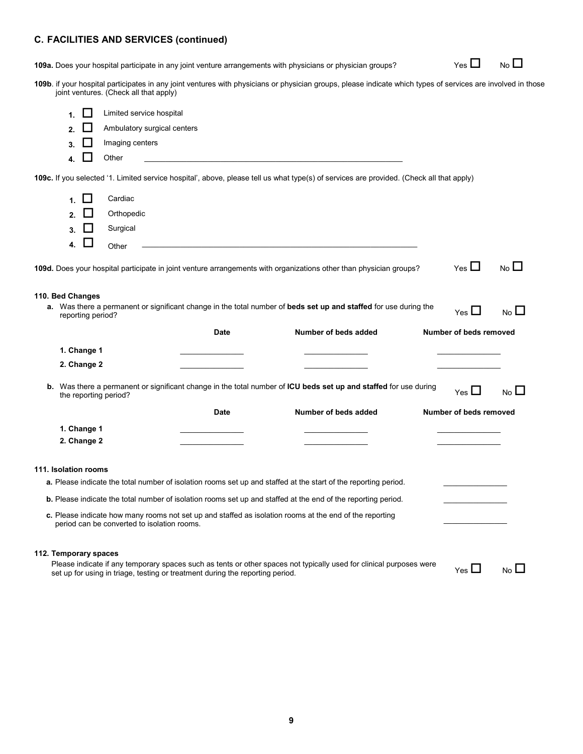## C. FACILITIES AND SERVICES (continued)

**109a.** Does your hospital participate in any joint venture arrangements with physicians or physician groups? Yes ☐ No ☐

**109b**. if your hospital participates in any joint ventures with physicians or physician groups, please indicate which types of services are involved in those joint ventures. (Check all that apply)

1. ☐ Limited service hospital
2. ☐ Ambulatory surgical centers
3. ☐ Imaging centers
4. ☐ Other ______________________________

**109c.** If you selected '1. Limited service hospital', above, please tell us what type(s) of services are provided. (Check all that apply)

1. ☐ Cardiac
2. ☐ Orthopedic
3. ☐ Surgical
4. ☐ Other ______________________________

**109d.** Does your hospital participate in joint venture arrangements with organizations other than physician groups? Yes ☐ No ☐

**110. Bed Changes**

**a.** Was there a permanent or significant change in the total number of **beds set up and staffed** for use during the reporting period? Yes ☐ No ☐

| | Date | Number of beds added | Number of beds removed |
|---|---|---|---|
| **1. Change 1** | ________ | ________ | ________ |
| **2. Change 2** | ________ | ________ | ________ |

**b.** Was there a permanent or significant change in the total number of **ICU beds set up and staffed** for use during the reporting period? Yes ☐ No ☐

| | Date | Number of beds added | Number of beds removed |
|---|---|---|---|
| **1. Change 1** | ________ | ________ | ________ |
| **2. Change 2** | ________ | ________ | ________ |

**111. Isolation rooms**

**a.** Please indicate the total number of isolation rooms set up and staffed at the start of the reporting period. ________

**b.** Please indicate the total number of isolation rooms set up and staffed at the end of the reporting period. ________

**c.** Please indicate how many rooms not set up and staffed as isolation rooms at the end of the reporting period can be converted to isolation rooms. ________

**112. Temporary spaces**

Please indicate if any temporary spaces such as tents or other spaces not typically used for clinical purposes were set up for using in triage, testing or treatment during the reporting period. Yes ☐ No ☐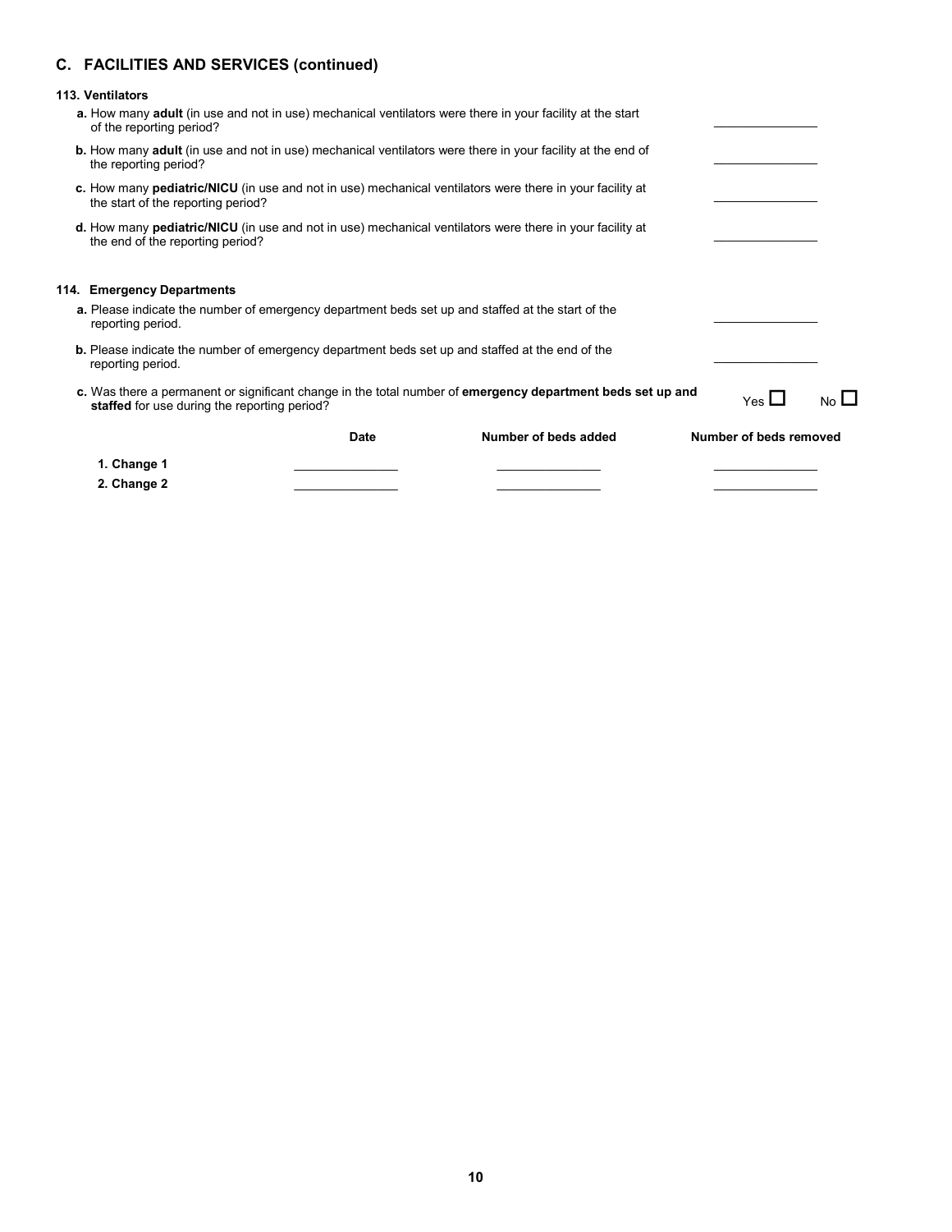## C. FACILITIES AND SERVICES (continued)

### 113. Ventilators

**a.** How many **adult** (in use and not in use) mechanical ventilators were there in your facility at the start of the reporting period? \_\_\_\_\_\_\_\_\_\_\_\_\_\_

**b.** How many **adult** (in use and not in use) mechanical ventilators were there in your facility at the end of the reporting period? \_\_\_\_\_\_\_\_\_\_\_\_\_\_

**c.** How many **pediatric/NICU** (in use and not in use) mechanical ventilators were there in your facility at the start of the reporting period? \_\_\_\_\_\_\_\_\_\_\_\_\_\_

**d.** How many **pediatric/NICU** (in use and not in use) mechanical ventilators were there in your facility at the end of the reporting period? \_\_\_\_\_\_\_\_\_\_\_\_\_\_

### 114. Emergency Departments

**a.** Please indicate the number of emergency department beds set up and staffed at the start of the reporting period. \_\_\_\_\_\_\_\_\_\_\_\_\_\_

**b.** Please indicate the number of emergency department beds set up and staffed at the end of the reporting period. \_\_\_\_\_\_\_\_\_\_\_\_\_\_

**c.** Was there a permanent or significant change in the total number of **emergency department beds set up and staffed** for use during the reporting period? Yes ☐ No ☐

| | Date | Number of beds added | Number of beds removed |
|---|---|---|---|
| **1. Change 1** | \_\_\_\_\_\_\_\_\_\_\_\_\_\_ | \_\_\_\_\_\_\_\_\_\_\_\_\_\_ | \_\_\_\_\_\_\_\_\_\_\_\_\_\_ |
| **2. Change 2** | \_\_\_\_\_\_\_\_\_\_\_\_\_\_ | \_\_\_\_\_\_\_\_\_\_\_\_\_\_ | \_\_\_\_\_\_\_\_\_\_\_\_\_\_ |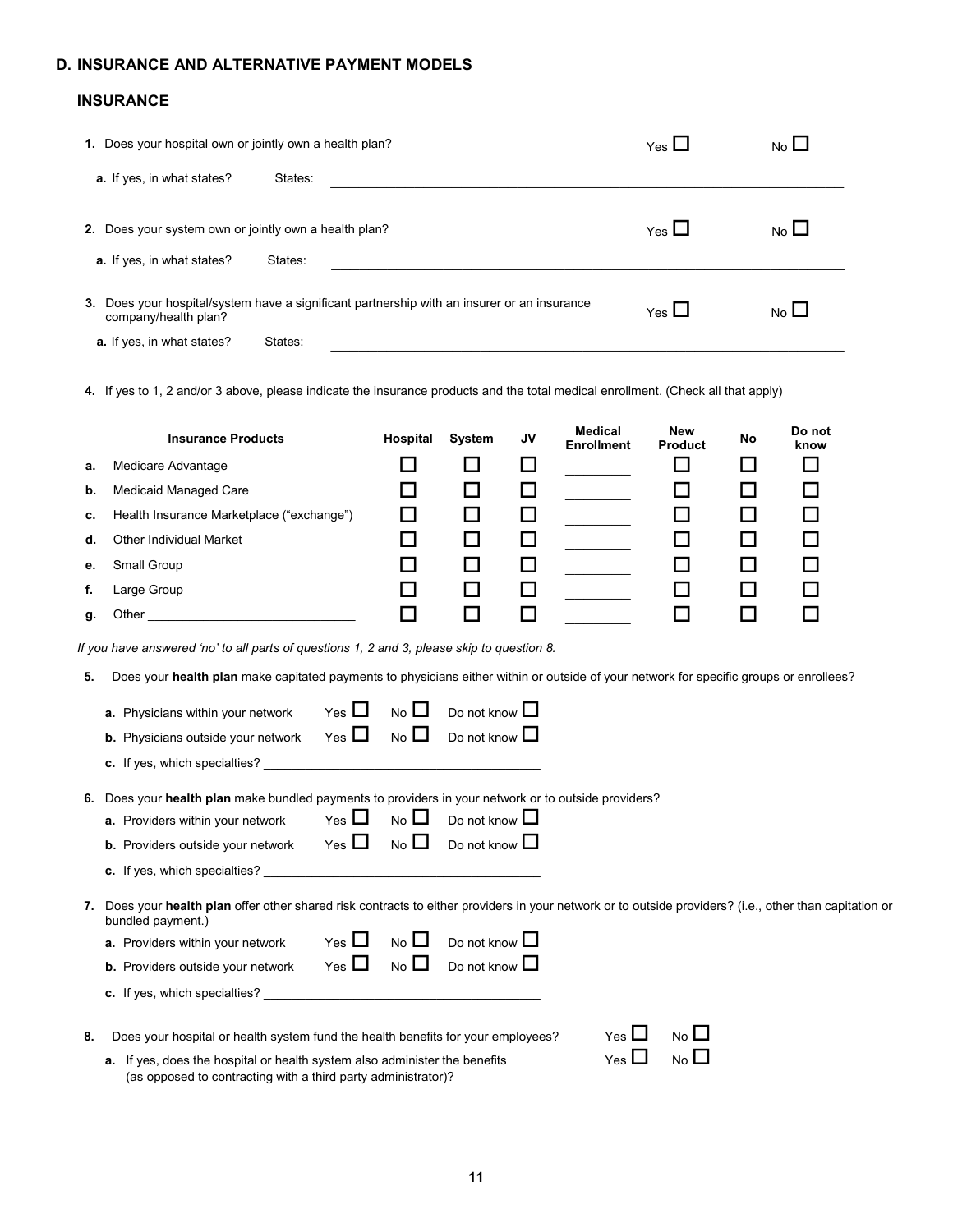## D. INSURANCE AND ALTERNATIVE PAYMENT MODELS

### INSURANCE

**1.** Does your hospital own or jointly own a health plan? Yes ☐ No ☐

**a.** If yes, in what states? States: ______________________________

**2.** Does your system own or jointly own a health plan? Yes ☐ No ☐

**a.** If yes, in what states? States: ______________________________

**3.** Does your hospital/system have a significant partnership with an insurer or an insurance company/health plan? Yes ☐ No ☐

**a.** If yes, in what states? States: ______________________________

**4.** If yes to 1, 2 and/or 3 above, please indicate the insurance products and the total medical enrollment. (Check all that apply)

| | Insurance Products | Hospital | System | JV | Medical Enrollment | New Product | No | Do not know |
|---|---|---|---|---|---|---|---|---|
| **a.** | Medicare Advantage | ☐ | ☐ | ☐ | ________ | ☐ | ☐ | ☐ |
| **b.** | Medicaid Managed Care | ☐ | ☐ | ☐ | ________ | ☐ | ☐ | ☐ |
| **c.** | Health Insurance Marketplace ("exchange") | ☐ | ☐ | ☐ | ________ | ☐ | ☐ | ☐ |
| **d.** | Other Individual Market | ☐ | ☐ | ☐ | ________ | ☐ | ☐ | ☐ |
| **e.** | Small Group | ☐ | ☐ | ☐ | ________ | ☐ | ☐ | ☐ |
| **f.** | Large Group | ☐ | ☐ | ☐ | ________ | ☐ | ☐ | ☐ |
| **g.** | Other ____________________ | ☐ | ☐ | ☐ | ________ | ☐ | ☐ | ☐ |

*If you have answered 'no' to all parts of questions 1, 2 and 3, please skip to question 8.*

**5.** Does your **health plan** make capitated payments to physicians either within or outside of your network for specific groups or enrollees?

**a.** Physicians within your network Yes ☐ No ☐ Do not know ☐

**b.** Physicians outside your network Yes ☐ No ☐ Do not know ☐

**c.** If yes, which specialties? ______________________________

**6.** Does your **health plan** make bundled payments to providers in your network or to outside providers?

**a.** Providers within your network Yes ☐ No ☐ Do not know ☐

**b.** Providers outside your network Yes ☐ No ☐ Do not know ☐

**c.** If yes, which specialties? ______________________________

**7.** Does your **health plan** offer other shared risk contracts to either providers in your network or to outside providers? (i.e., other than capitation or bundled payment.)

**a.** Providers within your network Yes ☐ No ☐ Do not know ☐

**b.** Providers outside your network Yes ☐ No ☐ Do not know ☐

**c.** If yes, which specialties? ______________________________

**8.** Does your hospital or health system fund the health benefits for your employees? Yes ☐ No ☐

**a.** If yes, does the hospital or health system also administer the benefits (as opposed to contracting with a third party administrator)? Yes ☐ No ☐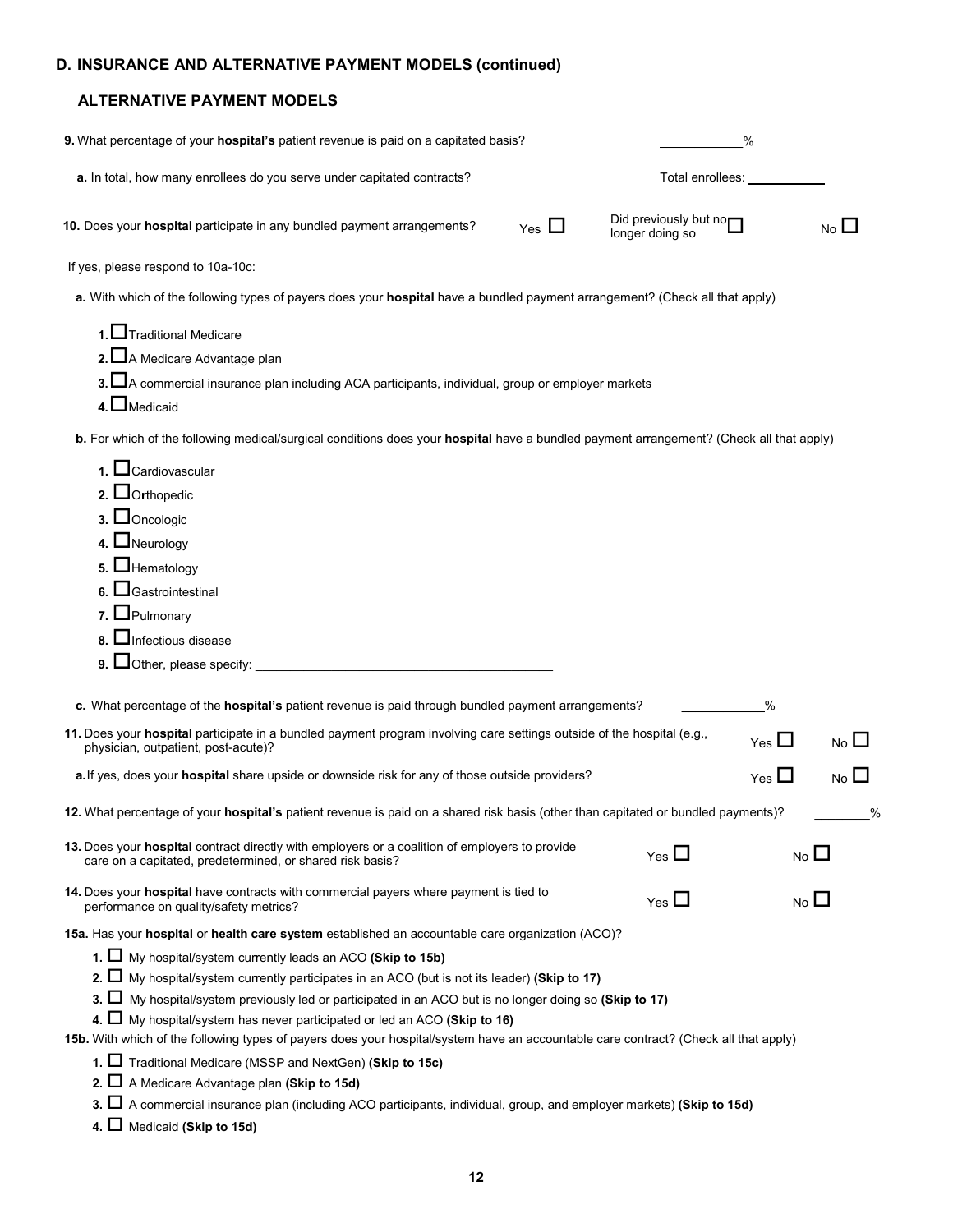## D. INSURANCE AND ALTERNATIVE PAYMENT MODELS (continued)

### ALTERNATIVE PAYMENT MODELS

**9.** What percentage of your **hospital's** patient revenue is paid on a capitated basis? ___________%

**a.** In total, how many enrollees do you serve under capitated contracts? Total enrollees: ___________

**10.** Does your **hospital** participate in any bundled payment arrangements? Yes ☐ Did previously but no longer doing so ☐ No ☐

If yes, please respond to 10a-10c:

**a.** With which of the following types of payers does your **hospital** have a bundled payment arrangement? (Check all that apply)

1. ☐ Traditional Medicare
2. ☐ A Medicare Advantage plan
3. ☐ A commercial insurance plan including ACA participants, individual, group or employer markets
4. ☐ Medicaid

**b.** For which of the following medical/surgical conditions does your **hospital** have a bundled payment arrangement? (Check all that apply)

1. ☐ Cardiovascular
2. ☐ Orthopedic
3. ☐ Oncologic
4. ☐ Neurology
5. ☐ Hematology
6. ☐ Gastrointestinal
7. ☐ Pulmonary
8. ☐ Infectious disease
9. ☐ Other, please specify: ________________________________________

**c.** What percentage of the **hospital's** patient revenue is paid through bundled payment arrangements? ___________%

**11.** Does your **hospital** participate in a bundled payment program involving care settings outside of the hospital (e.g., physician, outpatient, post-acute)? Yes ☐ No ☐

**a.** If yes, does your **hospital** share upside or downside risk for any of those outside providers? Yes ☐ No ☐

**12.** What percentage of your **hospital's** patient revenue is paid on a shared risk basis (other than capitated or bundled payments)? ________%

**13.** Does your **hospital** contract directly with employers or a coalition of employers to provide care on a capitated, predetermined, or shared risk basis? Yes ☐ No ☐

**14.** Does your **hospital** have contracts with commercial payers where payment is tied to performance on quality/safety metrics? Yes ☐ No ☐

**15a.** Has your **hospital** or **health care system** established an accountable care organization (ACO)?

1. ☐ My hospital/system currently leads an ACO **(Skip to 15b)**
2. ☐ My hospital/system currently participates in an ACO (but is not its leader) **(Skip to 17)**
3. ☐ My hospital/system previously led or participated in an ACO but is no longer doing so **(Skip to 17)**
4. ☐ My hospital/system has never participated or led an ACO **(Skip to 16)**

**15b.** With which of the following types of payers does your hospital/system have an accountable care contract? (Check all that apply)

1. ☐ Traditional Medicare (MSSP and NextGen) **(Skip to 15c)**
2. ☐ A Medicare Advantage plan **(Skip to 15d)**
3. ☐ A commercial insurance plan (including ACO participants, individual, group, and employer markets) **(Skip to 15d)**
4. ☐ Medicaid **(Skip to 15d)**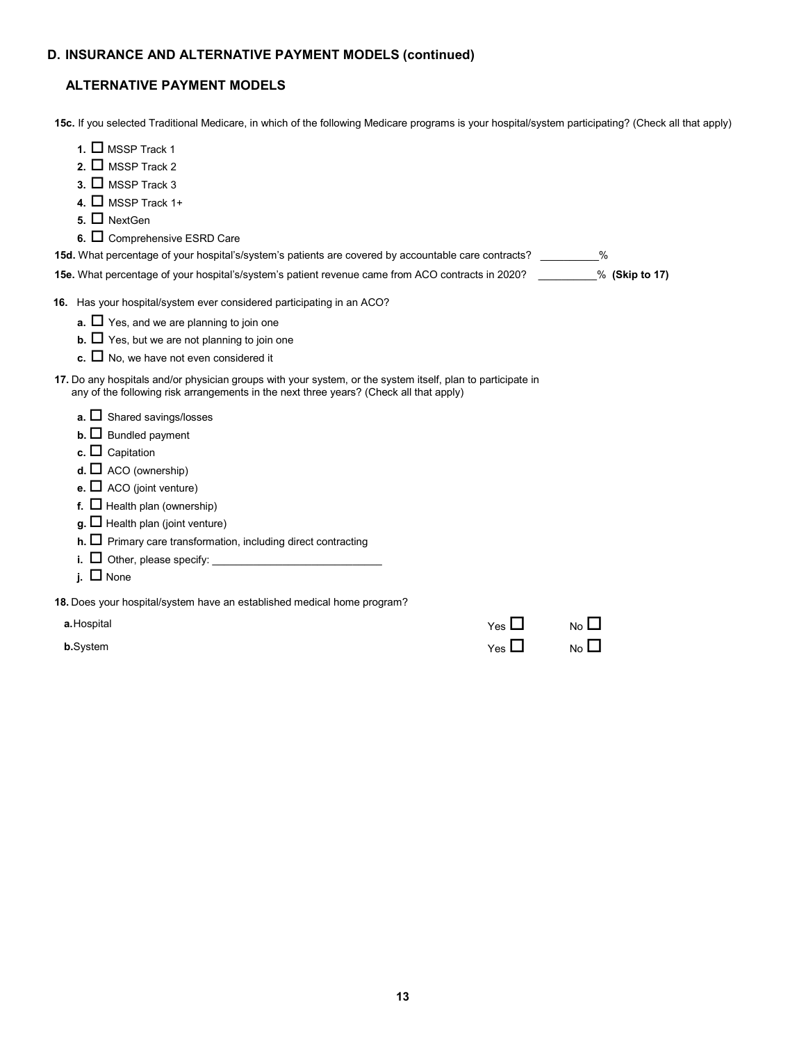## D. INSURANCE AND ALTERNATIVE PAYMENT MODELS (continued)

### ALTERNATIVE PAYMENT MODELS

**15c.** If you selected Traditional Medicare, in which of the following Medicare programs is your hospital/system participating? (Check all that apply)

**1.** ☐ MSSP Track 1
**2.** ☐ MSSP Track 2
**3.** ☐ MSSP Track 3
**4.** ☐ MSSP Track 1+
**5.** ☐ NextGen
**6.** ☐ Comprehensive ESRD Care

**15d.** What percentage of your hospital's/system's patients are covered by accountable care contracts? __________%

**15e.** What percentage of your hospital's/system's patient revenue came from ACO contracts in 2020? __________% **(Skip to 17)**

**16.** Has your hospital/system ever considered participating in an ACO?

**a.** ☐ Yes, and we are planning to join one
**b.** ☐ Yes, but we are not planning to join one
**c.** ☐ No, we have not even considered it

**17.** Do any hospitals and/or physician groups with your system, or the system itself, plan to participate in any of the following risk arrangements in the next three years? (Check all that apply)

**a.** ☐ Shared savings/losses
**b.** ☐ Bundled payment
**c.** ☐ Capitation
**d.** ☐ ACO (ownership)
**e.** ☐ ACO (joint venture)
**f.** ☐ Health plan (ownership)
**g.** ☐ Health plan (joint venture)
**h.** ☐ Primary care transformation, including direct contracting
**i.** ☐ Other, please specify: ____________________________
**j.** ☐ None

**18.** Does your hospital/system have an established medical home program?

| | | |
|---|---|---|
| **a.** Hospital | Yes ☐ | No ☐ |
| **b.** System | Yes ☐ | No ☐ |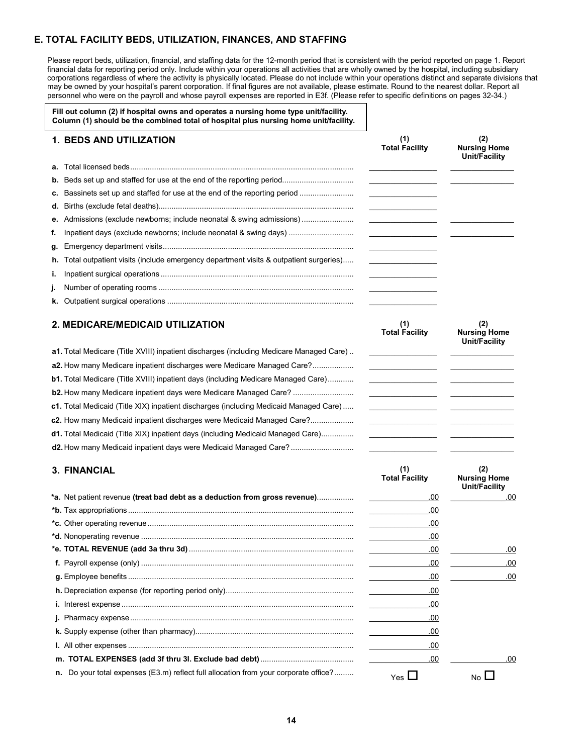## E. TOTAL FACILITY BEDS, UTILIZATION, FINANCES, AND STAFFING

Please report beds, utilization, financial, and staffing data for the 12-month period that is consistent with the period reported on page 1. Report financial data for reporting period only. Include within your operations all activities that are wholly owned by the hospital, including subsidiary corporations regardless of where the activity is physically located. Please do not include within your operations distinct and separate divisions that may be owned by your hospital's parent corporation. If final figures are not available, please estimate. Round to the nearest dollar. Report all personnel who were on the payroll and whose payroll expenses are reported in E3f. (Please refer to specific definitions on pages 32-34.)

**Fill out column (2) if hospital owns and operates a nursing home type unit/facility. Column (1) should be the combined total of hospital plus nursing home unit/facility.**

### 1. BEDS AND UTILIZATION

| | (1) Total Facility | (2) Nursing Home Unit/Facility |
|---|---|---|
| **a.** Total licensed beds | | |
| **b.** Beds set up and staffed for use at the end of the reporting period | | |
| **c.** Bassinets set up and staffed for use at the end of the reporting period | | |
| **d.** Births (exclude fetal deaths) | | |
| **e.** Admissions (exclude newborns; include neonatal & swing admissions) | | |
| **f.** Inpatient days (exclude newborns; include neonatal & swing days) | | |
| **g.** Emergency department visits | | |
| **h.** Total outpatient visits (include emergency department visits & outpatient surgeries) | | |
| **i.** Inpatient surgical operations | | |
| **j.** Number of operating rooms | | |
| **k.** Outpatient surgical operations | | |

### 2. MEDICARE/MEDICAID UTILIZATION

| | (1) Total Facility | (2) Nursing Home Unit/Facility |
|---|---|---|
| **a1.** Total Medicare (Title XVIII) inpatient discharges (including Medicare Managed Care) | | |
| **a2.** How many Medicare inpatient discharges were Medicare Managed Care? | | |
| **b1.** Total Medicare (Title XVIII) inpatient days (including Medicare Managed Care) | | |
| **b2.** How many Medicare inpatient days were Medicare Managed Care? | | |
| **c1.** Total Medicaid (Title XIX) inpatient discharges (including Medicaid Managed Care) | | |
| **c2.** How many Medicaid inpatient discharges were Medicaid Managed Care? | | |
| **d1.** Total Medicaid (Title XIX) inpatient days (including Medicaid Managed Care) | | |
| **d2.** How many Medicaid inpatient days were Medicaid Managed Care? | | |

### 3. FINANCIAL

| | (1) Total Facility | (2) Nursing Home Unit/Facility |
|---|---|---|
| ***a.** Net patient revenue **(treat bad debt as a deduction from gross revenue)** | .00 | .00 |
| ***b.** Tax appropriations | .00 | |
| ***c.** Other operating revenue | .00 | |
| ***d.** Nonoperating revenue | .00 | |
| ***e. TOTAL REVENUE (add 3a thru 3d)** | .00 | .00 |
| **f.** Payroll expense (only) | .00 | .00 |
| **g.** Employee benefits | .00 | .00 |
| **h.** Depreciation expense (for reporting period only) | .00 | |
| **i.** Interest expense | .00 | |
| **j.** Pharmacy expense | .00 | |
| **k.** Supply expense (other than pharmacy) | .00 | |
| **l.** All other expenses | .00 | |
| **m. TOTAL EXPENSES (add 3f thru 3l. Exclude bad debt)** | .00 | .00 |
| **n.** Do your total expenses (E3.m) reflect full allocation from your corporate office? | Yes ☐ | No ☐ |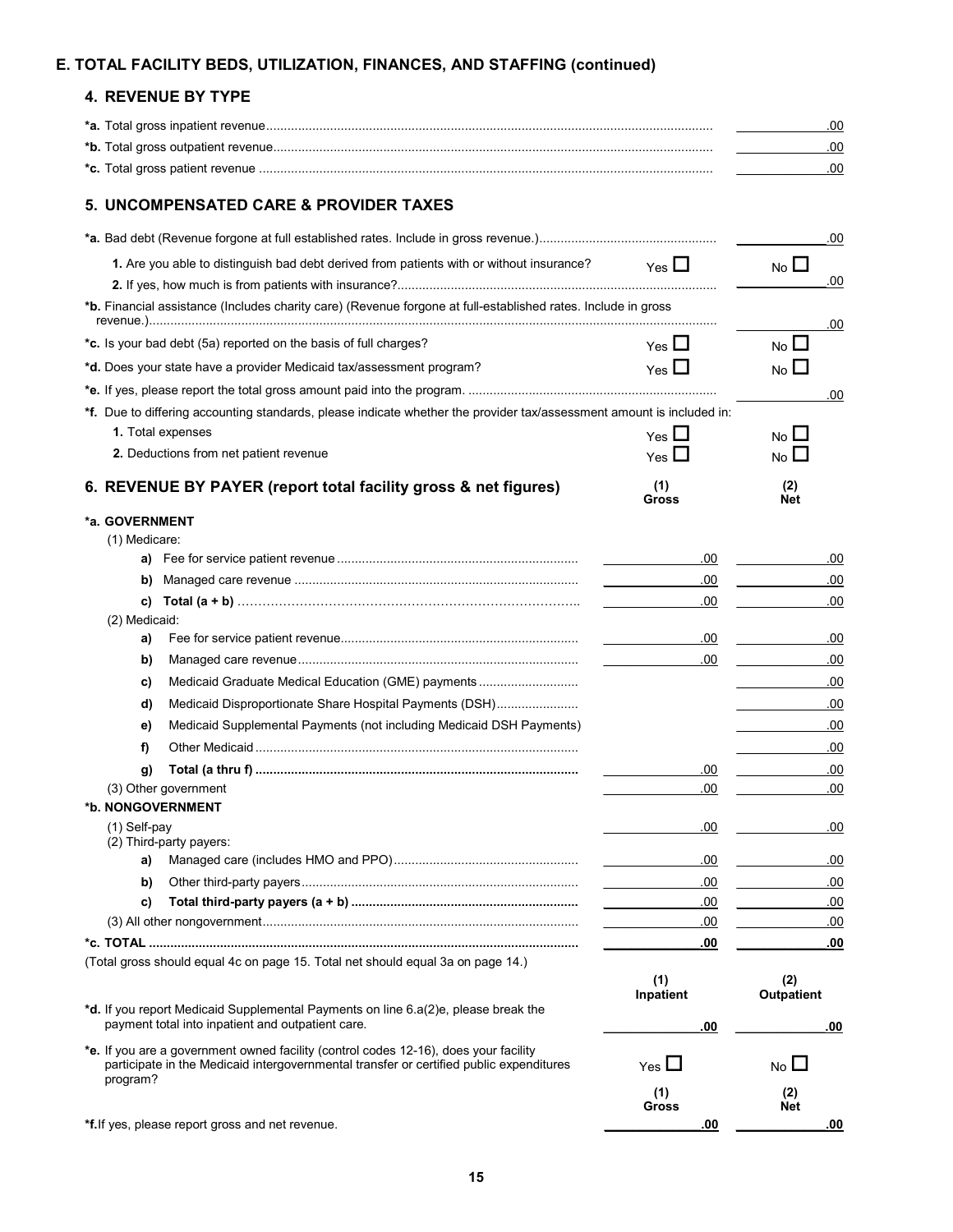## E. TOTAL FACILITY BEDS, UTILIZATION, FINANCES, AND STAFFING (continued)

### 4. REVENUE BY TYPE

| | |
|---|---|
| ***a.** Total gross inpatient revenue | .00 |
| ***b.** Total gross outpatient revenue | .00 |
| ***c.** Total gross patient revenue | .00 |

### 5. UNCOMPENSATED CARE & PROVIDER TAXES

| | | |
|---|---|---|
| ***a.** Bad debt (Revenue forgone at full established rates. Include in gross revenue.) | | .00 |
| **1.** Are you able to distinguish bad debt derived from patients with or without insurance? | Yes ☐ | No ☐ |
| **2.** If yes, how much is from patients with insurance? | | .00 |
| ***b.** Financial assistance (Includes charity care) (Revenue forgone at full-established rates. Include in gross revenue.) | | .00 |
| ***c.** Is your bad debt (5a) reported on the basis of full charges? | Yes ☐ | No ☐ |
| ***d.** Does your state have a provider Medicaid tax/assessment program? | Yes ☐ | No ☐ |
| ***e.** If yes, please report the total gross amount paid into the program. | | .00 |
| ***f.** Due to differing accounting standards, please indicate whether the provider tax/assessment amount is included in: | | |
| **1.** Total expenses | Yes ☐ | No ☐ |
| **2.** Deductions from net patient revenue | Yes ☐ | No ☐ |

### 6. REVENUE BY PAYER (report total facility gross & net figures)

| | (1) Gross | (2) Net |
|---|---|---|
| ***a. GOVERNMENT** | | |
| (1) Medicare: | | |
| **a)** Fee for service patient revenue | .00 | .00 |
| **b)** Managed care revenue | .00 | .00 |
| **c) Total (a + b)** | .00 | .00 |
| (2) Medicaid: | | |
| **a)** Fee for service patient revenue | .00 | .00 |
| **b)** Managed care revenue | .00 | .00 |
| **c)** Medicaid Graduate Medical Education (GME) payments | | .00 |
| **d)** Medicaid Disproportionate Share Hospital Payments (DSH) | | .00 |
| **e)** Medicaid Supplemental Payments (not including Medicaid DSH Payments) | | .00 |
| **f)** Other Medicaid | | .00 |
| **g) Total (a thru f)** | .00 | .00 |
| (3) Other government | .00 | .00 |
| ***b. NONGOVERNMENT** | | |
| (1) Self-pay | .00 | .00 |
| (2) Third-party payers: | | |
| **a)** Managed care (includes HMO and PPO) | .00 | .00 |
| **b)** Other third-party payers | .00 | .00 |
| **c) Total third-party payers (a + b)** | .00 | .00 |
| (3) All other nongovernment | .00 | .00 |
| ***c. TOTAL** | **.00** | **.00** |

(Total gross should equal 4c on page 15. Total net should equal 3a on page 14.)

| | (1) Inpatient | (2) Outpatient |
|---|---|---|
| ***d.** If you report Medicaid Supplemental Payments on line 6.a(2)e, please break the payment total into inpatient and outpatient care. | **.00** | **.00** |
| ***e.** If you are a government owned facility (control codes 12-16), does your facility participate in the Medicaid intergovernmental transfer or certified public expenditures program? | Yes ☐ | No ☐ |
| | **(1) Gross** | **(2) Net** |
| ***f.** If yes, please report gross and net revenue. | **.00** | **.00** |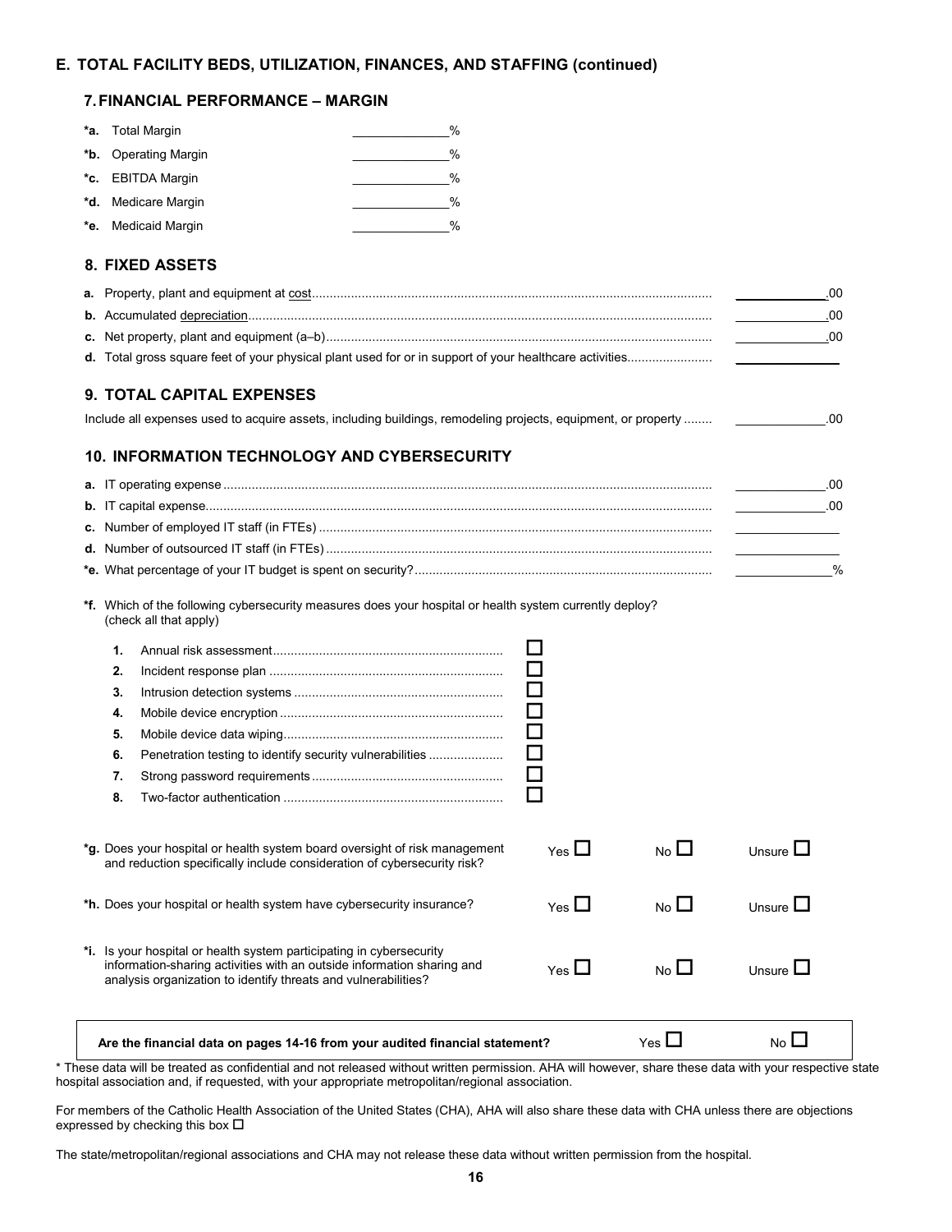## E. TOTAL FACILITY BEDS, UTILIZATION, FINANCES, AND STAFFING (continued)

### 7. FINANCIAL PERFORMANCE – MARGIN

| | | |
|---|---|---|
| ***a.** | Total Margin | ______________% |
| ***b.** | Operating Margin | ______________% |
| ***c.** | EBITDA Margin | ______________% |
| ***d.** | Medicare Margin | ______________% |
| ***e.** | Medicaid Margin | ______________% |

### 8. FIXED ASSETS

| | | |
|---|---|---|
| **a.** | Property, plant and equipment at cost | ______________.00 |
| **b.** | Accumulated depreciation | ______________.00 |
| **c.** | Net property, plant and equipment (a–b) | ______________.00 |
| **d.** | Total gross square feet of your physical plant used for or in support of your healthcare activities | ______________ |

### 9. TOTAL CAPITAL EXPENSES

Include all expenses used to acquire assets, including buildings, remodeling projects, equipment, or property ........ ______________.00

### 10. INFORMATION TECHNOLOGY AND CYBERSECURITY

| | | |
|---|---|---|
| **a.** | IT operating expense | ______________.00 |
| **b.** | IT capital expense | ______________.00 |
| **c.** | Number of employed IT staff (in FTEs) | ______________ |
| **d.** | Number of outsourced IT staff (in FTEs) | ______________ |
| ***e.** | What percentage of your IT budget is spent on security? | ______________% |

***f.** Which of the following cybersecurity measures does your hospital or health system currently deploy? (check all that apply)

1. Annual risk assessment ☐
2. Incident response plan ☐
3. Intrusion detection systems ☐
4. Mobile device encryption ☐
5. Mobile device data wiping ☐
6. Penetration testing to identify security vulnerabilities ☐
7. Strong password requirements ☐
8. Two-factor authentication ☐

| | | | |
|---|---|---|---|
| ***g.** Does your hospital or health system board oversight of risk management and reduction specifically include consideration of cybersecurity risk? | Yes ☐ | No ☐ | Unsure ☐ |
| ***h.** Does your hospital or health system have cybersecurity insurance? | Yes ☐ | No ☐ | Unsure ☐ |
| ***i.** Is your hospital or health system participating in cybersecurity information-sharing activities with an outside information sharing and analysis organization to identify threats and vulnerabilities? | Yes ☐ | No ☐ | Unsure ☐ |

**Are the financial data on pages 14-16 from your audited financial statement?** Yes ☐ No ☐

\* These data will be treated as confidential and not released without written permission. AHA will however, share these data with your respective state hospital association and, if requested, with your appropriate metropolitan/regional association.

For members of the Catholic Health Association of the United States (CHA), AHA will also share these data with CHA unless there are objections expressed by checking this box ☐

The state/metropolitan/regional associations and CHA may not release these data without written permission from the hospital.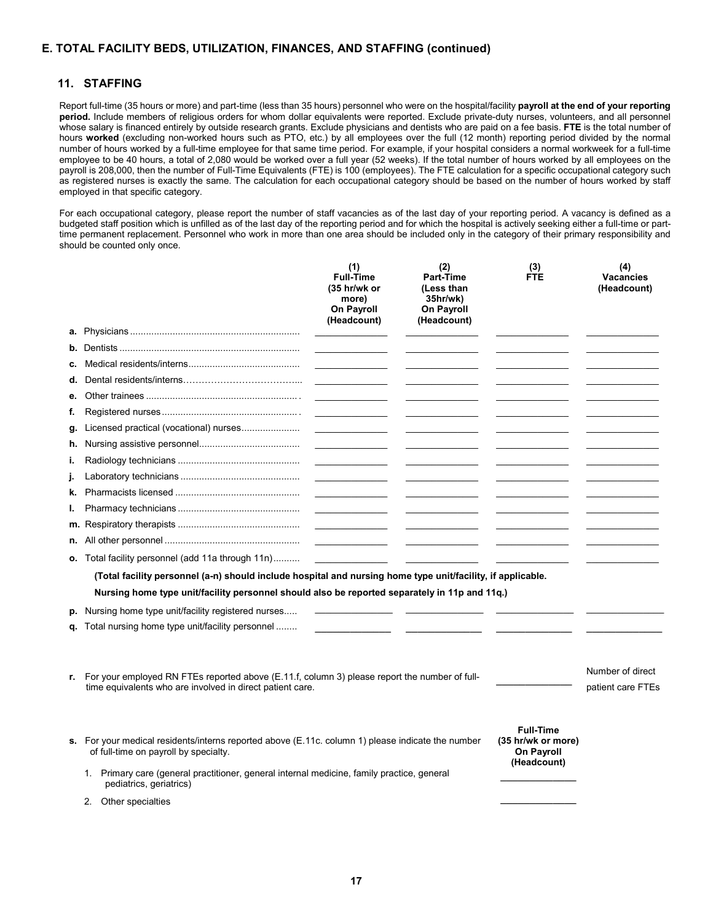## E. TOTAL FACILITY BEDS, UTILIZATION, FINANCES, AND STAFFING (continued)

### 11. STAFFING

Report full-time (35 hours or more) and part-time (less than 35 hours) personnel who were on the hospital/facility **payroll at the end of your reporting period.** Include members of religious orders for whom dollar equivalents were reported. Exclude private-duty nurses, volunteers, and all personnel whose salary is financed entirely by outside research grants. Exclude physicians and dentists who are paid on a fee basis. **FTE** is the total number of hours **worked** (excluding non-worked hours such as PTO, etc.) by all employees over the full (12 month) reporting period divided by the normal number of hours worked by a full-time employee for that same time period. For example, if your hospital considers a normal workweek for a full-time employee to be 40 hours, a total of 2,080 would be worked over a full year (52 weeks). If the total number of hours worked by all employees on the payroll is 208,000, then the number of Full-Time Equivalents (FTE) is 100 (employees). The FTE calculation for a specific occupational category such as registered nurses is exactly the same. The calculation for each occupational category should be based on the number of hours worked by staff employed in that specific category.

For each occupational category, please report the number of staff vacancies as of the last day of your reporting period. A vacancy is defined as a budgeted staff position which is unfilled as of the last day of the reporting period and for which the hospital is actively seeking either a full-time or part-time permanent replacement. Personnel who work in more than one area should be included only in the category of their primary responsibility and should be counted only once.

| | (1) Full-Time (35 hr/wk or more) On Payroll (Headcount) | (2) Part-Time (Less than 35hr/wk) On Payroll (Headcount) | (3) FTE | (4) Vacancies (Headcount) |
|---|---|---|---|---|
| **a.** Physicians | | | | |
| **b.** Dentists | | | | |
| **c.** Medical residents/interns | | | | |
| **d.** Dental residents/interns | | | | |
| **e.** Other trainees | | | | |
| **f.** Registered nurses | | | | |
| **g.** Licensed practical (vocational) nurses | | | | |
| **h.** Nursing assistive personnel | | | | |
| **i.** Radiology technicians | | | | |
| **j.** Laboratory technicians | | | | |
| **k.** Pharmacists licensed | | | | |
| **l.** Pharmacy technicians | | | | |
| **m.** Respiratory therapists | | | | |
| **n.** All other personnel | | | | |
| **o.** Total facility personnel (add 11a through 11n) | | | | |

**(Total facility personnel (a-n) should include hospital and nursing home type unit/facility, if applicable.**

**Nursing home type unit/facility personnel should also be reported separately in 11p and 11q.)**

| | (1) | (2) | (3) | (4) |
|---|---|---|---|---|
| **p.** Nursing home type unit/facility registered nurses | | | | |
| **q.** Total nursing home type unit/facility personnel | | | | |

**r.** For your employed RN FTEs reported above (E.11.f, column 3) please report the number of full-time equivalents who are involved in direct patient care. _______________ Number of direct patient care FTEs

**s.** For your medical residents/interns reported above (E.11c. column 1) please indicate the number of full-time on payroll by specialty.

| | Full-Time (35 hr/wk or more) On Payroll (Headcount) |
|---|---|
| 1. Primary care (general practitioner, general internal medicine, family practice, general pediatrics, geriatrics) | |
| 2. Other specialties | |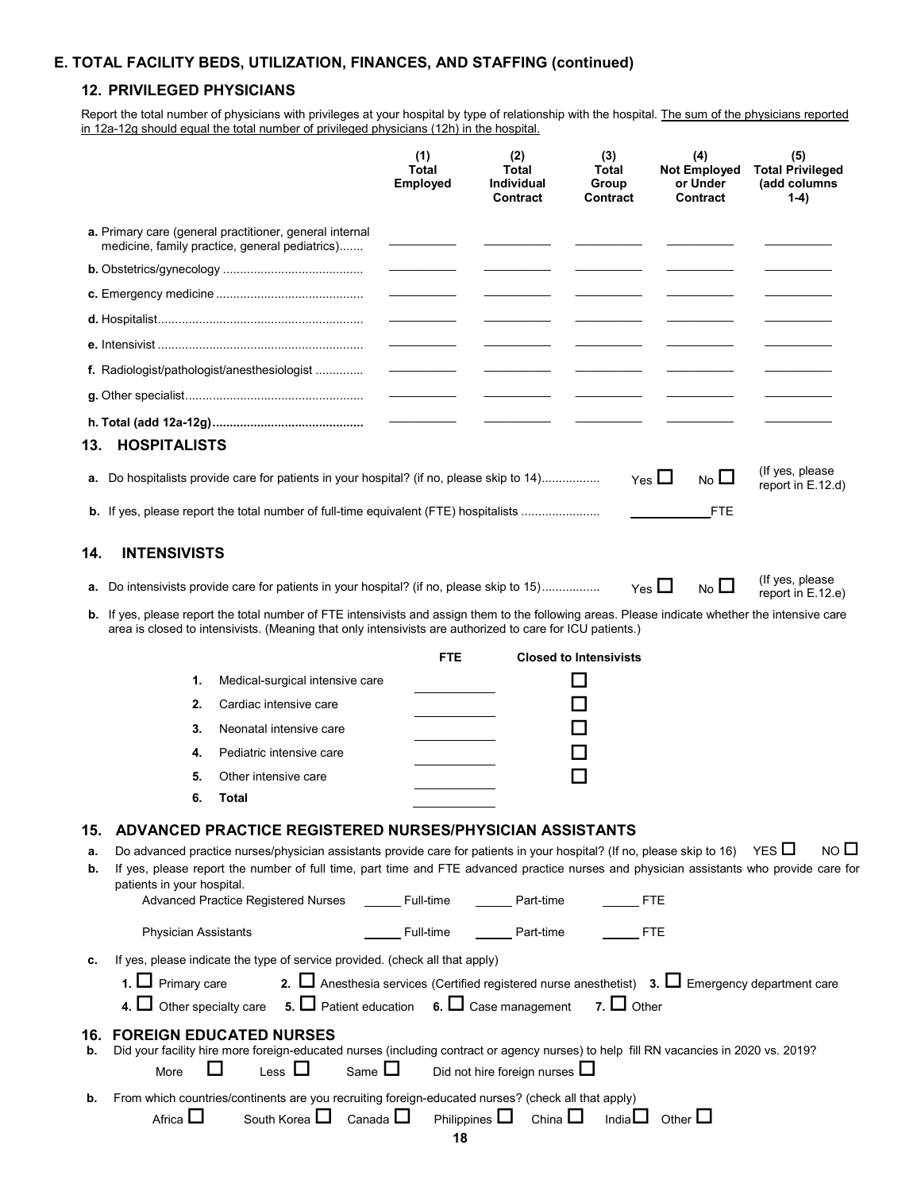## E. TOTAL FACILITY BEDS, UTILIZATION, FINANCES, AND STAFFING (continued)

### 12. PRIVILEGED PHYSICIANS

Report the total number of physicians with privileges at your hospital by type of relationship with the hospital. The sum of the physicians reported in 12a-12g should equal the total number of privileged physicians (12h) in the hospital.

| | (1) Total Employed | (2) Total Individual Contract | (3) Total Group Contract | (4) Not Employed or Under Contract | (5) Total Privileged (add columns 1-4) |
|---|---|---|---|---|---|
| **a.** Primary care (general practitioner, general internal medicine, family practice, general pediatrics)....... | | | | | |
| **b.** Obstetrics/gynecology ......................................... | | | | | |
| **c.** Emergency medicine ........................................... | | | | | |
| **d.** Hospitalist............................................................ | | | | | |
| **e.** Intensivist ............................................................ | | | | | |
| **f.** Radiologist/pathologist/anesthesiologist .............. | | | | | |
| **g.** Other specialist.................................................... | | | | | |
| **h. Total (add 12a-12g)...........................................** | | | | | |

### 13. HOSPITALISTS

**a.** Do hospitalists provide care for patients in your hospital? (if no, please skip to 14)................ Yes ☐ No ☐ (If yes, please report in E.12.d)

**b.** If yes, please report the total number of full-time equivalent (FTE) hospitalists ...................... ________FTE

### 14. INTENSIVISTS

**a.** Do intensivists provide care for patients in your hospital? (if no, please skip to 15)................ Yes ☐ No ☐ (If yes, please report in E.12.e)

**b.** If yes, please report the total number of FTE intensivists and assign them to the following areas. Please indicate whether the intensive care area is closed to intensivists. (Meaning that only intensivists are authorized to care for ICU patients.)

| | | FTE | Closed to Intensivists |
|---|---|---|---|
| **1.** | Medical-surgical intensive care | | ☐ |
| **2.** | Cardiac intensive care | | ☐ |
| **3.** | Neonatal intensive care | | ☐ |
| **4.** | Pediatric intensive care | | ☐ |
| **5.** | Other intensive care | | ☐ |
| **6.** | **Total** | | |

### 15. ADVANCED PRACTICE REGISTERED NURSES/PHYSICIAN ASSISTANTS

**a.** Do advanced practice nurses/physician assistants provide care for patients in your hospital? (If no, please skip to 16) YES ☐ NO ☐

**b.** If yes, please report the number of full time, part time and FTE advanced practice nurses and physician assistants who provide care for patients in your hospital.

Advanced Practice Registered Nurses ______ Full-time ______ Part-time ______ FTE

Physician Assistants ______ Full-time ______ Part-time ______ FTE

**c.** If yes, please indicate the type of service provided. (check all that apply)

**1.** ☐ Primary care **2.** ☐ Anesthesia services (Certified registered nurse anesthetist) **3.** ☐ Emergency department care

**4.** ☐ Other specialty care **5.** ☐ Patient education **6.** ☐ Case management **7.** ☐ Other

### 16. FOREIGN EDUCATED NURSES

**b.** Did your facility hire more foreign-educated nurses (including contract or agency nurses) to help fill RN vacancies in 2020 vs. 2019?

More ☐ Less ☐ Same ☐ Did not hire foreign nurses ☐

**b.** From which countries/continents are you recruiting foreign-educated nurses? (check all that apply)

Africa ☐ South Korea ☐ Canada ☐ Philippines ☐ China ☐ India ☐ Other ☐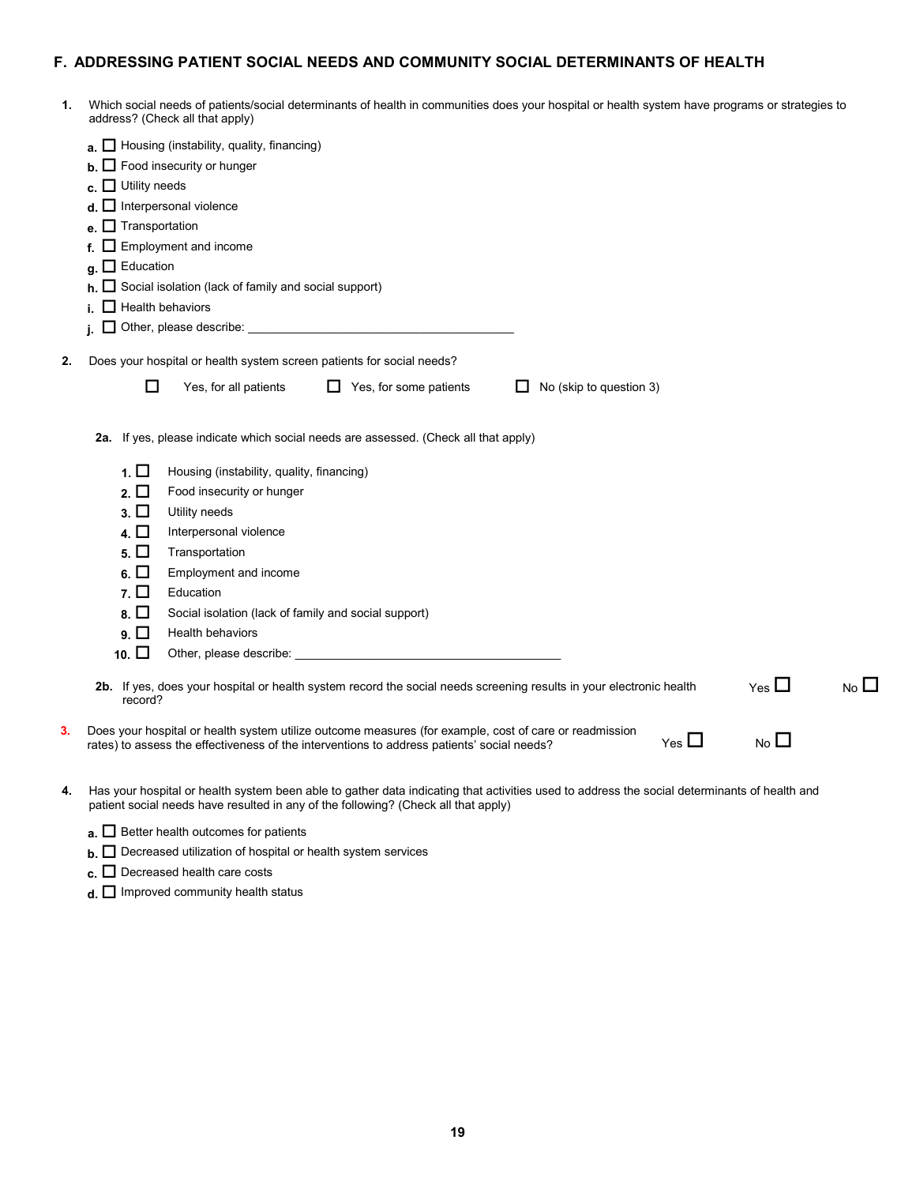## F. ADDRESSING PATIENT SOCIAL NEEDS AND COMMUNITY SOCIAL DETERMINANTS OF HEALTH

**1.** Which social needs of patients/social determinants of health in communities does your hospital or health system have programs or strategies to address? (Check all that apply)

- **a.** ☐ Housing (instability, quality, financing)
- **b.** ☐ Food insecurity or hunger
- **c.** ☐ Utility needs
- **d.** ☐ Interpersonal violence
- **e.** ☐ Transportation
- **f.** ☐ Employment and income
- **g.** ☐ Education
- **h.** ☐ Social isolation (lack of family and social support)
- **i.** ☐ Health behaviors
- **j.** ☐ Other, please describe: ________________________________________

**2.** Does your hospital or health system screen patients for social needs?

☐ Yes, for all patients ☐ Yes, for some patients ☐ No (skip to question 3)

**2a.** If yes, please indicate which social needs are assessed. (Check all that apply)

- **1.** ☐ Housing (instability, quality, financing)
- **2.** ☐ Food insecurity or hunger
- **3.** ☐ Utility needs
- **4.** ☐ Interpersonal violence
- **5.** ☐ Transportation
- **6.** ☐ Employment and income
- **7.** ☐ Education
- **8.** ☐ Social isolation (lack of family and social support)
- **9.** ☐ Health behaviors
- **10.** ☐ Other, please describe: ________________________________________

**2b.** If yes, does your hospital or health system record the social needs screening results in your electronic health record? Yes ☐ No ☐

**3.** Does your hospital or health system utilize outcome measures (for example, cost of care or readmission rates) to assess the effectiveness of the interventions to address patients' social needs? Yes ☐ No ☐

**4.** Has your hospital or health system been able to gather data indicating that activities used to address the social determinants of health and patient social needs have resulted in any of the following? (Check all that apply)

- **a.** ☐ Better health outcomes for patients
- **b.** ☐ Decreased utilization of hospital or health system services
- **c.** ☐ Decreased health care costs
- **d.** ☐ Improved community health status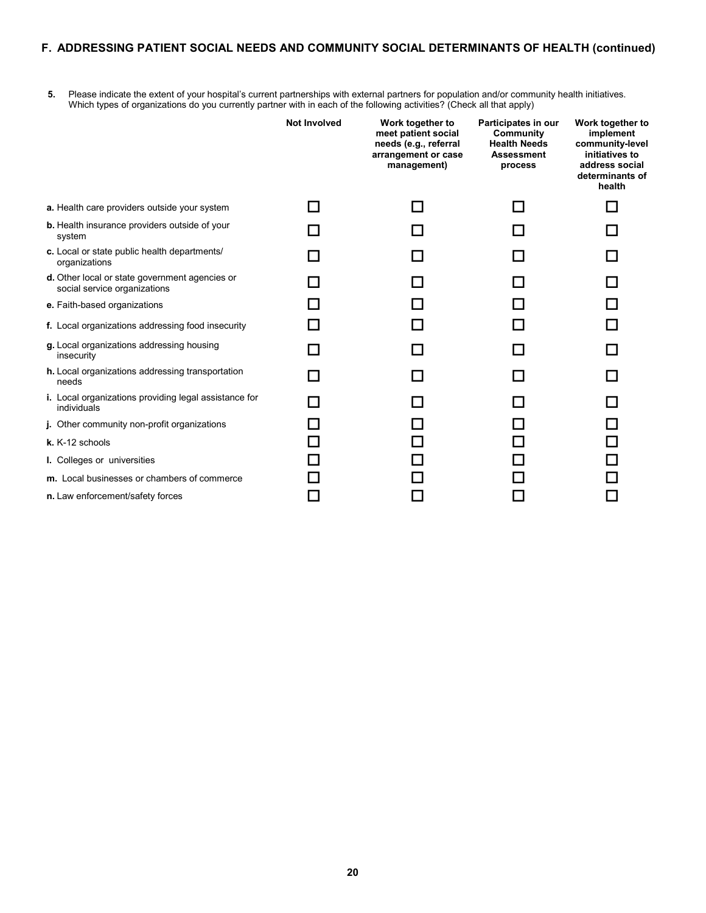## F. ADDRESSING PATIENT SOCIAL NEEDS AND COMMUNITY SOCIAL DETERMINANTS OF HEALTH (continued)

**5.** Please indicate the extent of your hospital's current partnerships with external partners for population and/or community health initiatives. Which types of organizations do you currently partner with in each of the following activities? (Check all that apply)

| | Not Involved | Work together to meet patient social needs (e.g., referral arrangement or case management) | Participates in our Community Health Needs Assessment process | Work together to implement community-level initiatives to address social determinants of health |
|---|---|---|---|---|
| **a.** Health care providers outside your system | ☐ | ☐ | ☐ | ☐ |
| **b.** Health insurance providers outside of your system | ☐ | ☐ | ☐ | ☐ |
| **c.** Local or state public health departments/ organizations | ☐ | ☐ | ☐ | ☐ |
| **d.** Other local or state government agencies or social service organizations | ☐ | ☐ | ☐ | ☐ |
| **e.** Faith-based organizations | ☐ | ☐ | ☐ | ☐ |
| **f.** Local organizations addressing food insecurity | ☐ | ☐ | ☐ | ☐ |
| **g.** Local organizations addressing housing insecurity | ☐ | ☐ | ☐ | ☐ |
| **h.** Local organizations addressing transportation needs | ☐ | ☐ | ☐ | ☐ |
| **i.** Local organizations providing legal assistance for individuals | ☐ | ☐ | ☐ | ☐ |
| **j.** Other community non-profit organizations | ☐ | ☐ | ☐ | ☐ |
| **k.** K-12 schools | ☐ | ☐ | ☐ | ☐ |
| **l.** Colleges or universities | ☐ | ☐ | ☐ | ☐ |
| **m.** Local businesses or chambers of commerce | ☐ | ☐ | ☐ | ☐ |
| **n.** Law enforcement/safety forces | ☐ | ☐ | ☐ | ☐ |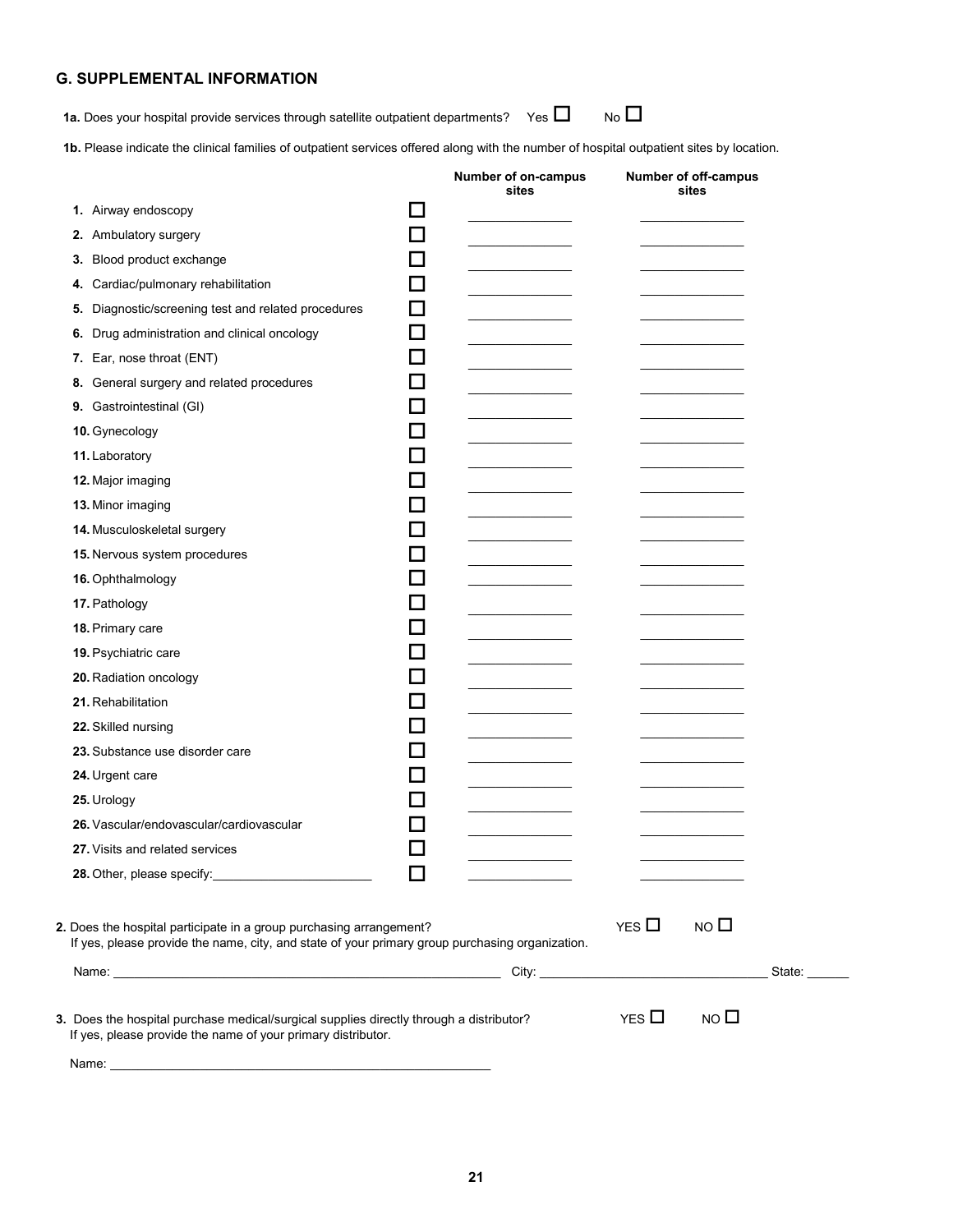## G. SUPPLEMENTAL INFORMATION

**1a.** Does your hospital provide services through satellite outpatient departments? Yes ☐ No ☐

**1b.** Please indicate the clinical families of outpatient services offered along with the number of hospital outpatient sites by location.

| | | Number of on-campus sites | Number of off-campus sites |
|---|---|---|---|
| **1.** Airway endoscopy | ☐ | ______ | ______ |
| **2.** Ambulatory surgery | ☐ | ______ | ______ |
| **3.** Blood product exchange | ☐ | ______ | ______ |
| **4.** Cardiac/pulmonary rehabilitation | ☐ | ______ | ______ |
| **5.** Diagnostic/screening test and related procedures | ☐ | ______ | ______ |
| **6.** Drug administration and clinical oncology | ☐ | ______ | ______ |
| **7.** Ear, nose throat (ENT) | ☐ | ______ | ______ |
| **8.** General surgery and related procedures | ☐ | ______ | ______ |
| **9.** Gastrointestinal (GI) | ☐ | ______ | ______ |
| **10.** Gynecology | ☐ | ______ | ______ |
| **11.** Laboratory | ☐ | ______ | ______ |
| **12.** Major imaging | ☐ | ______ | ______ |
| **13.** Minor imaging | ☐ | ______ | ______ |
| **14.** Musculoskeletal surgery | ☐ | ______ | ______ |
| **15.** Nervous system procedures | ☐ | ______ | ______ |
| **16.** Ophthalmology | ☐ | ______ | ______ |
| **17.** Pathology | ☐ | ______ | ______ |
| **18.** Primary care | ☐ | ______ | ______ |
| **19.** Psychiatric care | ☐ | ______ | ______ |
| **20.** Radiation oncology | ☐ | ______ | ______ |
| **21.** Rehabilitation | ☐ | ______ | ______ |
| **22.** Skilled nursing | ☐ | ______ | ______ |
| **23.** Substance use disorder care | ☐ | ______ | ______ |
| **24.** Urgent care | ☐ | ______ | ______ |
| **25.** Urology | ☐ | ______ | ______ |
| **26.** Vascular/endovascular/cardiovascular | ☐ | ______ | ______ |
| **27.** Visits and related services | ☐ | ______ | ______ |
| **28.** Other, please specify:______________________ | ☐ | ______ | ______ |

**2.** Does the hospital participate in a group purchasing arrangement? YES ☐ NO ☐
If yes, please provide the name, city, and state of your primary group purchasing organization.

Name: ____________________________________________ City: ______________________________ State: ______

**3.** Does the hospital purchase medical/surgical supplies directly through a distributor? YES ☐ NO ☐
If yes, please provide the name of your primary distributor.

Name: ____________________________________________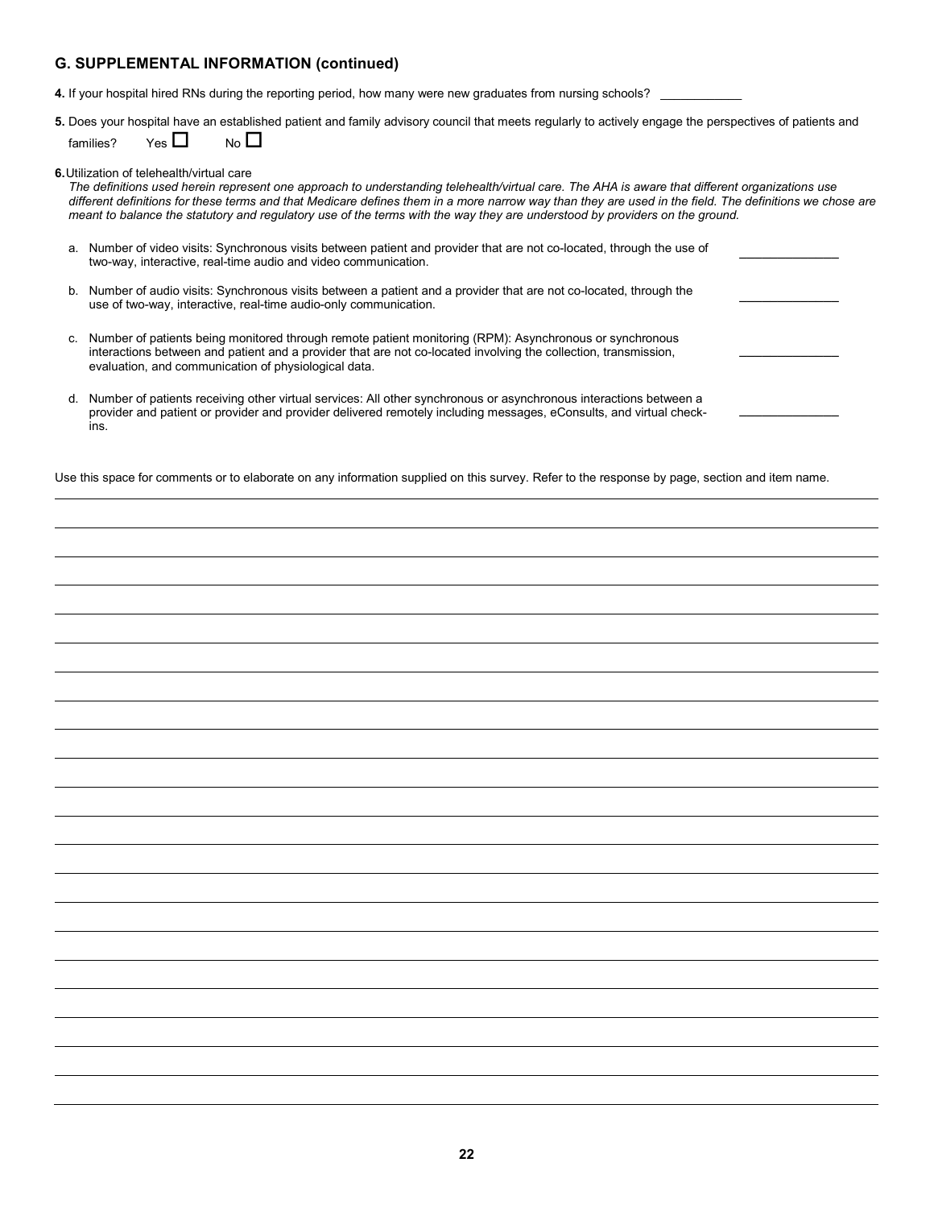## G. SUPPLEMENTAL INFORMATION (continued)

**4.** If your hospital hired RNs during the reporting period, how many were new graduates from nursing schools? ____________

**5.** Does your hospital have an established patient and family advisory council that meets regularly to actively engage the perspectives of patients and families? Yes ☐ No ☐

**6.** Utilization of telehealth/virtual care

*The definitions used herein represent one approach to understanding telehealth/virtual care. The AHA is aware that different organizations use different definitions for these terms and that Medicare defines them in a more narrow way than they are used in the field. The definitions we chose are meant to balance the statutory and regulatory use of the terms with the way they are understood by providers on the ground.*

a. Number of video visits: Synchronous visits between patient and provider that are not co-located, through the use of two-way, interactive, real-time audio and video communication. ______________

b. Number of audio visits: Synchronous visits between a patient and a provider that are not co-located, through the use of two-way, interactive, real-time audio-only communication. ______________

c. Number of patients being monitored through remote patient monitoring (RPM): Asynchronous or synchronous interactions between and patient and a provider that are not co-located involving the collection, transmission, evaluation, and communication of physiological data. ______________

d. Number of patients receiving other virtual services: All other synchronous or asynchronous interactions between a provider and patient or provider and provider delivered remotely including messages, eConsults, and virtual check-ins. ______________

Use this space for comments or to elaborate on any information supplied on this survey. Refer to the response by page, section and item name.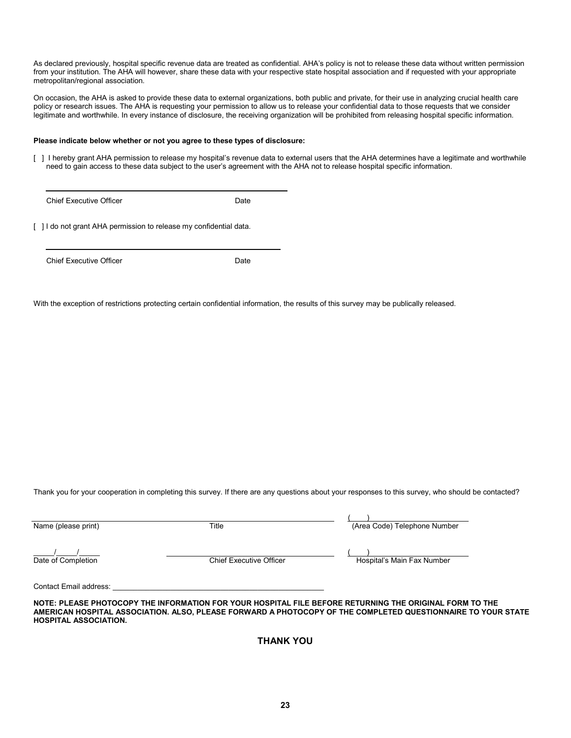As declared previously, hospital specific revenue data are treated as confidential. AHA's policy is not to release these data without written permission from your institution. The AHA will however, share these data with your respective state hospital association and if requested with your appropriate metropolitan/regional association.

On occasion, the AHA is asked to provide these data to external organizations, both public and private, for their use in analyzing crucial health care policy or research issues. The AHA is requesting your permission to allow us to release your confidential data to those requests that we consider legitimate and worthwhile. In every instance of disclosure, the receiving organization will be prohibited from releasing hospital specific information.

**Please indicate below whether or not you agree to these types of disclosure:**

[ ] I hereby grant AHA permission to release my hospital's revenue data to external users that the AHA determines have a legitimate and worthwhile need to gain access to these data subject to the user's agreement with the AHA not to release hospital specific information.

\_\_\_\_\_\_\_\_\_\_\_\_\_\_\_\_\_\_\_\_\_\_\_\_\_\_\_\_\_\_\_\_\_\_\_\_\_\_\_\_\_\_\_\_\_\_\_\_\_\_

Chief Executive Officer Date

[ ] I do not grant AHA permission to release my confidential data.

\_\_\_\_\_\_\_\_\_\_\_\_\_\_\_\_\_\_\_\_\_\_\_\_\_\_\_\_\_\_\_\_\_\_\_\_\_\_\_\_\_\_\_\_\_\_\_\_\_\_

Chief Executive Officer Date

With the exception of restrictions protecting certain confidential information, the results of this survey may be publically released.

Thank you for your cooperation in completing this survey. If there are any questions about your responses to this survey, who should be contacted?

| \_\_\_\_\_\_\_\_\_\_\_\_\_\_\_\_\_\_\_\_ | \_\_\_\_\_\_\_\_\_\_\_\_\_\_\_\_\_\_\_\_ | ( \_\_\_ ) \_\_\_\_\_\_\_\_\_\_\_\_\_\_\_\_ |
|---|---|---|
| Name (please print) | Title | (Area Code) Telephone Number |
| \_\_\_\_\_/\_\_\_\_\_/\_\_\_\_\_ | \_\_\_\_\_\_\_\_\_\_\_\_\_\_\_\_\_\_\_\_ | ( \_\_\_ ) \_\_\_\_\_\_\_\_\_\_\_\_\_\_\_\_ |
| Date of Completion | Chief Executive Officer | Hospital's Main Fax Number |

Contact Email address: \_\_\_\_\_\_\_\_\_\_\_\_\_\_\_\_\_\_\_\_\_\_\_\_\_\_\_\_\_\_\_\_\_\_\_\_\_\_\_\_\_\_\_\_\_\_\_\_\_\_

**NOTE: PLEASE PHOTOCOPY THE INFORMATION FOR YOUR HOSPITAL FILE BEFORE RETURNING THE ORIGINAL FORM TO THE AMERICAN HOSPITAL ASSOCIATION. ALSO, PLEASE FORWARD A PHOTOCOPY OF THE COMPLETED QUESTIONNAIRE TO YOUR STATE HOSPITAL ASSOCIATION.**

**THANK YOU**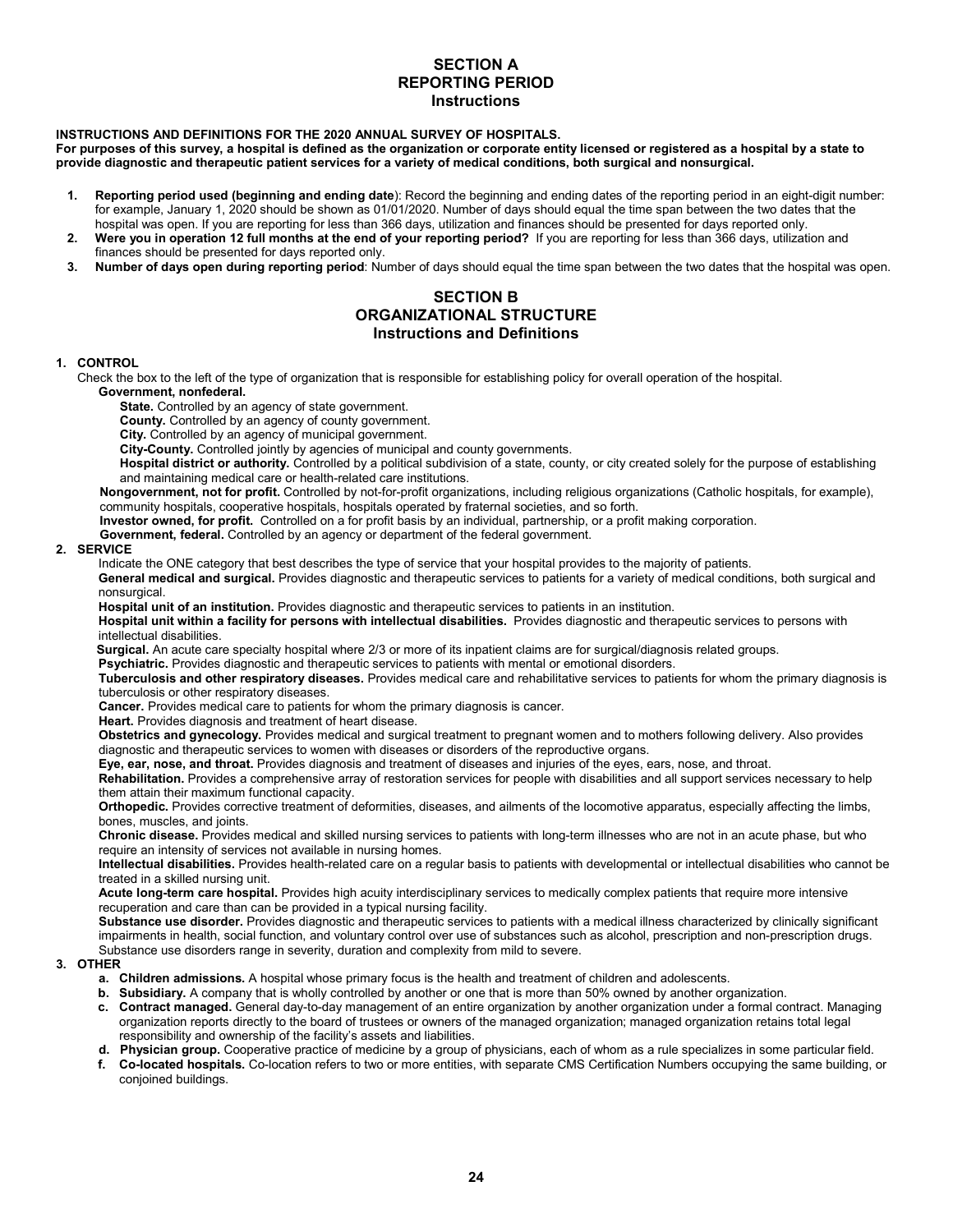## SECTION A
## REPORTING PERIOD
### Instructions

**INSTRUCTIONS AND DEFINITIONS FOR THE 2020 ANNUAL SURVEY OF HOSPITALS.**

**For purposes of this survey, a hospital is defined as the organization or corporate entity licensed or registered as a hospital by a state to provide diagnostic and therapeutic patient services for a variety of medical conditions, both surgical and nonsurgical.**

1. **Reporting period used (beginning and ending date**): Record the beginning and ending dates of the reporting period in an eight-digit number: for example, January 1, 2020 should be shown as 01/01/2020. Number of days should equal the time span between the two dates that the hospital was open. If you are reporting for less than 366 days, utilization and finances should be presented for days reported only.
2. **Were you in operation 12 full months at the end of your reporting period?** If you are reporting for less than 366 days, utilization and finances should be presented for days reported only.
3. **Number of days open during reporting period**: Number of days should equal the time span between the two dates that the hospital was open.

## SECTION B
## ORGANIZATIONAL STRUCTURE
### Instructions and Definitions

**1. CONTROL**

Check the box to the left of the type of organization that is responsible for establishing policy for overall operation of the hospital.

**Government, nonfederal.**

**State.** Controlled by an agency of state government.

**County.** Controlled by an agency of county government.

**City.** Controlled by an agency of municipal government.

**City-County.** Controlled jointly by agencies of municipal and county governments.

**Hospital district or authority.** Controlled by a political subdivision of a state, county, or city created solely for the purpose of establishing and maintaining medical care or health-related care institutions.

**Nongovernment, not for profit.** Controlled by not-for-profit organizations, including religious organizations (Catholic hospitals, for example), community hospitals, cooperative hospitals, hospitals operated by fraternal societies, and so forth.

**Investor owned, for profit.** Controlled on a for profit basis by an individual, partnership, or a profit making corporation.

**Government, federal.** Controlled by an agency or department of the federal government.

**2. SERVICE**

Indicate the ONE category that best describes the type of service that your hospital provides to the majority of patients.

**General medical and surgical.** Provides diagnostic and therapeutic services to patients for a variety of medical conditions, both surgical and nonsurgical.

**Hospital unit of an institution.** Provides diagnostic and therapeutic services to patients in an institution.

**Hospital unit within a facility for persons with intellectual disabilities.** Provides diagnostic and therapeutic services to persons with intellectual disabilities.

**Surgical.** An acute care specialty hospital where 2/3 or more of its inpatient claims are for surgical/diagnosis related groups.

**Psychiatric.** Provides diagnostic and therapeutic services to patients with mental or emotional disorders.

**Tuberculosis and other respiratory diseases.** Provides medical care and rehabilitative services to patients for whom the primary diagnosis is tuberculosis or other respiratory diseases.

**Cancer.** Provides medical care to patients for whom the primary diagnosis is cancer.

**Heart.** Provides diagnosis and treatment of heart disease.

**Obstetrics and gynecology.** Provides medical and surgical treatment to pregnant women and to mothers following delivery. Also provides diagnostic and therapeutic services to women with diseases or disorders of the reproductive organs.

**Eye, ear, nose, and throat.** Provides diagnosis and treatment of diseases and injuries of the eyes, ears, nose, and throat.

**Rehabilitation.** Provides a comprehensive array of restoration services for people with disabilities and all support services necessary to help them attain their maximum functional capacity.

**Orthopedic.** Provides corrective treatment of deformities, diseases, and ailments of the locomotive apparatus, especially affecting the limbs, bones, muscles, and joints.

**Chronic disease.** Provides medical and skilled nursing services to patients with long-term illnesses who are not in an acute phase, but who require an intensity of services not available in nursing homes.

**Intellectual disabilities.** Provides health-related care on a regular basis to patients with developmental or intellectual disabilities who cannot be treated in a skilled nursing unit.

**Acute long-term care hospital.** Provides high acuity interdisciplinary services to medically complex patients that require more intensive recuperation and care than can be provided in a typical nursing facility.

**Substance use disorder.** Provides diagnostic and therapeutic services to patients with a medical illness characterized by clinically significant impairments in health, social function, and voluntary control over use of substances such as alcohol, prescription and non-prescription drugs. Substance use disorders range in severity, duration and complexity from mild to severe.

**3. OTHER**

- **a. Children admissions.** A hospital whose primary focus is the health and treatment of children and adolescents.
- **b. Subsidiary.** A company that is wholly controlled by another or one that is more than 50% owned by another organization.
- **c. Contract managed.** General day-to-day management of an entire organization by another organization under a formal contract. Managing organization reports directly to the board of trustees or owners of the managed organization; managed organization retains total legal responsibility and ownership of the facility's assets and liabilities.
- **d. Physician group.** Cooperative practice of medicine by a group of physicians, each of whom as a rule specializes in some particular field.
- **f. Co-located hospitals.** Co-location refers to two or more entities, with separate CMS Certification Numbers occupying the same building, or conjoined buildings.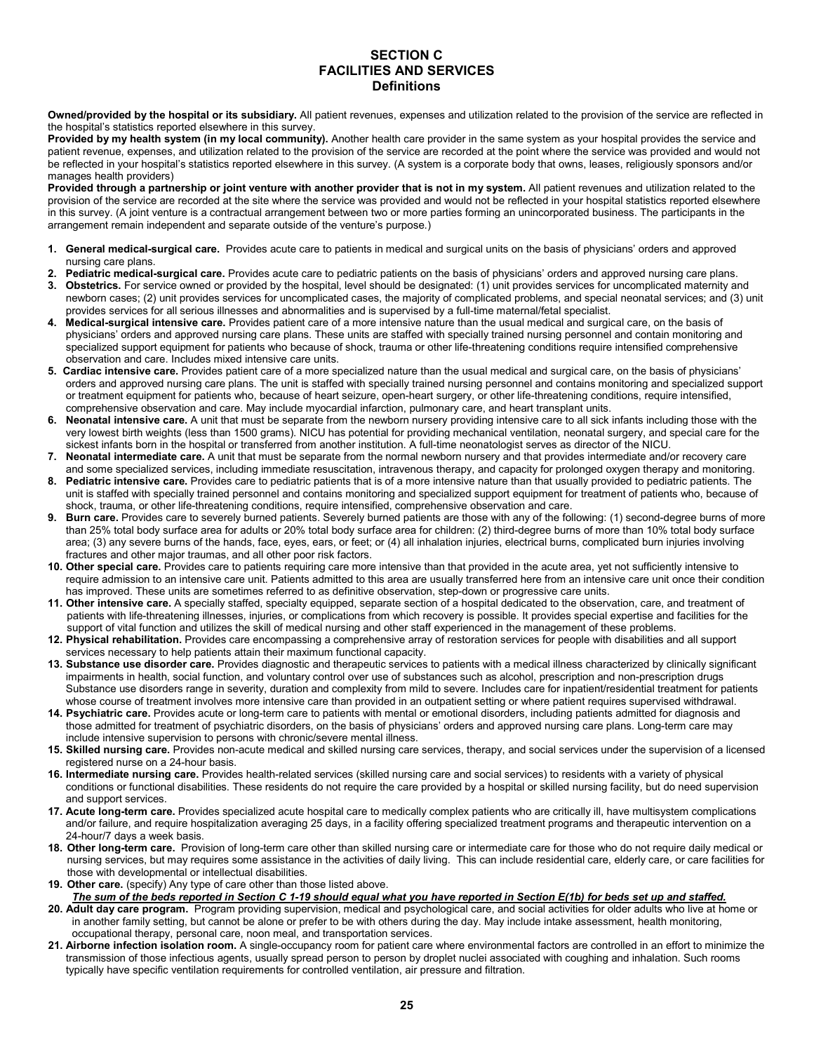# SECTION C
# FACILITIES AND SERVICES
## Definitions

**Owned/provided by the hospital or its subsidiary.** All patient revenues, expenses and utilization related to the provision of the service are reflected in the hospital's statistics reported elsewhere in this survey.

**Provided by my health system (in my local community).** Another health care provider in the same system as your hospital provides the service and patient revenue, expenses, and utilization related to the provision of the service are recorded at the point where the service was provided and would not be reflected in your hospital's statistics reported elsewhere in this survey. (A system is a corporate body that owns, leases, religiously sponsors and/or manages health providers)

**Provided through a partnership or joint venture with another provider that is not in my system.** All patient revenues and utilization related to the provision of the service are recorded at the site where the service was provided and would not be reflected in your hospital statistics reported elsewhere in this survey. (A joint venture is a contractual arrangement between two or more parties forming an unincorporated business. The participants in the arrangement remain independent and separate outside of the venture's purpose.)

1. **General medical-surgical care.** Provides acute care to patients in medical and surgical units on the basis of physicians' orders and approved nursing care plans.
2. **Pediatric medical-surgical care.** Provides acute care to pediatric patients on the basis of physicians' orders and approved nursing care plans.
3. **Obstetrics.** For service owned or provided by the hospital, level should be designated: (1) unit provides services for uncomplicated maternity and newborn cases; (2) unit provides services for uncomplicated cases, the majority of complicated problems, and special neonatal services; and (3) unit provides services for all serious illnesses and abnormalities and is supervised by a full-time maternal/fetal specialist.
4. **Medical-surgical intensive care.** Provides patient care of a more intensive nature than the usual medical and surgical care, on the basis of physicians' orders and approved nursing care plans. These units are staffed with specially trained nursing personnel and contain monitoring and specialized support equipment for patients who because of shock, trauma or other life-threatening conditions require intensified comprehensive observation and care. Includes mixed intensive care units.
5. **Cardiac intensive care.** Provides patient care of a more specialized nature than the usual medical and surgical care, on the basis of physicians' orders and approved nursing care plans. The unit is staffed with specially trained nursing personnel and contains monitoring and specialized support or treatment equipment for patients who, because of heart seizure, open-heart surgery, or other life-threatening conditions, require intensified, comprehensive observation and care. May include myocardial infarction, pulmonary care, and heart transplant units.
6. **Neonatal intensive care.** A unit that must be separate from the newborn nursery providing intensive care to all sick infants including those with the very lowest birth weights (less than 1500 grams). NICU has potential for providing mechanical ventilation, neonatal surgery, and special care for the sickest infants born in the hospital or transferred from another institution. A full-time neonatologist serves as director of the NICU.
7. **Neonatal intermediate care.** A unit that must be separate from the normal newborn nursery and that provides intermediate and/or recovery care and some specialized services, including immediate resuscitation, intravenous therapy, and capacity for prolonged oxygen therapy and monitoring.
8. **Pediatric intensive care.** Provides care to pediatric patients that is of a more intensive nature than that usually provided to pediatric patients. The unit is staffed with specially trained personnel and contains monitoring and specialized support equipment for treatment of patients who, because of shock, trauma, or other life-threatening conditions, require intensified, comprehensive observation and care.
9. **Burn care.** Provides care to severely burned patients. Severely burned patients are those with any of the following: (1) second-degree burns of more than 25% total body surface area for adults or 20% total body surface area for children: (2) third-degree burns of more than 10% total body surface area; (3) any severe burns of the hands, face, eyes, ears, or feet; or (4) all inhalation injuries, electrical burns, complicated burn injuries involving fractures and other major traumas, and all other poor risk factors.
10. **Other special care.** Provides care to patients requiring care more intensive than that provided in the acute area, yet not sufficiently intensive to require admission to an intensive care unit. Patients admitted to this area are usually transferred here from an intensive care unit once their condition has improved. These units are sometimes referred to as definitive observation, step-down or progressive care units.
11. **Other intensive care.** A specially staffed, specialty equipped, separate section of a hospital dedicated to the observation, care, and treatment of patients with life-threatening illnesses, injuries, or complications from which recovery is possible. It provides special expertise and facilities for the support of vital function and utilizes the skill of medical nursing and other staff experienced in the management of these problems.
12. **Physical rehabilitation.** Provides care encompassing a comprehensive array of restoration services for people with disabilities and all support services necessary to help patients attain their maximum functional capacity.
13. **Substance use disorder care.** Provides diagnostic and therapeutic services to patients with a medical illness characterized by clinically significant impairments in health, social function, and voluntary control over use of substances such as alcohol, prescription and non-prescription drugs Substance use disorders range in severity, duration and complexity from mild to severe. Includes care for inpatient/residential treatment for patients whose course of treatment involves more intensive care than provided in an outpatient setting or where patient requires supervised withdrawal.
14. **Psychiatric care.** Provides acute or long-term care to patients with mental or emotional disorders, including patients admitted for diagnosis and those admitted for treatment of psychiatric disorders, on the basis of physicians' orders and approved nursing care plans. Long-term care may include intensive supervision to persons with chronic/severe mental illness.
15. **Skilled nursing care.** Provides non-acute medical and skilled nursing care services, therapy, and social services under the supervision of a licensed registered nurse on a 24-hour basis.
16. **Intermediate nursing care.** Provides health-related services (skilled nursing care and social services) to residents with a variety of physical conditions or functional disabilities. These residents do not require the care provided by a hospital or skilled nursing facility, but do need supervision and support services.
17. **Acute long-term care.** Provides specialized acute hospital care to medically complex patients who are critically ill, have multisystem complications and/or failure, and require hospitalization averaging 25 days, in a facility offering specialized treatment programs and therapeutic intervention on a 24-hour/7 days a week basis.
18. **Other long-term care.** Provision of long-term care other than skilled nursing care or intermediate care for those who do not require daily medical or nursing services, but may requires some assistance in the activities of daily living. This can include residential care, elderly care, or care facilities for those with developmental or intellectual disabilities.
19. **Other care.** (specify) Any type of care other than those listed above.

    ***The sum of the beds reported in Section C 1-19 should equal what you have reported in Section E(1b) for beds set up and staffed.***

20. **Adult day care program.** Program providing supervision, medical and psychological care, and social activities for older adults who live at home or in another family setting, but cannot be alone or prefer to be with others during the day. May include intake assessment, health monitoring, occupational therapy, personal care, noon meal, and transportation services.
21. **Airborne infection isolation room.** A single-occupancy room for patient care where environmental factors are controlled in an effort to minimize the transmission of those infectious agents, usually spread person to person by droplet nuclei associated with coughing and inhalation. Such rooms typically have specific ventilation requirements for controlled ventilation, air pressure and filtration.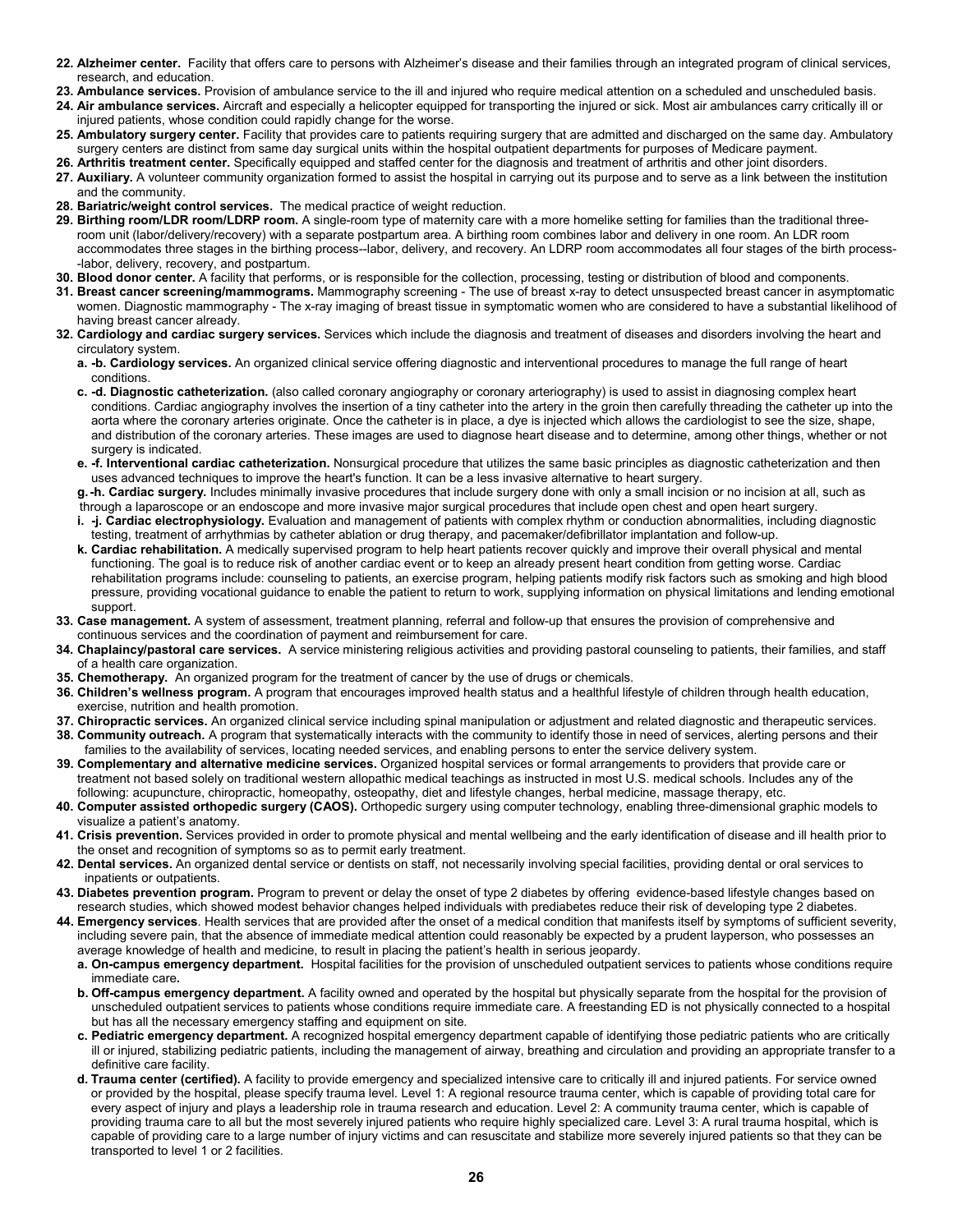**22. Alzheimer center.** Facility that offers care to persons with Alzheimer's disease and their families through an integrated program of clinical services, research, and education.

**23. Ambulance services.** Provision of ambulance service to the ill and injured who require medical attention on a scheduled and unscheduled basis.

**24. Air ambulance services.** Aircraft and especially a helicopter equipped for transporting the injured or sick. Most air ambulances carry critically ill or injured patients, whose condition could rapidly change for the worse.

**25. Ambulatory surgery center.** Facility that provides care to patients requiring surgery that are admitted and discharged on the same day. Ambulatory surgery centers are distinct from same day surgical units within the hospital outpatient departments for purposes of Medicare payment.

**26. Arthritis treatment center.** Specifically equipped and staffed center for the diagnosis and treatment of arthritis and other joint disorders.

**27. Auxiliary.** A volunteer community organization formed to assist the hospital in carrying out its purpose and to serve as a link between the institution and the community.

**28. Bariatric/weight control services.** The medical practice of weight reduction.

**29. Birthing room/LDR room/LDRP room.** A single-room type of maternity care with a more homelike setting for families than the traditional three-room unit (labor/delivery/recovery) with a separate postpartum area. A birthing room combines labor and delivery in one room. An LDR room accommodates three stages in the birthing process--labor, delivery, and recovery. An LDRP room accommodates all four stages of the birth process--labor, delivery, recovery, and postpartum.

**30. Blood donor center.** A facility that performs, or is responsible for the collection, processing, testing or distribution of blood and components.

**31. Breast cancer screening/mammograms.** Mammography screening - The use of breast x-ray to detect unsuspected breast cancer in asymptomatic women. Diagnostic mammography - The x-ray imaging of breast tissue in symptomatic women who are considered to have a substantial likelihood of having breast cancer already.

**32. Cardiology and cardiac surgery services.** Services which include the diagnosis and treatment of diseases and disorders involving the heart and circulatory system.

- **a. -b. Cardiology services.** An organized clinical service offering diagnostic and interventional procedures to manage the full range of heart conditions.
- **c. -d. Diagnostic catheterization.** (also called coronary angiography or coronary arteriography) is used to assist in diagnosing complex heart conditions. Cardiac angiography involves the insertion of a tiny catheter into the artery in the groin then carefully threading the catheter up into the aorta where the coronary arteries originate. Once the catheter is in place, a dye is injected which allows the cardiologist to see the size, shape, and distribution of the coronary arteries. These images are used to diagnose heart disease and to determine, among other things, whether or not surgery is indicated.
- **e. -f. Interventional cardiac catheterization.** Nonsurgical procedure that utilizes the same basic principles as diagnostic catheterization and then uses advanced techniques to improve the heart's function. It can be a less invasive alternative to heart surgery.
- **g. -h. Cardiac surgery.** Includes minimally invasive procedures that include surgery done with only a small incision or no incision at all, such as through a laparoscope or an endoscope and more invasive major surgical procedures that include open chest and open heart surgery.
- **i. -j. Cardiac electrophysiology.** Evaluation and management of patients with complex rhythm or conduction abnormalities, including diagnostic testing, treatment of arrhythmias by catheter ablation or drug therapy, and pacemaker/defibrillator implantation and follow-up.
- **k. Cardiac rehabilitation.** A medically supervised program to help heart patients recover quickly and improve their overall physical and mental functioning. The goal is to reduce risk of another cardiac event or to keep an already present heart condition from getting worse. Cardiac rehabilitation programs include: counseling to patients, an exercise program, helping patients modify risk factors such as smoking and high blood pressure, providing vocational guidance to enable the patient to return to work, supplying information on physical limitations and lending emotional support.

**33. Case management.** A system of assessment, treatment planning, referral and follow-up that ensures the provision of comprehensive and continuous services and the coordination of payment and reimbursement for care.

**34. Chaplaincy/pastoral care services.** A service ministering religious activities and providing pastoral counseling to patients, their families, and staff of a health care organization.

**35. Chemotherapy.** An organized program for the treatment of cancer by the use of drugs or chemicals.

**36. Children's wellness program.** A program that encourages improved health status and a healthful lifestyle of children through health education, exercise, nutrition and health promotion.

**37. Chiropractic services.** An organized clinical service including spinal manipulation or adjustment and related diagnostic and therapeutic services.

**38. Community outreach.** A program that systematically interacts with the community to identify those in need of services, alerting persons and their families to the availability of services, locating needed services, and enabling persons to enter the service delivery system.

**39. Complementary and alternative medicine services.** Organized hospital services or formal arrangements to providers that provide care or treatment not based solely on traditional western allopathic medical teachings as instructed in most U.S. medical schools. Includes any of the following: acupuncture, chiropractic, homeopathy, osteopathy, diet and lifestyle changes, herbal medicine, massage therapy, etc.

**40. Computer assisted orthopedic surgery (CAOS).** Orthopedic surgery using computer technology, enabling three-dimensional graphic models to visualize a patient's anatomy.

**41. Crisis prevention.** Services provided in order to promote physical and mental wellbeing and the early identification of disease and ill health prior to the onset and recognition of symptoms so as to permit early treatment.

**42. Dental services.** An organized dental service or dentists on staff, not necessarily involving special facilities, providing dental or oral services to inpatients or outpatients.

**43. Diabetes prevention program.** Program to prevent or delay the onset of type 2 diabetes by offering evidence-based lifestyle changes based on research studies, which showed modest behavior changes helped individuals with prediabetes reduce their risk of developing type 2 diabetes.

**44. Emergency services**. Health services that are provided after the onset of a medical condition that manifests itself by symptoms of sufficient severity, including severe pain, that the absence of immediate medical attention could reasonably be expected by a prudent layperson, who possesses an average knowledge of health and medicine, to result in placing the patient's health in serious jeopardy.

- **a. On-campus emergency department.** Hospital facilities for the provision of unscheduled outpatient services to patients whose conditions require immediate care**.**
- **b. Off-campus emergency department.** A facility owned and operated by the hospital but physically separate from the hospital for the provision of unscheduled outpatient services to patients whose conditions require immediate care. A freestanding ED is not physically connected to a hospital but has all the necessary emergency staffing and equipment on site.
- **c. Pediatric emergency department.** A recognized hospital emergency department capable of identifying those pediatric patients who are critically ill or injured, stabilizing pediatric patients, including the management of airway, breathing and circulation and providing an appropriate transfer to a definitive care facility.
- **d. Trauma center (certified).** A facility to provide emergency and specialized intensive care to critically ill and injured patients. For service owned or provided by the hospital, please specify trauma level. Level 1: A regional resource trauma center, which is capable of providing total care for every aspect of injury and plays a leadership role in trauma research and education. Level 2: A community trauma center, which is capable of providing trauma care to all but the most severely injured patients who require highly specialized care. Level 3: A rural trauma hospital, which is capable of providing care to a large number of injury victims and can resuscitate and stabilize more severely injured patients so that they can be transported to level 1 or 2 facilities.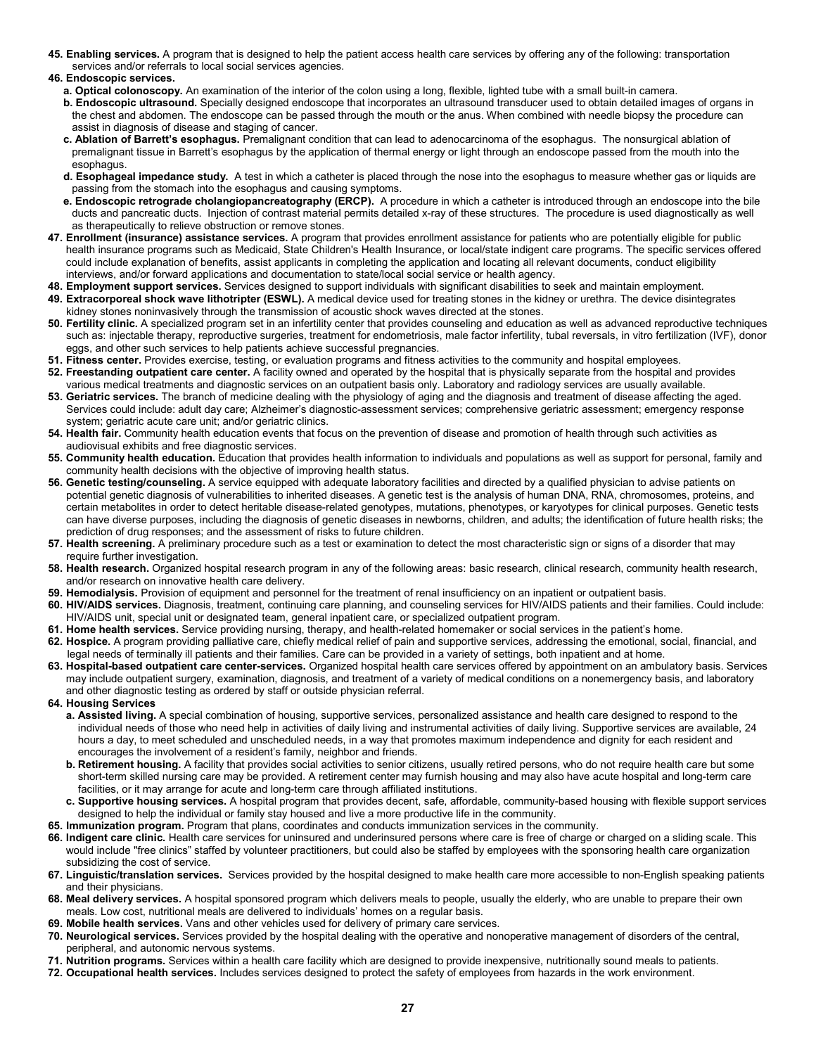**45. Enabling services.** A program that is designed to help the patient access health care services by offering any of the following: transportation services and/or referrals to local social services agencies.

**46. Endoscopic services.**

- **a. Optical colonoscopy.** An examination of the interior of the colon using a long, flexible, lighted tube with a small built-in camera.
- **b. Endoscopic ultrasound.** Specially designed endoscope that incorporates an ultrasound transducer used to obtain detailed images of organs in the chest and abdomen. The endoscope can be passed through the mouth or the anus. When combined with needle biopsy the procedure can assist in diagnosis of disease and staging of cancer.
- **c. Ablation of Barrett's esophagus.** Premalignant condition that can lead to adenocarcinoma of the esophagus. The nonsurgical ablation of premalignant tissue in Barrett's esophagus by the application of thermal energy or light through an endoscope passed from the mouth into the esophagus.
- **d. Esophageal impedance study.** A test in which a catheter is placed through the nose into the esophagus to measure whether gas or liquids are passing from the stomach into the esophagus and causing symptoms.
- **e. Endoscopic retrograde cholangiopancreatography (ERCP).** A procedure in which a catheter is introduced through an endoscope into the bile ducts and pancreatic ducts. Injection of contrast material permits detailed x-ray of these structures. The procedure is used diagnostically as well as therapeutically to relieve obstruction or remove stones.

**47. Enrollment (insurance) assistance services.** A program that provides enrollment assistance for patients who are potentially eligible for public health insurance programs such as Medicaid, State Children's Health Insurance, or local/state indigent care programs. The specific services offered could include explanation of benefits, assist applicants in completing the application and locating all relevant documents, conduct eligibility interviews, and/or forward applications and documentation to state/local social service or health agency.

**48. Employment support services.** Services designed to support individuals with significant disabilities to seek and maintain employment.

**49. Extracorporeal shock wave lithotripter (ESWL).** A medical device used for treating stones in the kidney or urethra. The device disintegrates kidney stones noninvasively through the transmission of acoustic shock waves directed at the stones.

**50. Fertility clinic.** A specialized program set in an infertility center that provides counseling and education as well as advanced reproductive techniques such as: injectable therapy, reproductive surgeries, treatment for endometriosis, male factor infertility, tubal reversals, in vitro fertilization (IVF), donor eggs, and other such services to help patients achieve successful pregnancies.

**51. Fitness center.** Provides exercise, testing, or evaluation programs and fitness activities to the community and hospital employees.

**52. Freestanding outpatient care center.** A facility owned and operated by the hospital that is physically separate from the hospital and provides various medical treatments and diagnostic services on an outpatient basis only. Laboratory and radiology services are usually available.

**53. Geriatric services.** The branch of medicine dealing with the physiology of aging and the diagnosis and treatment of disease affecting the aged. Services could include: adult day care; Alzheimer's diagnostic-assessment services; comprehensive geriatric assessment; emergency response system; geriatric acute care unit; and/or geriatric clinics.

**54. Health fair.** Community health education events that focus on the prevention of disease and promotion of health through such activities as audiovisual exhibits and free diagnostic services.

**55. Community health education.** Education that provides health information to individuals and populations as well as support for personal, family and community health decisions with the objective of improving health status.

**56. Genetic testing/counseling.** A service equipped with adequate laboratory facilities and directed by a qualified physician to advise patients on potential genetic diagnosis of vulnerabilities to inherited diseases. A genetic test is the analysis of human DNA, RNA, chromosomes, proteins, and certain metabolites in order to detect heritable disease-related genotypes, mutations, phenotypes, or karyotypes for clinical purposes. Genetic tests can have diverse purposes, including the diagnosis of genetic diseases in newborns, children, and adults; the identification of future health risks; the prediction of drug responses; and the assessment of risks to future children.

**57. Health screening.** A preliminary procedure such as a test or examination to detect the most characteristic sign or signs of a disorder that may require further investigation.

**58. Health research.** Organized hospital research program in any of the following areas: basic research, clinical research, community health research, and/or research on innovative health care delivery.

**59. Hemodialysis.** Provision of equipment and personnel for the treatment of renal insufficiency on an inpatient or outpatient basis.

**60. HIV/AIDS services.** Diagnosis, treatment, continuing care planning, and counseling services for HIV/AIDS patients and their families. Could include: HIV/AIDS unit, special unit or designated team, general inpatient care, or specialized outpatient program.

**61. Home health services.** Service providing nursing, therapy, and health-related homemaker or social services in the patient's home.

**62. Hospice.** A program providing palliative care, chiefly medical relief of pain and supportive services, addressing the emotional, social, financial, and legal needs of terminally ill patients and their families. Care can be provided in a variety of settings, both inpatient and at home.

**63. Hospital-based outpatient care center-services.** Organized hospital health care services offered by appointment on an ambulatory basis. Services may include outpatient surgery, examination, diagnosis, and treatment of a variety of medical conditions on a nonemergency basis, and laboratory and other diagnostic testing as ordered by staff or outside physician referral.

**64. Housing Services**

- **a. Assisted living.** A special combination of housing, supportive services, personalized assistance and health care designed to respond to the individual needs of those who need help in activities of daily living and instrumental activities of daily living. Supportive services are available, 24 hours a day, to meet scheduled and unscheduled needs, in a way that promotes maximum independence and dignity for each resident and encourages the involvement of a resident's family, neighbor and friends.
- **b. Retirement housing.** A facility that provides social activities to senior citizens, usually retired persons, who do not require health care but some short-term skilled nursing care may be provided. A retirement center may furnish housing and may also have acute hospital and long-term care facilities, or it may arrange for acute and long-term care through affiliated institutions.
- **c. Supportive housing services.** A hospital program that provides decent, safe, affordable, community-based housing with flexible support services designed to help the individual or family stay housed and live a more productive life in the community.

**65. Immunization program.** Program that plans, coordinates and conducts immunization services in the community.

**66. Indigent care clinic.** Health care services for uninsured and underinsured persons where care is free of charge or charged on a sliding scale. This would include "free clinics" staffed by volunteer practitioners, but could also be staffed by employees with the sponsoring health care organization subsidizing the cost of service.

**67. Linguistic/translation services.** Services provided by the hospital designed to make health care more accessible to non-English speaking patients and their physicians.

**68. Meal delivery services.** A hospital sponsored program which delivers meals to people, usually the elderly, who are unable to prepare their own meals. Low cost, nutritional meals are delivered to individuals' homes on a regular basis.

**69. Mobile health services.** Vans and other vehicles used for delivery of primary care services.

**70. Neurological services.** Services provided by the hospital dealing with the operative and nonoperative management of disorders of the central, peripheral, and autonomic nervous systems.

**71. Nutrition programs.** Services within a health care facility which are designed to provide inexpensive, nutritionally sound meals to patients.

**72. Occupational health services.** Includes services designed to protect the safety of employees from hazards in the work environment.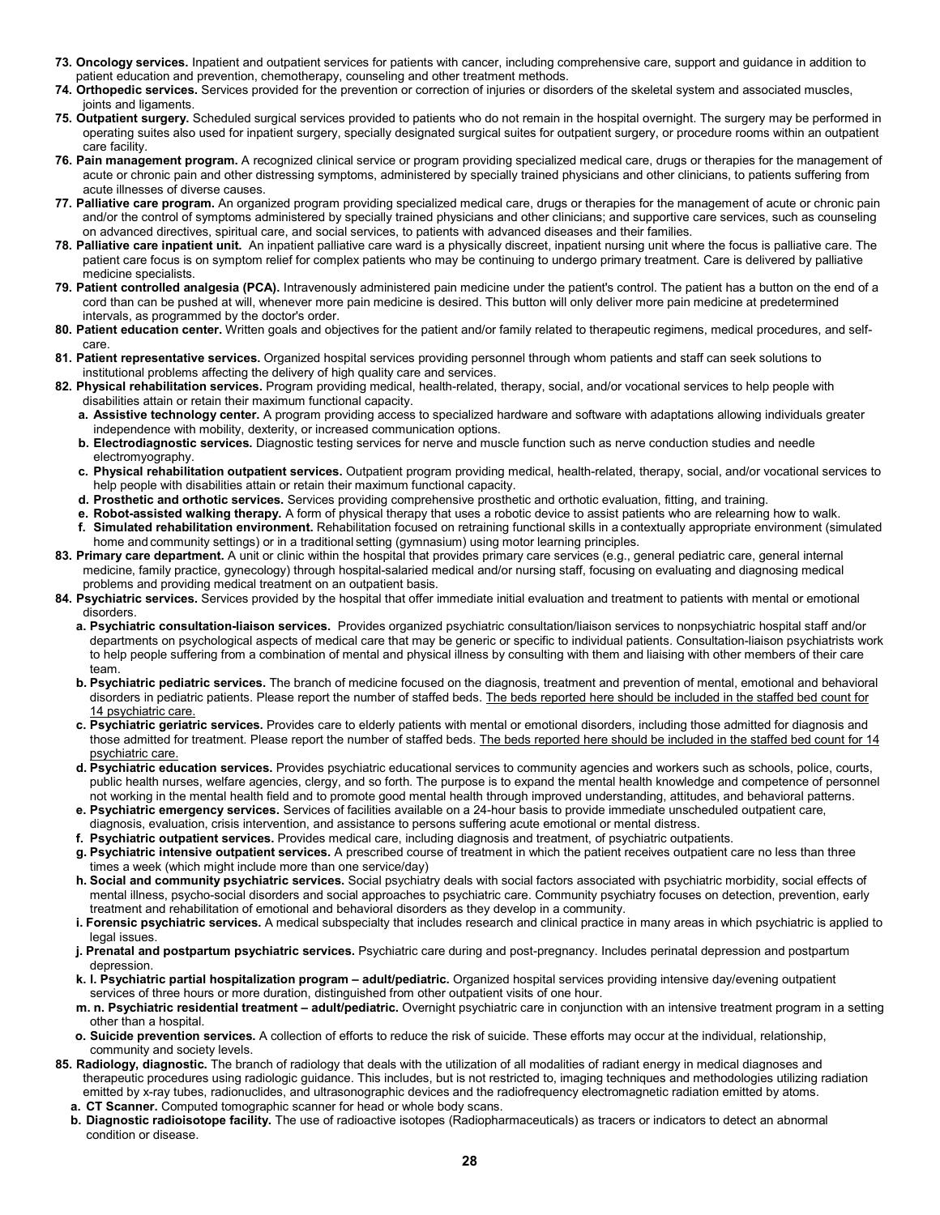**73. Oncology services.** Inpatient and outpatient services for patients with cancer, including comprehensive care, support and guidance in addition to patient education and prevention, chemotherapy, counseling and other treatment methods.

**74. Orthopedic services.** Services provided for the prevention or correction of injuries or disorders of the skeletal system and associated muscles, joints and ligaments.

**75. Outpatient surgery.** Scheduled surgical services provided to patients who do not remain in the hospital overnight. The surgery may be performed in operating suites also used for inpatient surgery, specially designated surgical suites for outpatient surgery, or procedure rooms within an outpatient care facility.

**76. Pain management program.** A recognized clinical service or program providing specialized medical care, drugs or therapies for the management of acute or chronic pain and other distressing symptoms, administered by specially trained physicians and other clinicians, to patients suffering from acute illnesses of diverse causes.

**77. Palliative care program.** An organized program providing specialized medical care, drugs or therapies for the management of acute or chronic pain and/or the control of symptoms administered by specially trained physicians and other clinicians; and supportive care services, such as counseling on advanced directives, spiritual care, and social services, to patients with advanced diseases and their families.

**78. Palliative care inpatient unit.** An inpatient palliative care ward is a physically discreet, inpatient nursing unit where the focus is palliative care. The patient care focus is on symptom relief for complex patients who may be continuing to undergo primary treatment. Care is delivered by palliative medicine specialists.

**79. Patient controlled analgesia (PCA).** Intravenously administered pain medicine under the patient's control. The patient has a button on the end of a cord than can be pushed at will, whenever more pain medicine is desired. This button will only deliver more pain medicine at predetermined intervals, as programmed by the doctor's order.

**80. Patient education center.** Written goals and objectives for the patient and/or family related to therapeutic regimens, medical procedures, and self-care.

**81. Patient representative services.** Organized hospital services providing personnel through whom patients and staff can seek solutions to institutional problems affecting the delivery of high quality care and services.

**82. Physical rehabilitation services.** Program providing medical, health-related, therapy, social, and/or vocational services to help people with disabilities attain or retain their maximum functional capacity.

- **a. Assistive technology center.** A program providing access to specialized hardware and software with adaptations allowing individuals greater independence with mobility, dexterity, or increased communication options.
- **b. Electrodiagnostic services.** Diagnostic testing services for nerve and muscle function such as nerve conduction studies and needle electromyography.
- **c. Physical rehabilitation outpatient services.** Outpatient program providing medical, health-related, therapy, social, and/or vocational services to help people with disabilities attain or retain their maximum functional capacity.
- **d. Prosthetic and orthotic services.** Services providing comprehensive prosthetic and orthotic evaluation, fitting, and training.
- **e. Robot-assisted walking therapy.** A form of physical therapy that uses a robotic device to assist patients who are relearning how to walk.
- **f. Simulated rehabilitation environment.** Rehabilitation focused on retraining functional skills in a contextually appropriate environment (simulated home and community settings) or in a traditional setting (gymnasium) using motor learning principles.

**83. Primary care department.** A unit or clinic within the hospital that provides primary care services (e.g., general pediatric care, general internal medicine, family practice, gynecology) through hospital-salaried medical and/or nursing staff, focusing on evaluating and diagnosing medical problems and providing medical treatment on an outpatient basis.

**84. Psychiatric services.** Services provided by the hospital that offer immediate initial evaluation and treatment to patients with mental or emotional disorders.

- **a. Psychiatric consultation-liaison services.** Provides organized psychiatric consultation/liaison services to nonpsychiatric hospital staff and/or departments on psychological aspects of medical care that may be generic or specific to individual patients. Consultation-liaison psychiatrists work to help people suffering from a combination of mental and physical illness by consulting with them and liaising with other members of their care team.
- **b. Psychiatric pediatric services.** The branch of medicine focused on the diagnosis, treatment and prevention of mental, emotional and behavioral disorders in pediatric patients. Please report the number of staffed beds. <u>The beds reported here should be included in the staffed bed count for 14 psychiatric care.</u>
- **c. Psychiatric geriatric services.** Provides care to elderly patients with mental or emotional disorders, including those admitted for diagnosis and those admitted for treatment. Please report the number of staffed beds. <u>The beds reported here should be included in the staffed bed count for 14 psychiatric care.</u>
- **d. Psychiatric education services.** Provides psychiatric educational services to community agencies and workers such as schools, police, courts, public health nurses, welfare agencies, clergy, and so forth. The purpose is to expand the mental health knowledge and competence of personnel not working in the mental health field and to promote good mental health through improved understanding, attitudes, and behavioral patterns.
- **e. Psychiatric emergency services.** Services of facilities available on a 24-hour basis to provide immediate unscheduled outpatient care, diagnosis, evaluation, crisis intervention, and assistance to persons suffering acute emotional or mental distress.
- **f. Psychiatric outpatient services.** Provides medical care, including diagnosis and treatment, of psychiatric outpatients.
- **g. Psychiatric intensive outpatient services.** A prescribed course of treatment in which the patient receives outpatient care no less than three times a week (which might include more than one service/day)
- **h. Social and community psychiatric services.** Social psychiatry deals with social factors associated with psychiatric morbidity, social effects of mental illness, psycho-social disorders and social approaches to psychiatric care. Community psychiatry focuses on detection, prevention, early treatment and rehabilitation of emotional and behavioral disorders as they develop in a community.
- **i. Forensic psychiatric services.** A medical subspecialty that includes research and clinical practice in many areas in which psychiatric is applied to legal issues.
- **j. Prenatal and postpartum psychiatric services.** Psychiatric care during and post-pregnancy. Includes perinatal depression and postpartum depression.
- **k. l. Psychiatric partial hospitalization program – adult/pediatric.** Organized hospital services providing intensive day/evening outpatient services of three hours or more duration, distinguished from other outpatient visits of one hour.
- **m. n. Psychiatric residential treatment – adult/pediatric.** Overnight psychiatric care in conjunction with an intensive treatment program in a setting other than a hospital.
- **o. Suicide prevention services.** A collection of efforts to reduce the risk of suicide. These efforts may occur at the individual, relationship, community and society levels.

**85. Radiology, diagnostic.** The branch of radiology that deals with the utilization of all modalities of radiant energy in medical diagnoses and therapeutic procedures using radiologic guidance. This includes, but is not restricted to, imaging techniques and methodologies utilizing radiation emitted by x-ray tubes, radionuclides, and ultrasonographic devices and the radiofrequency electromagnetic radiation emitted by atoms.

- **a. CT Scanner.** Computed tomographic scanner for head or whole body scans.
- **b. Diagnostic radioisotope facility.** The use of radioactive isotopes (Radiopharmaceuticals) as tracers or indicators to detect an abnormal condition or disease.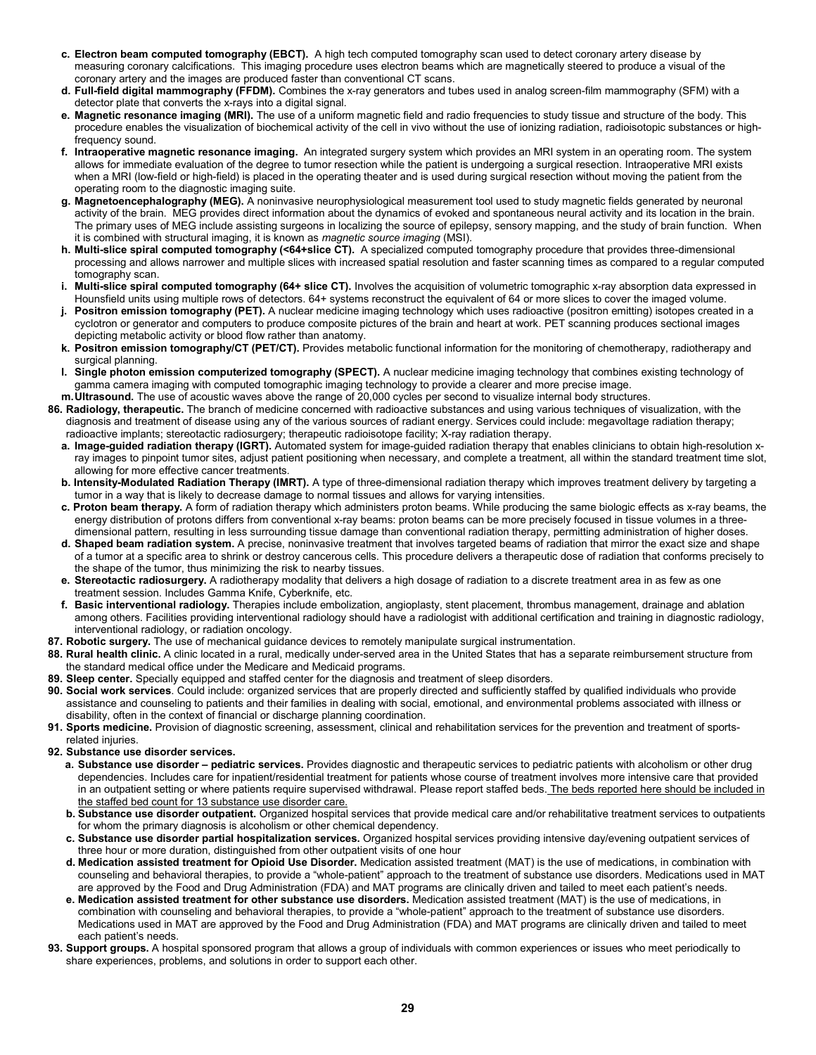c. **Electron beam computed tomography (EBCT).** A high tech computed tomography scan used to detect coronary artery disease by measuring coronary calcifications. This imaging procedure uses electron beams which are magnetically steered to produce a visual of the coronary artery and the images are produced faster than conventional CT scans.

d. **Full-field digital mammography (FFDM).** Combines the x-ray generators and tubes used in analog screen-film mammography (SFM) with a detector plate that converts the x-rays into a digital signal.

e. **Magnetic resonance imaging (MRI).** The use of a uniform magnetic field and radio frequencies to study tissue and structure of the body. This procedure enables the visualization of biochemical activity of the cell in vivo without the use of ionizing radiation, radioisotopic substances or high-frequency sound.

f. **Intraoperative magnetic resonance imaging.** An integrated surgery system which provides an MRI system in an operating room. The system allows for immediate evaluation of the degree to tumor resection while the patient is undergoing a surgical resection. Intraoperative MRI exists when a MRI (low-field or high-field) is placed in the operating theater and is used during surgical resection without moving the patient from the operating room to the diagnostic imaging suite.

g. **Magnetoencephalography (MEG).** A noninvasive neurophysiological measurement tool used to study magnetic fields generated by neuronal activity of the brain. MEG provides direct information about the dynamics of evoked and spontaneous neural activity and its location in the brain. The primary uses of MEG include assisting surgeons in localizing the source of epilepsy, sensory mapping, and the study of brain function. When it is combined with structural imaging, it is known as *magnetic source imaging* (MSI).

h. **Multi-slice spiral computed tomography (<64+slice CT).** A specialized computed tomography procedure that provides three-dimensional processing and allows narrower and multiple slices with increased spatial resolution and faster scanning times as compared to a regular computed tomography scan.

i. **Multi-slice spiral computed tomography (64+ slice CT).** Involves the acquisition of volumetric tomographic x-ray absorption data expressed in Hounsfield units using multiple rows of detectors. 64+ systems reconstruct the equivalent of 64 or more slices to cover the imaged volume.

j. **Positron emission tomography (PET).** A nuclear medicine imaging technology which uses radioactive (positron emitting) isotopes created in a cyclotron or generator and computers to produce composite pictures of the brain and heart at work. PET scanning produces sectional images depicting metabolic activity or blood flow rather than anatomy.

k. **Positron emission tomography/CT (PET/CT).** Provides metabolic functional information for the monitoring of chemotherapy, radiotherapy and surgical planning.

l. **Single photon emission computerized tomography (SPECT).** A nuclear medicine imaging technology that combines existing technology of gamma camera imaging with computed tomographic imaging technology to provide a clearer and more precise image.

m. **Ultrasound.** The use of acoustic waves above the range of 20,000 cycles per second to visualize internal body structures.

86. **Radiology, therapeutic.** The branch of medicine concerned with radioactive substances and using various techniques of visualization, with the diagnosis and treatment of disease using any of the various sources of radiant energy. Services could include: megavoltage radiation therapy; radioactive implants; stereotactic radiosurgery; therapeutic radioisotope facility; X-ray radiation therapy.

   a. **Image-guided radiation therapy (IGRT).** Automated system for image-guided radiation therapy that enables clinicians to obtain high-resolution x-ray images to pinpoint tumor sites, adjust patient positioning when necessary, and complete a treatment, all within the standard treatment time slot, allowing for more effective cancer treatments.

   b. **Intensity-Modulated Radiation Therapy (IMRT).** A type of three-dimensional radiation therapy which improves treatment delivery by targeting a tumor in a way that is likely to decrease damage to normal tissues and allows for varying intensities.

   c. **Proton beam therapy.** A form of radiation therapy which administers proton beams. While producing the same biologic effects as x-ray beams, the energy distribution of protons differs from conventional x-ray beams: proton beams can be more precisely focused in tissue volumes in a three-dimensional pattern, resulting in less surrounding tissue damage than conventional radiation therapy, permitting administration of higher doses.

   d. **Shaped beam radiation system.** A precise, noninvasive treatment that involves targeted beams of radiation that mirror the exact size and shape of a tumor at a specific area to shrink or destroy cancerous cells. This procedure delivers a therapeutic dose of radiation that conforms precisely to the shape of the tumor, thus minimizing the risk to nearby tissues.

   e. **Stereotactic radiosurgery.** A radiotherapy modality that delivers a high dosage of radiation to a discrete treatment area in as few as one treatment session. Includes Gamma Knife, Cyberknife, etc.

   f. **Basic interventional radiology.** Therapies include embolization, angioplasty, stent placement, thrombus management, drainage and ablation among others. Facilities providing interventional radiology should have a radiologist with additional certification and training in diagnostic radiology, interventional radiology, or radiation oncology.

87. **Robotic surgery.** The use of mechanical guidance devices to remotely manipulate surgical instrumentation.

88. **Rural health clinic.** A clinic located in a rural, medically under-served area in the United States that has a separate reimbursement structure from the standard medical office under the Medicare and Medicaid programs.

89. **Sleep center.** Specially equipped and staffed center for the diagnosis and treatment of sleep disorders.

90. **Social work services**. Could include: organized services that are properly directed and sufficiently staffed by qualified individuals who provide assistance and counseling to patients and their families in dealing with social, emotional, and environmental problems associated with illness or disability, often in the context of financial or discharge planning coordination.

91. **Sports medicine.** Provision of diagnostic screening, assessment, clinical and rehabilitation services for the prevention and treatment of sports-related injuries.

92. **Substance use disorder services.**

   a. **Substance use disorder – pediatric services.** Provides diagnostic and therapeutic services to pediatric patients with alcoholism or other drug dependencies. Includes care for inpatient/residential treatment for patients whose course of treatment involves more intensive care that provided in an outpatient setting or where patients require supervised withdrawal. Please report staffed beds. <u>The beds reported here should be included in the staffed bed count for 13 substance use disorder care.</u>

   b. **Substance use disorder outpatient.** Organized hospital services that provide medical care and/or rehabilitative treatment services to outpatients for whom the primary diagnosis is alcoholism or other chemical dependency.

   c. **Substance use disorder partial hospitalization services.** Organized hospital services providing intensive day/evening outpatient services of three hour or more duration, distinguished from other outpatient visits of one hour

   d. **Medication assisted treatment for Opioid Use Disorder.** Medication assisted treatment (MAT) is the use of medications, in combination with counseling and behavioral therapies, to provide a "whole-patient" approach to the treatment of substance use disorders. Medications used in MAT are approved by the Food and Drug Administration (FDA) and MAT programs are clinically driven and tailed to meet each patient's needs.

   e. **Medication assisted treatment for other substance use disorders.** Medication assisted treatment (MAT) is the use of medications, in combination with counseling and behavioral therapies, to provide a "whole-patient" approach to the treatment of substance use disorders. Medications used in MAT are approved by the Food and Drug Administration (FDA) and MAT programs are clinically driven and tailed to meet each patient's needs.

93. **Support groups.** A hospital sponsored program that allows a group of individuals with common experiences or issues who meet periodically to share experiences, problems, and solutions in order to support each other.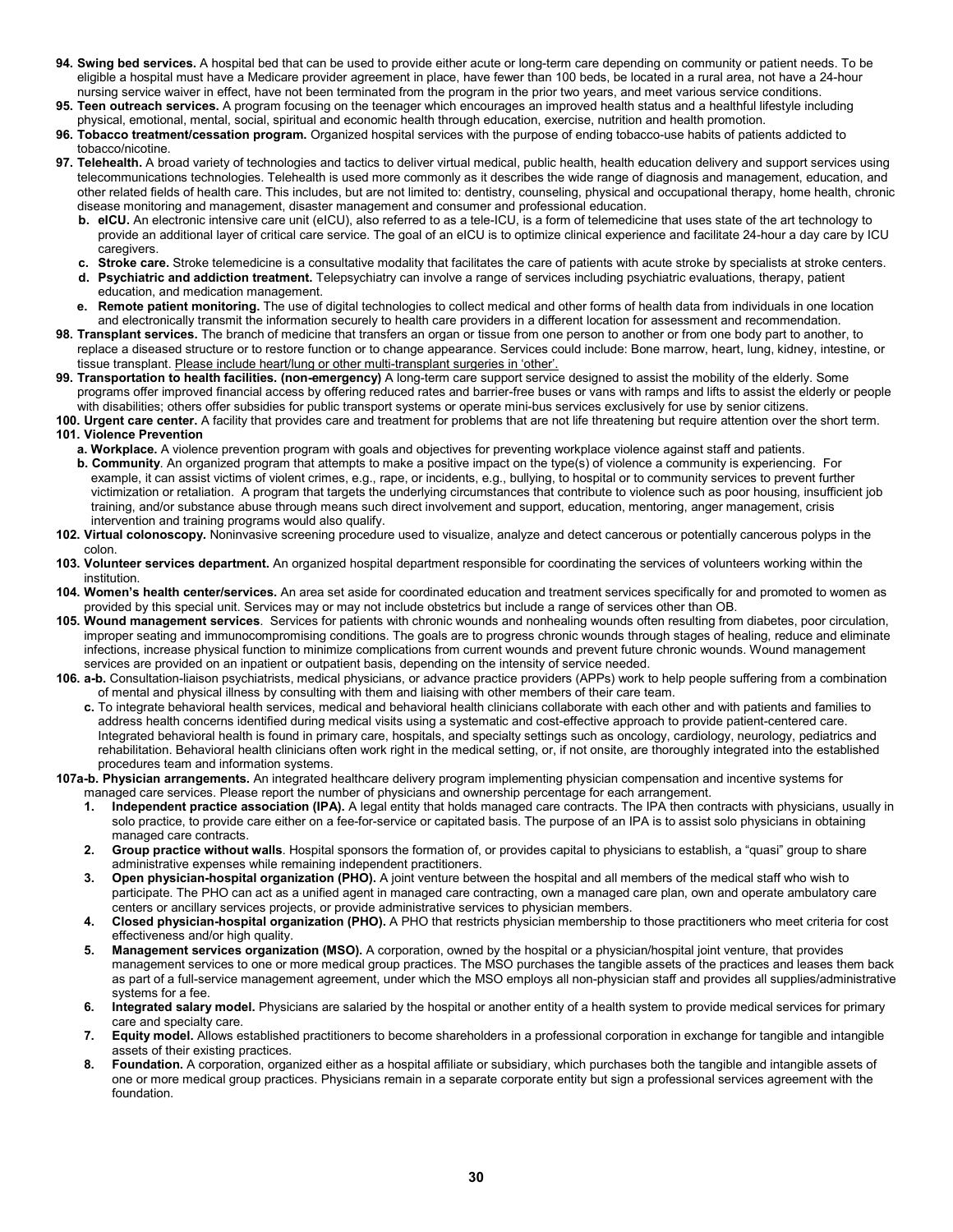**94. Swing bed services.** A hospital bed that can be used to provide either acute or long-term care depending on community or patient needs. To be eligible a hospital must have a Medicare provider agreement in place, have fewer than 100 beds, be located in a rural area, not have a 24-hour nursing service waiver in effect, have not been terminated from the program in the prior two years, and meet various service conditions.

**95. Teen outreach services.** A program focusing on the teenager which encourages an improved health status and a healthful lifestyle including physical, emotional, mental, social, spiritual and economic health through education, exercise, nutrition and health promotion.

**96. Tobacco treatment/cessation program.** Organized hospital services with the purpose of ending tobacco-use habits of patients addicted to tobacco/nicotine.

**97. Telehealth.** A broad variety of technologies and tactics to deliver virtual medical, public health, health education delivery and support services using telecommunications technologies. Telehealth is used more commonly as it describes the wide range of diagnosis and management, education, and other related fields of health care. This includes, but are not limited to: dentistry, counseling, physical and occupational therapy, home health, chronic disease monitoring and management, disaster management and consumer and professional education.

- **b. eICU.** An electronic intensive care unit (eICU), also referred to as a tele-ICU, is a form of telemedicine that uses state of the art technology to provide an additional layer of critical care service. The goal of an eICU is to optimize clinical experience and facilitate 24-hour a day care by ICU caregivers.
- **c. Stroke care.** Stroke telemedicine is a consultative modality that facilitates the care of patients with acute stroke by specialists at stroke centers.
- **d. Psychiatric and addiction treatment.** Telepsychiatry can involve a range of services including psychiatric evaluations, therapy, patient education, and medication management.
- **e. Remote patient monitoring.** The use of digital technologies to collect medical and other forms of health data from individuals in one location and electronically transmit the information securely to health care providers in a different location for assessment and recommendation.

**98. Transplant services.** The branch of medicine that transfers an organ or tissue from one person to another or from one body part to another, to replace a diseased structure or to restore function or to change appearance. Services could include: Bone marrow, heart, lung, kidney, intestine, or tissue transplant. <u>Please include heart/lung or other multi-transplant surgeries in 'other'.</u>

**99. Transportation to health facilities. (non-emergency)** A long-term care support service designed to assist the mobility of the elderly. Some programs offer improved financial access by offering reduced rates and barrier-free buses or vans with ramps and lifts to assist the elderly or people with disabilities; others offer subsidies for public transport systems or operate mini-bus services exclusively for use by senior citizens.

**100. Urgent care center.** A facility that provides care and treatment for problems that are not life threatening but require attention over the short term.

**101. Violence Prevention**

- **a. Workplace.** A violence prevention program with goals and objectives for preventing workplace violence against staff and patients.
- **b. Community**. An organized program that attempts to make a positive impact on the type(s) of violence a community is experiencing. For example, it can assist victims of violent crimes, e.g., rape, or incidents, e.g., bullying, to hospital or to community services to prevent further victimization or retaliation. A program that targets the underlying circumstances that contribute to violence such as poor housing, insufficient job training, and/or substance abuse through means such direct involvement and support, education, mentoring, anger management, crisis intervention and training programs would also qualify.

**102. Virtual colonoscopy.** Noninvasive screening procedure used to visualize, analyze and detect cancerous or potentially cancerous polyps in the colon.

**103. Volunteer services department.** An organized hospital department responsible for coordinating the services of volunteers working within the institution.

**104. Women's health center/services.** An area set aside for coordinated education and treatment services specifically for and promoted to women as provided by this special unit. Services may or may not include obstetrics but include a range of services other than OB.

**105. Wound management services**. Services for patients with chronic wounds and nonhealing wounds often resulting from diabetes, poor circulation, improper seating and immunocompromising conditions. The goals are to progress chronic wounds through stages of healing, reduce and eliminate infections, increase physical function to minimize complications from current wounds and prevent future chronic wounds. Wound management services are provided on an inpatient or outpatient basis, depending on the intensity of service needed.

**106. a-b.** Consultation-liaison psychiatrists, medical physicians, or advance practice providers (APPs) work to help people suffering from a combination of mental and physical illness by consulting with them and liaising with other members of their care team.

- **c.** To integrate behavioral health services, medical and behavioral health clinicians collaborate with each other and with patients and families to address health concerns identified during medical visits using a systematic and cost-effective approach to provide patient-centered care. Integrated behavioral health is found in primary care, hospitals, and specialty settings such as oncology, cardiology, neurology, pediatrics and rehabilitation. Behavioral health clinicians often work right in the medical setting, or, if not onsite, are thoroughly integrated into the established procedures team and information systems.

**107a-b. Physician arrangements.** An integrated healthcare delivery program implementing physician compensation and incentive systems for managed care services. Please report the number of physicians and ownership percentage for each arrangement.

1. **Independent practice association (IPA).** A legal entity that holds managed care contracts. The IPA then contracts with physicians, usually in solo practice, to provide care either on a fee-for-service or capitated basis. The purpose of an IPA is to assist solo physicians in obtaining managed care contracts.
2. **Group practice without walls**. Hospital sponsors the formation of, or provides capital to physicians to establish, a "quasi" group to share administrative expenses while remaining independent practitioners.
3. **Open physician-hospital organization (PHO).** A joint venture between the hospital and all members of the medical staff who wish to participate. The PHO can act as a unified agent in managed care contracting, own a managed care plan, own and operate ambulatory care centers or ancillary services projects, or provide administrative services to physician members.
4. **Closed physician-hospital organization (PHO).** A PHO that restricts physician membership to those practitioners who meet criteria for cost effectiveness and/or high quality.
5. **Management services organization (MSO).** A corporation, owned by the hospital or a physician/hospital joint venture, that provides management services to one or more medical group practices. The MSO purchases the tangible assets of the practices and leases them back as part of a full-service management agreement, under which the MSO employs all non-physician staff and provides all supplies/administrative systems for a fee.
6. **Integrated salary model.** Physicians are salaried by the hospital or another entity of a health system to provide medical services for primary care and specialty care.
7. **Equity model.** Allows established practitioners to become shareholders in a professional corporation in exchange for tangible and intangible assets of their existing practices.
8. **Foundation.** A corporation, organized either as a hospital affiliate or subsidiary, which purchases both the tangible and intangible assets of one or more medical group practices. Physicians remain in a separate corporate entity but sign a professional services agreement with the foundation.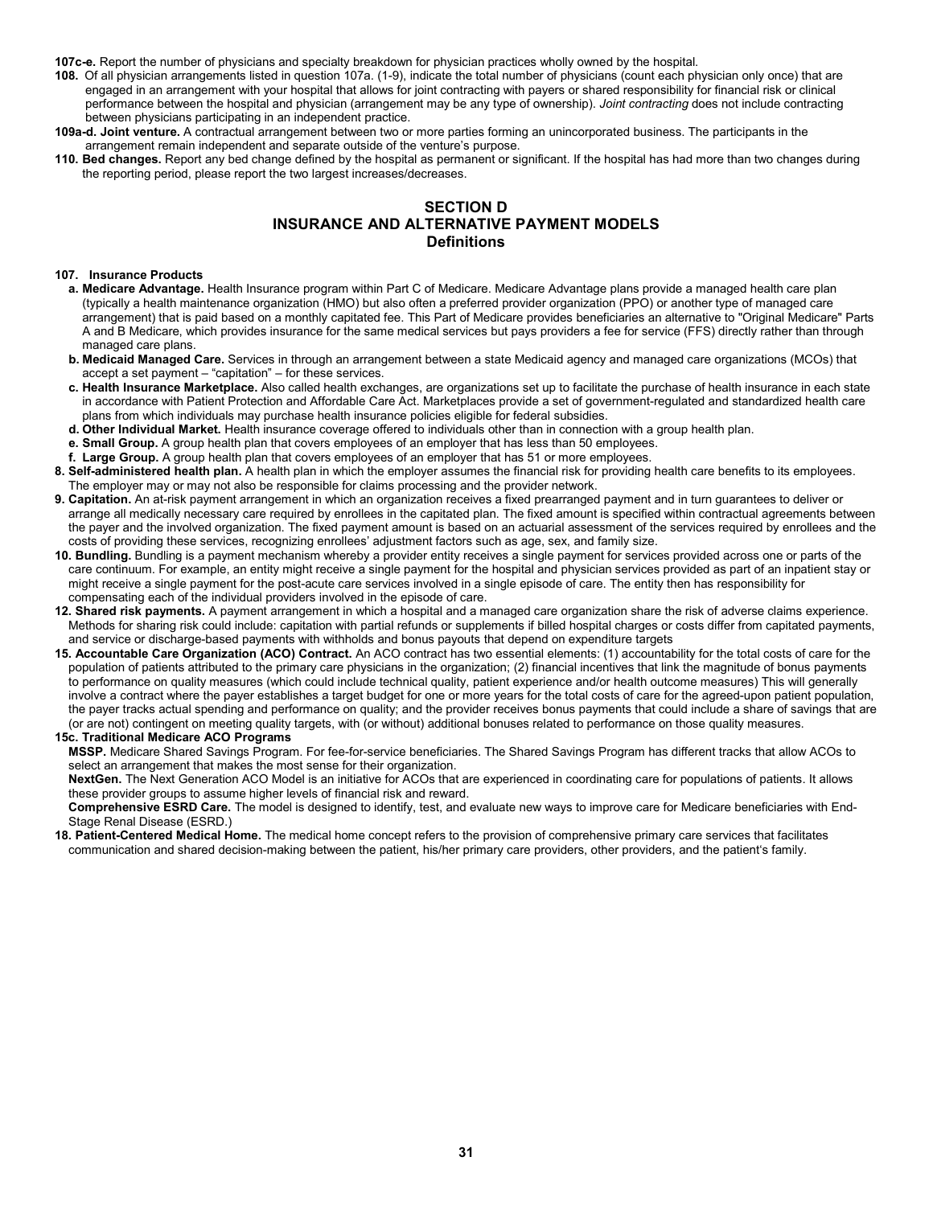**107c-e.** Report the number of physicians and specialty breakdown for physician practices wholly owned by the hospital.

**108.** Of all physician arrangements listed in question 107a. (1-9), indicate the total number of physicians (count each physician only once) that are engaged in an arrangement with your hospital that allows for joint contracting with payers or shared responsibility for financial risk or clinical performance between the hospital and physician (arrangement may be any type of ownership). *Joint contracting* does not include contracting between physicians participating in an independent practice.

**109a-d. Joint venture.** A contractual arrangement between two or more parties forming an unincorporated business. The participants in the arrangement remain independent and separate outside of the venture's purpose.

**110. Bed changes.** Report any bed change defined by the hospital as permanent or significant. If the hospital has had more than two changes during the reporting period, please report the two largest increases/decreases.

## SECTION D
## INSURANCE AND ALTERNATIVE PAYMENT MODELS
### Definitions

**107. Insurance Products**

**a. Medicare Advantage.** Health Insurance program within Part C of Medicare. Medicare Advantage plans provide a managed health care plan (typically a health maintenance organization (HMO) but also often a preferred provider organization (PPO) or another type of managed care arrangement) that is paid based on a monthly capitated fee. This Part of Medicare provides beneficiaries an alternative to "Original Medicare" Parts A and B Medicare, which provides insurance for the same medical services but pays providers a fee for service (FFS) directly rather than through managed care plans.

**b. Medicaid Managed Care.** Services in through an arrangement between a state Medicaid agency and managed care organizations (MCOs) that accept a set payment – "capitation" – for these services.

**c. Health Insurance Marketplace.** Also called health exchanges, are organizations set up to facilitate the purchase of health insurance in each state in accordance with Patient Protection and Affordable Care Act. Marketplaces provide a set of government-regulated and standardized health care plans from which individuals may purchase health insurance policies eligible for federal subsidies.

**d. Other Individual Market.** Health insurance coverage offered to individuals other than in connection with a group health plan.

**e. Small Group.** A group health plan that covers employees of an employer that has less than 50 employees.

**f. Large Group.** A group health plan that covers employees of an employer that has 51 or more employees.

**8. Self-administered health plan.** A health plan in which the employer assumes the financial risk for providing health care benefits to its employees. The employer may or may not also be responsible for claims processing and the provider network.

**9. Capitation.** An at-risk payment arrangement in which an organization receives a fixed prearranged payment and in turn guarantees to deliver or arrange all medically necessary care required by enrollees in the capitated plan. The fixed amount is specified within contractual agreements between the payer and the involved organization. The fixed payment amount is based on an actuarial assessment of the services required by enrollees and the costs of providing these services, recognizing enrollees' adjustment factors such as age, sex, and family size.

**10. Bundling.** Bundling is a payment mechanism whereby a provider entity receives a single payment for services provided across one or parts of the care continuum. For example, an entity might receive a single payment for the hospital and physician services provided as part of an inpatient stay or might receive a single payment for the post-acute care services involved in a single episode of care. The entity then has responsibility for compensating each of the individual providers involved in the episode of care.

**12. Shared risk payments.** A payment arrangement in which a hospital and a managed care organization share the risk of adverse claims experience. Methods for sharing risk could include: capitation with partial refunds or supplements if billed hospital charges or costs differ from capitated payments, and service or discharge-based payments with withholds and bonus payouts that depend on expenditure targets

**15. Accountable Care Organization (ACO) Contract.** An ACO contract has two essential elements: (1) accountability for the total costs of care for the population of patients attributed to the primary care physicians in the organization; (2) financial incentives that link the magnitude of bonus payments to performance on quality measures (which could include technical quality, patient experience and/or health outcome measures) This will generally involve a contract where the payer establishes a target budget for one or more years for the total costs of care for the agreed-upon patient population, the payer tracks actual spending and performance on quality; and the provider receives bonus payments that could include a share of savings that are (or are not) contingent on meeting quality targets, with (or without) additional bonuses related to performance on those quality measures.

**15c. Traditional Medicare ACO Programs**

**MSSP.** Medicare Shared Savings Program. For fee-for-service beneficiaries. The Shared Savings Program has different tracks that allow ACOs to select an arrangement that makes the most sense for their organization.

**NextGen.** The Next Generation ACO Model is an initiative for ACOs that are experienced in coordinating care for populations of patients. It allows these provider groups to assume higher levels of financial risk and reward.

**Comprehensive ESRD Care.** The model is designed to identify, test, and evaluate new ways to improve care for Medicare beneficiaries with End-Stage Renal Disease (ESRD.)

**18. Patient-Centered Medical Home.** The medical home concept refers to the provision of comprehensive primary care services that facilitates communication and shared decision-making between the patient, his/her primary care providers, other providers, and the patient's family.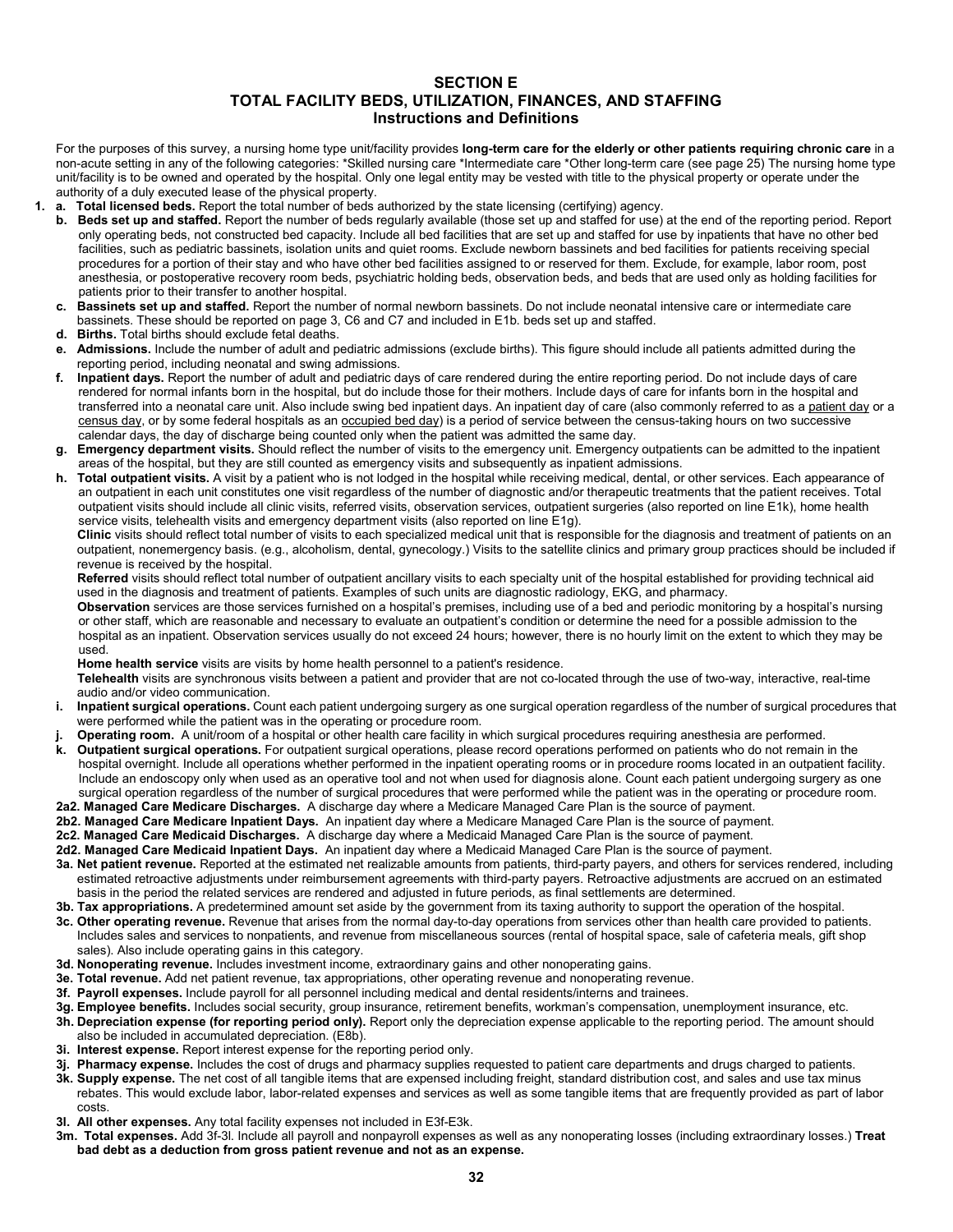## SECTION E
## TOTAL FACILITY BEDS, UTILIZATION, FINANCES, AND STAFFING
### Instructions and Definitions

For the purposes of this survey, a nursing home type unit/facility provides **long-term care for the elderly or other patients requiring chronic care** in a non-acute setting in any of the following categories: *Skilled nursing care *Intermediate care *Other long-term care (see page 25) The nursing home type unit/facility is to be owned and operated by the hospital. Only one legal entity may be vested with title to the physical property or operate under the authority of a duly executed lease of the physical property.

1. a. **Total licensed beds.** Report the total number of beds authorized by the state licensing (certifying) agency.
   b. **Beds set up and staffed.** Report the number of beds regularly available (those set up and staffed for use) at the end of the reporting period. Report only operating beds, not constructed bed capacity. Include all bed facilities that are set up and staffed for use by inpatients that have no other bed facilities, such as pediatric bassinets, isolation units and quiet rooms. Exclude newborn bassinets and bed facilities for patients receiving special procedures for a portion of their stay and who have other bed facilities assigned to or reserved for them. Exclude, for example, labor room, post anesthesia, or postoperative recovery room beds, psychiatric holding beds, observation beds, and beds that are used only as holding facilities for patients prior to their transfer to another hospital.
   c. **Bassinets set up and staffed.** Report the number of normal newborn bassinets. Do not include neonatal intensive care or intermediate care bassinets. These should be reported on page 3, C6 and C7 and included in E1b. beds set up and staffed.
   d. **Births.** Total births should exclude fetal deaths.
   e. **Admissions.** Include the number of adult and pediatric admissions (exclude births). This figure should include all patients admitted during the reporting period, including neonatal and swing admissions.
   f. **Inpatient days.** Report the number of adult and pediatric days of care rendered during the entire reporting period. Do not include days of care rendered for normal infants born in the hospital, but do include those for their mothers. Include days of care for infants born in the hospital and transferred into a neonatal care unit. Also include swing bed inpatient days. An inpatient day of care (also commonly referred to as a patient day or a census day, or by some federal hospitals as an occupied bed day) is a period of service between the census-taking hours on two successive calendar days, the day of discharge being counted only when the patient was admitted the same day.
   g. **Emergency department visits.** Should reflect the number of visits to the emergency unit. Emergency outpatients can be admitted to the inpatient areas of the hospital, but they are still counted as emergency visits and subsequently as inpatient admissions.
   h. **Total outpatient visits.** A visit by a patient who is not lodged in the hospital while receiving medical, dental, or other services. Each appearance of an outpatient in each unit constitutes one visit regardless of the number of diagnostic and/or therapeutic treatments that the patient receives. Total outpatient visits should include all clinic visits, referred visits, observation services, outpatient surgeries (also reported on line E1k), home health service visits, telehealth visits and emergency department visits (also reported on line E1g).
   **Clinic** visits should reflect total number of visits to each specialized medical unit that is responsible for the diagnosis and treatment of patients on an outpatient, nonemergency basis. (e.g., alcoholism, dental, gynecology.) Visits to the satellite clinics and primary group practices should be included if revenue is received by the hospital.
   **Referred** visits should reflect total number of outpatient ancillary visits to each specialty unit of the hospital established for providing technical aid used in the diagnosis and treatment of patients. Examples of such units are diagnostic radiology, EKG, and pharmacy.
   **Observation** services are those services furnished on a hospital's premises, including use of a bed and periodic monitoring by a hospital's nursing or other staff, which are reasonable and necessary to evaluate an outpatient's condition or determine the need for a possible admission to the hospital as an inpatient. Observation services usually do not exceed 24 hours; however, there is no hourly limit on the extent to which they may be used.
   **Home health service** visits are visits by home health personnel to a patient's residence.
   **Telehealth** visits are synchronous visits between a patient and provider that are not co-located through the use of two-way, interactive, real-time audio and/or video communication.
   i. **Inpatient surgical operations.** Count each patient undergoing surgery as one surgical operation regardless of the number of surgical procedures that were performed while the patient was in the operating or procedure room.
   j. **Operating room.** A unit/room of a hospital or other health care facility in which surgical procedures requiring anesthesia are performed.
   k. **Outpatient surgical operations.** For outpatient surgical operations, please record operations performed on patients who do not remain in the hospital overnight. Include all operations whether performed in the inpatient operating rooms or in procedure rooms located in an outpatient facility. Include an endoscopy only when used as an operative tool and not when used for diagnosis alone. Count each patient undergoing surgery as one surgical operation regardless of the number of surgical procedures that were performed while the patient was in the operating or procedure room.

**2a2. Managed Care Medicare Discharges.** A discharge day where a Medicare Managed Care Plan is the source of payment.

**2b2. Managed Care Medicare Inpatient Days.** An inpatient day where a Medicare Managed Care Plan is the source of payment.

**2c2. Managed Care Medicaid Discharges.** A discharge day where a Medicaid Managed Care Plan is the source of payment.

**2d2. Managed Care Medicaid Inpatient Days.** An inpatient day where a Medicaid Managed Care Plan is the source of payment.

**3a. Net patient revenue.** Reported at the estimated net realizable amounts from patients, third-party payers, and others for services rendered, including estimated retroactive adjustments under reimbursement agreements with third-party payers. Retroactive adjustments are accrued on an estimated basis in the period the related services are rendered and adjusted in future periods, as final settlements are determined.

**3b. Tax appropriations.** A predetermined amount set aside by the government from its taxing authority to support the operation of the hospital.

**3c. Other operating revenue.** Revenue that arises from the normal day-to-day operations from services other than health care provided to patients. Includes sales and services to nonpatients, and revenue from miscellaneous sources (rental of hospital space, sale of cafeteria meals, gift shop sales). Also include operating gains in this category.

**3d. Nonoperating revenue.** Includes investment income, extraordinary gains and other nonoperating gains.

**3e. Total revenue.** Add net patient revenue, tax appropriations, other operating revenue and nonoperating revenue.

**3f. Payroll expenses.** Include payroll for all personnel including medical and dental residents/interns and trainees.

**3g. Employee benefits.** Includes social security, group insurance, retirement benefits, workman's compensation, unemployment insurance, etc.

**3h. Depreciation expense (for reporting period only).** Report only the depreciation expense applicable to the reporting period. The amount should also be included in accumulated depreciation. (E8b).

**3i. Interest expense.** Report interest expense for the reporting period only.

**3j. Pharmacy expense.** Includes the cost of drugs and pharmacy supplies requested to patient care departments and drugs charged to patients.

**3k. Supply expense.** The net cost of all tangible items that are expensed including freight, standard distribution cost, and sales and use tax minus rebates. This would exclude labor, labor-related expenses and services as well as some tangible items that are frequently provided as part of labor costs.

**3l. All other expenses.** Any total facility expenses not included in E3f-E3k.

**3m. Total expenses.** Add 3f-3l. Include all payroll and nonpayroll expenses as well as any nonoperating losses (including extraordinary losses.) **Treat bad debt as a deduction from gross patient revenue and not as an expense.**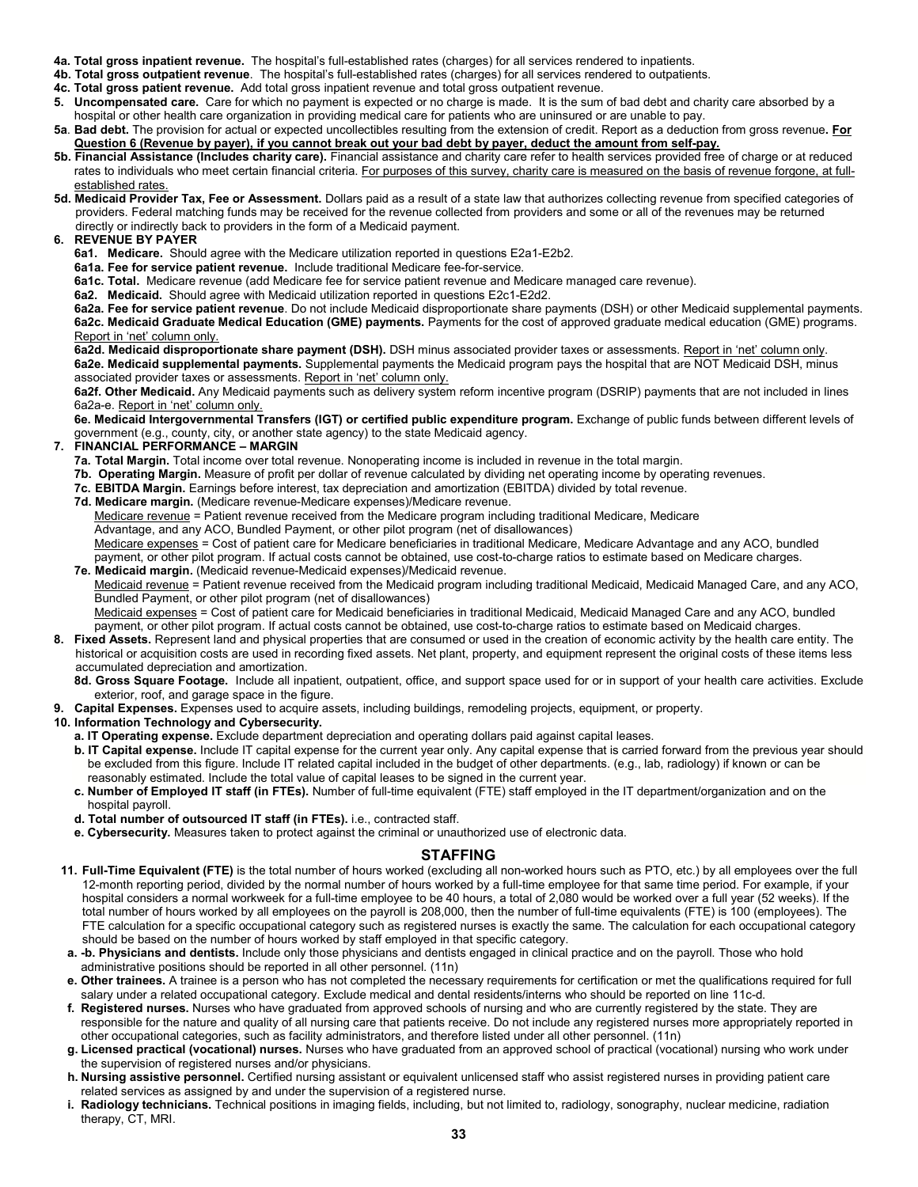**4a. Total gross inpatient revenue.** The hospital's full-established rates (charges) for all services rendered to inpatients.

**4b. Total gross outpatient revenue**. The hospital's full-established rates (charges) for all services rendered to outpatients.

**4c. Total gross patient revenue.** Add total gross inpatient revenue and total gross outpatient revenue.

**5. Uncompensated care.** Care for which no payment is expected or no charge is made. It is the sum of bad debt and charity care absorbed by a hospital or other health care organization in providing medical care for patients who are uninsured or are unable to pay.

**5a**. **Bad debt.** The provision for actual or expected uncollectibles resulting from the extension of credit. Report as a deduction from gross revenue**. <u>For Question 6 (Revenue by payer), if you cannot break out your bad debt by payer, deduct the amount from self-pay.</u>**

**5b. Financial Assistance (Includes charity care).** Financial assistance and charity care refer to health services provided free of charge or at reduced rates to individuals who meet certain financial criteria. <u>For purposes of this survey, charity care is measured on the basis of revenue forgone, at full-established rates.</u>

**5d. Medicaid Provider Tax, Fee or Assessment.** Dollars paid as a result of a state law that authorizes collecting revenue from specified categories of providers. Federal matching funds may be received for the revenue collected from providers and some or all of the revenues may be returned directly or indirectly back to providers in the form of a Medicaid payment.

**6. REVENUE BY PAYER**

**6a1. Medicare.** Should agree with the Medicare utilization reported in questions E2a1-E2b2.

**6a1a. Fee for service patient revenue.** Include traditional Medicare fee-for-service.

**6a1c. Total.** Medicare revenue (add Medicare fee for service patient revenue and Medicare managed care revenue).

**6a2. Medicaid.** Should agree with Medicaid utilization reported in questions E2c1-E2d2.

**6a2a. Fee for service patient revenue**. Do not include Medicaid disproportionate share payments (DSH) or other Medicaid supplemental payments.

**6a2c. Medicaid Graduate Medical Education (GME) payments.** Payments for the cost of approved graduate medical education (GME) programs. <u>Report in 'net' column only.</u>

**6a2d. Medicaid disproportionate share payment (DSH).** DSH minus associated provider taxes or assessments. <u>Report in 'net' column only</u>.

**6a2e. Medicaid supplemental payments.** Supplemental payments the Medicaid program pays the hospital that are NOT Medicaid DSH, minus associated provider taxes or assessments. <u>Report in 'net' column only.</u>

**6a2f. Other Medicaid.** Any Medicaid payments such as delivery system reform incentive program (DSRIP) payments that are not included in lines 6a2a-e. <u>Report in 'net' column only.</u>

**6e. Medicaid Intergovernmental Transfers (IGT) or certified public expenditure program.** Exchange of public funds between different levels of government (e.g., county, city, or another state agency) to the state Medicaid agency.

**7. FINANCIAL PERFORMANCE – MARGIN**

**7a. Total Margin.** Total income over total revenue. Nonoperating income is included in revenue in the total margin.

**7b. Operating Margin.** Measure of profit per dollar of revenue calculated by dividing net operating income by operating revenues.

**7c. EBITDA Margin.** Earnings before interest, tax depreciation and amortization (EBITDA) divided by total revenue.

**7d. Medicare margin.** (Medicare revenue-Medicare expenses)/Medicare revenue.

<u>Medicare revenue</u> = Patient revenue received from the Medicare program including traditional Medicare, Medicare Advantage, and any ACO, Bundled Payment, or other pilot program (net of disallowances)

<u>Medicare expenses</u> = Cost of patient care for Medicare beneficiaries in traditional Medicare, Medicare Advantage and any ACO, bundled payment, or other pilot program. If actual costs cannot be obtained, use cost-to-charge ratios to estimate based on Medicare charges.

**7e. Medicaid margin.** (Medicaid revenue-Medicaid expenses)/Medicaid revenue.

<u>Medicaid revenue</u> = Patient revenue received from the Medicaid program including traditional Medicaid, Medicaid Managed Care, and any ACO, Bundled Payment, or other pilot program (net of disallowances)

<u>Medicaid expenses</u> = Cost of patient care for Medicaid beneficiaries in traditional Medicaid, Medicaid Managed Care and any ACO, bundled payment, or other pilot program. If actual costs cannot be obtained, use cost-to-charge ratios to estimate based on Medicaid charges.

**8. Fixed Assets.** Represent land and physical properties that are consumed or used in the creation of economic activity by the health care entity. The historical or acquisition costs are used in recording fixed assets. Net plant, property, and equipment represent the original costs of these items less accumulated depreciation and amortization.

**8d. Gross Square Footage.** Include all inpatient, outpatient, office, and support space used for or in support of your health care activities. Exclude exterior, roof, and garage space in the figure.

**9. Capital Expenses.** Expenses used to acquire assets, including buildings, remodeling projects, equipment, or property.

**10. Information Technology and Cybersecurity.**

**a. IT Operating expense.** Exclude department depreciation and operating dollars paid against capital leases.

**b. IT Capital expense.** Include IT capital expense for the current year only. Any capital expense that is carried forward from the previous year should be excluded from this figure. Include IT related capital included in the budget of other departments. (e.g., lab, radiology) if known or can be reasonably estimated. Include the total value of capital leases to be signed in the current year.

**c. Number of Employed IT staff (in FTEs).** Number of full-time equivalent (FTE) staff employed in the IT department/organization and on the hospital payroll.

**d. Total number of outsourced IT staff (in FTEs).** i.e., contracted staff.

**e. Cybersecurity.** Measures taken to protect against the criminal or unauthorized use of electronic data.

## STAFFING

**11. Full-Time Equivalent (FTE)** is the total number of hours worked (excluding all non-worked hours such as PTO, etc.) by all employees over the full 12-month reporting period, divided by the normal number of hours worked by a full-time employee for that same time period. For example, if your hospital considers a normal workweek for a full-time employee to be 40 hours, a total of 2,080 would be worked over a full year (52 weeks). If the total number of hours worked by all employees on the payroll is 208,000, then the number of full-time equivalents (FTE) is 100 (employees). The FTE calculation for a specific occupational category such as registered nurses is exactly the same. The calculation for each occupational category should be based on the number of hours worked by staff employed in that specific category.

**a. -b. Physicians and dentists.** Include only those physicians and dentists engaged in clinical practice and on the payroll. Those who hold administrative positions should be reported in all other personnel. (11n)

**e. Other trainees.** A trainee is a person who has not completed the necessary requirements for certification or met the qualifications required for full salary under a related occupational category. Exclude medical and dental residents/interns who should be reported on line 11c-d.

**f. Registered nurses.** Nurses who have graduated from approved schools of nursing and who are currently registered by the state. They are responsible for the nature and quality of all nursing care that patients receive. Do not include any registered nurses more appropriately reported in other occupational categories, such as facility administrators, and therefore listed under all other personnel. (11n)

**g. Licensed practical (vocational) nurses.** Nurses who have graduated from an approved school of practical (vocational) nursing who work under the supervision of registered nurses and/or physicians.

**h. Nursing assistive personnel.** Certified nursing assistant or equivalent unlicensed staff who assist registered nurses in providing patient care related services as assigned by and under the supervision of a registered nurse.

**i. Radiology technicians.** Technical positions in imaging fields, including, but not limited to, radiology, sonography, nuclear medicine, radiation therapy, CT, MRI.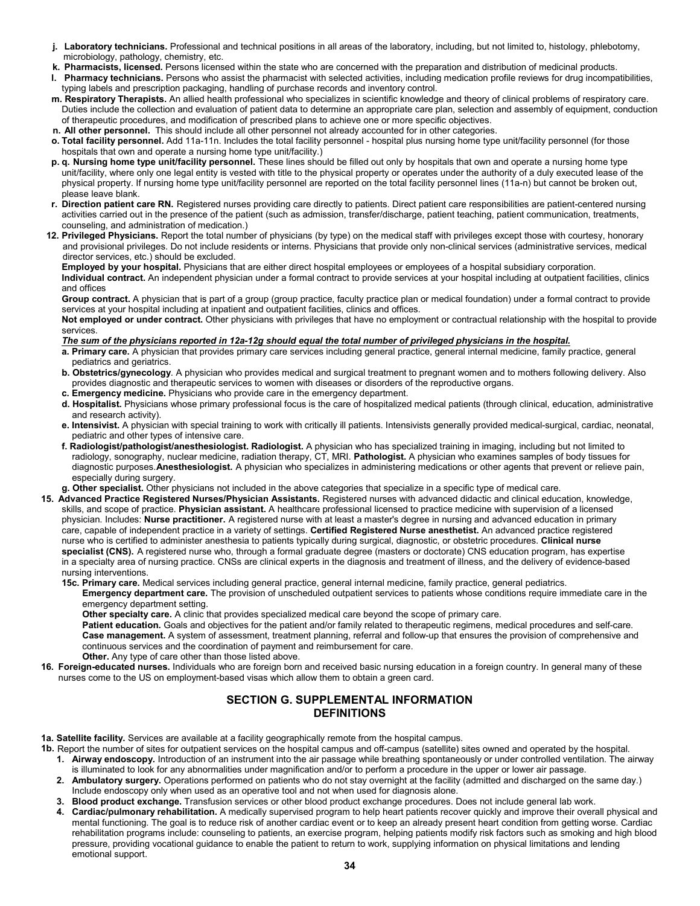- **j. Laboratory technicians.** Professional and technical positions in all areas of the laboratory, including, but not limited to, histology, phlebotomy, microbiology, pathology, chemistry, etc.
- **k. Pharmacists, licensed.** Persons licensed within the state who are concerned with the preparation and distribution of medicinal products.
- **l. Pharmacy technicians.** Persons who assist the pharmacist with selected activities, including medication profile reviews for drug incompatibilities, typing labels and prescription packaging, handling of purchase records and inventory control.
- **m. Respiratory Therapists.** An allied health professional who specializes in scientific knowledge and theory of clinical problems of respiratory care. Duties include the collection and evaluation of patient data to determine an appropriate care plan, selection and assembly of equipment, conduction of therapeutic procedures, and modification of prescribed plans to achieve one or more specific objectives.
- **n. All other personnel.** This should include all other personnel not already accounted for in other categories.
- **o. Total facility personnel.** Add 11a-11n. Includes the total facility personnel - hospital plus nursing home type unit/facility personnel (for those hospitals that own and operate a nursing home type unit/facility.)
- **p. q. Nursing home type unit/facility personnel.** These lines should be filled out only by hospitals that own and operate a nursing home type unit/facility, where only one legal entity is vested with title to the physical property or operates under the authority of a duly executed lease of the physical property. If nursing home type unit/facility personnel are reported on the total facility personnel lines (11a-n) but cannot be broken out, please leave blank.
- **r. Direction patient care RN.** Registered nurses providing care directly to patients. Direct patient care responsibilities are patient-centered nursing activities carried out in the presence of the patient (such as admission, transfer/discharge, patient teaching, patient communication, treatments, counseling, and administration of medication.)

**12. Privileged Physicians.** Report the total number of physicians (by type) on the medical staff with privileges except those with courtesy, honorary and provisional privileges. Do not include residents or interns. Physicians that provide only non-clinical services (administrative services, medical director services, etc.) should be excluded.

**Employed by your hospital.** Physicians that are either direct hospital employees or employees of a hospital subsidiary corporation.

**Individual contract.** An independent physician under a formal contract to provide services at your hospital including at outpatient facilities, clinics and offices

**Group contract.** A physician that is part of a group (group practice, faculty practice plan or medical foundation) under a formal contract to provide services at your hospital including at inpatient and outpatient facilities, clinics and offices.

**Not employed or under contract.** Other physicians with privileges that have no employment or contractual relationship with the hospital to provide services.

***The sum of the physicians reported in 12a-12g should equal the total number of privileged physicians in the hospital.***

- **a. Primary care.** A physician that provides primary care services including general practice, general internal medicine, family practice, general pediatrics and geriatrics.
- **b. Obstetrics/gynecology**. A physician who provides medical and surgical treatment to pregnant women and to mothers following delivery. Also provides diagnostic and therapeutic services to women with diseases or disorders of the reproductive organs.
- **c. Emergency medicine.** Physicians who provide care in the emergency department.
- **d. Hospitalist.** Physicians whose primary professional focus is the care of hospitalized medical patients (through clinical, education, administrative and research activity).
- **e. Intensivist.** A physician with special training to work with critically ill patients. Intensivists generally provided medical-surgical, cardiac, neonatal, pediatric and other types of intensive care.
- **f. Radiologist/pathologist/anesthesiologist. Radiologist.** A physician who has specialized training in imaging, including but not limited to radiology, sonography, nuclear medicine, radiation therapy, CT, MRI. **Pathologist.** A physician who examines samples of body tissues for diagnostic purposes.**Anesthesiologist.** A physician who specializes in administering medications or other agents that prevent or relieve pain, especially during surgery.
- **g. Other specialist.** Other physicians not included in the above categories that specialize in a specific type of medical care.

**15. Advanced Practice Registered Nurses/Physician Assistants.** Registered nurses with advanced didactic and clinical education, knowledge, skills, and scope of practice. **Physician assistant.** A healthcare professional licensed to practice medicine with supervision of a licensed physician. Includes: **Nurse practitioner.** A registered nurse with at least a master's degree in nursing and advanced education in primary care, capable of independent practice in a variety of settings. **Certified Registered Nurse anesthetist.** An advanced practice registered nurse who is certified to administer anesthesia to patients typically during surgical, diagnostic, or obstetric procedures. **Clinical nurse specialist (CNS).** A registered nurse who, through a formal graduate degree (masters or doctorate) CNS education program, has expertise in a specialty area of nursing practice. CNSs are clinical experts in the diagnosis and treatment of illness, and the delivery of evidence-based nursing interventions.

**15c. Primary care.** Medical services including general practice, general internal medicine, family practice, general pediatrics.

**Emergency department care.** The provision of unscheduled outpatient services to patients whose conditions require immediate care in the emergency department setting.

**Other specialty care.** A clinic that provides specialized medical care beyond the scope of primary care.

**Patient education.** Goals and objectives for the patient and/or family related to therapeutic regimens, medical procedures and self-care.

**Case management.** A system of assessment, treatment planning, referral and follow-up that ensures the provision of comprehensive and continuous services and the coordination of payment and reimbursement for care.

**Other.** Any type of care other than those listed above.

**16. Foreign-educated nurses.** Individuals who are foreign born and received basic nursing education in a foreign country. In general many of these nurses come to the US on employment-based visas which allow them to obtain a green card.

## SECTION G. SUPPLEMENTAL INFORMATION DEFINITIONS

**1a. Satellite facility.** Services are available at a facility geographically remote from the hospital campus.

**1b.** Report the number of sites for outpatient services on the hospital campus and off-campus (satellite) sites owned and operated by the hospital.

1. **Airway endoscopy.** Introduction of an instrument into the air passage while breathing spontaneously or under controlled ventilation. The airway is illuminated to look for any abnormalities under magnification and/or to perform a procedure in the upper or lower air passage.
2. **Ambulatory surgery.** Operations performed on patients who do not stay overnight at the facility (admitted and discharged on the same day.) Include endoscopy only when used as an operative tool and not when used for diagnosis alone.
3. **Blood product exchange.** Transfusion services or other blood product exchange procedures. Does not include general lab work.
4. **Cardiac/pulmonary rehabilitation.** A medically supervised program to help heart patients recover quickly and improve their overall physical and mental functioning. The goal is to reduce risk of another cardiac event or to keep an already present heart condition from getting worse. Cardiac rehabilitation programs include: counseling to patients, an exercise program, helping patients modify risk factors such as smoking and high blood pressure, providing vocational guidance to enable the patient to return to work, supplying information on physical limitations and lending emotional support.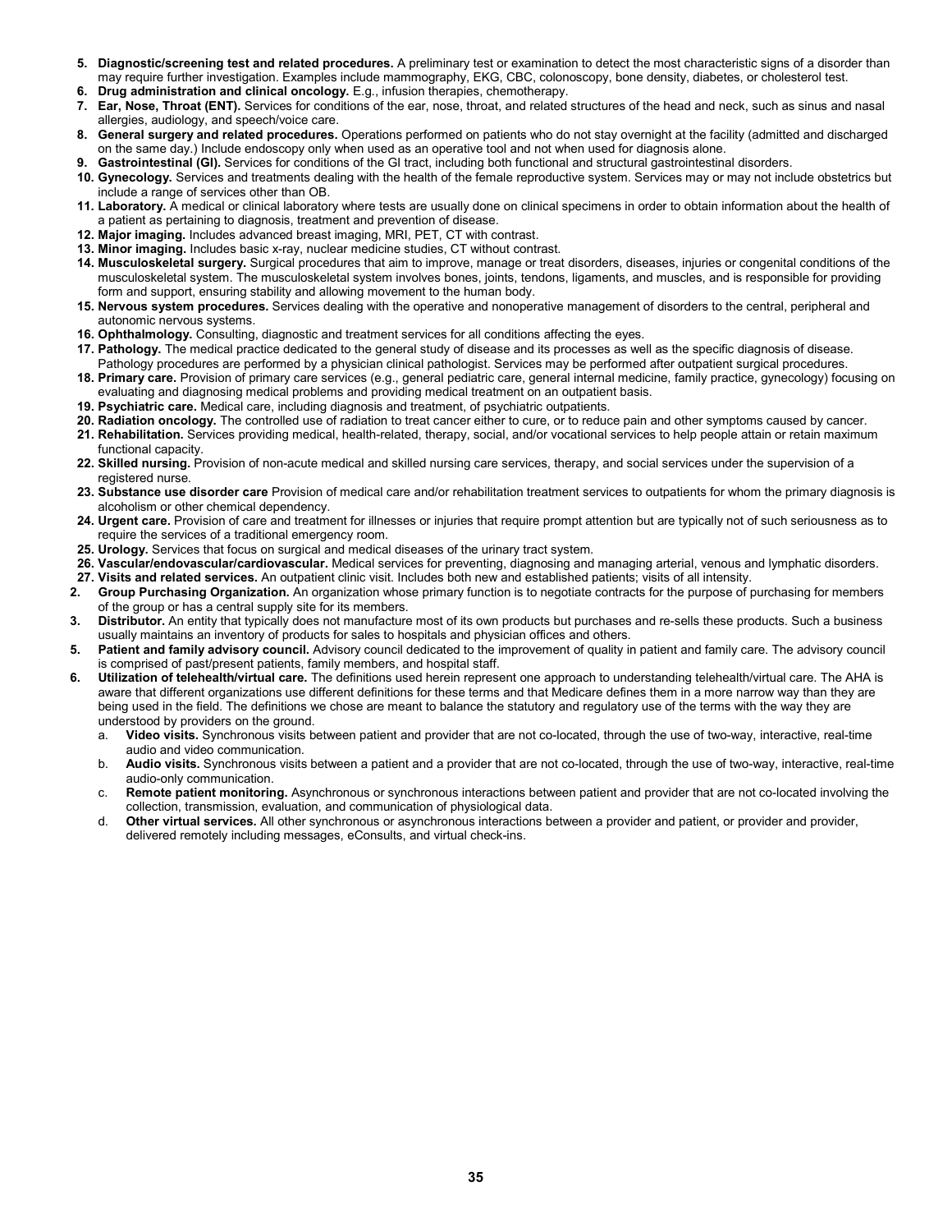5. **Diagnostic/screening test and related procedures.** A preliminary test or examination to detect the most characteristic signs of a disorder than may require further investigation. Examples include mammography, EKG, CBC, colonoscopy, bone density, diabetes, or cholesterol test.
6. **Drug administration and clinical oncology.** E.g., infusion therapies, chemotherapy.
7. **Ear, Nose, Throat (ENT).** Services for conditions of the ear, nose, throat, and related structures of the head and neck, such as sinus and nasal allergies, audiology, and speech/voice care.
8. **General surgery and related procedures.** Operations performed on patients who do not stay overnight at the facility (admitted and discharged on the same day.) Include endoscopy only when used as an operative tool and not when used for diagnosis alone.
9. **Gastrointestinal (GI).** Services for conditions of the GI tract, including both functional and structural gastrointestinal disorders.
10. **Gynecology.** Services and treatments dealing with the health of the female reproductive system. Services may or may not include obstetrics but include a range of services other than OB.
11. **Laboratory.** A medical or clinical laboratory where tests are usually done on clinical specimens in order to obtain information about the health of a patient as pertaining to diagnosis, treatment and prevention of disease.
12. **Major imaging.** Includes advanced breast imaging, MRI, PET, CT with contrast.
13. **Minor imaging.** Includes basic x-ray, nuclear medicine studies, CT without contrast.
14. **Musculoskeletal surgery.** Surgical procedures that aim to improve, manage or treat disorders, diseases, injuries or congenital conditions of the musculoskeletal system. The musculoskeletal system involves bones, joints, tendons, ligaments, and muscles, and is responsible for providing form and support, ensuring stability and allowing movement to the human body.
15. **Nervous system procedures.** Services dealing with the operative and nonoperative management of disorders to the central, peripheral and autonomic nervous systems.
16. **Ophthalmology.** Consulting, diagnostic and treatment services for all conditions affecting the eyes.
17. **Pathology.** The medical practice dedicated to the general study of disease and its processes as well as the specific diagnosis of disease. Pathology procedures are performed by a physician clinical pathologist. Services may be performed after outpatient surgical procedures.
18. **Primary care.** Provision of primary care services (e.g., general pediatric care, general internal medicine, family practice, gynecology) focusing on evaluating and diagnosing medical problems and providing medical treatment on an outpatient basis.
19. **Psychiatric care.** Medical care, including diagnosis and treatment, of psychiatric outpatients.
20. **Radiation oncology.** The controlled use of radiation to treat cancer either to cure, or to reduce pain and other symptoms caused by cancer.
21. **Rehabilitation.** Services providing medical, health-related, therapy, social, and/or vocational services to help people attain or retain maximum functional capacity.
22. **Skilled nursing.** Provision of non-acute medical and skilled nursing care services, therapy, and social services under the supervision of a registered nurse.
23. **Substance use disorder care** Provision of medical care and/or rehabilitation treatment services to outpatients for whom the primary diagnosis is alcoholism or other chemical dependency.
24. **Urgent care.** Provision of care and treatment for illnesses or injuries that require prompt attention but are typically not of such seriousness as to require the services of a traditional emergency room.
25. **Urology.** Services that focus on surgical and medical diseases of the urinary tract system.
26. **Vascular/endovascular/cardiovascular.** Medical services for preventing, diagnosing and managing arterial, venous and lymphatic disorders.
27. **Visits and related services.** An outpatient clinic visit. Includes both new and established patients; visits of all intensity.

2. **Group Purchasing Organization.** An organization whose primary function is to negotiate contracts for the purpose of purchasing for members of the group or has a central supply site for its members.
3. **Distributor.** An entity that typically does not manufacture most of its own products but purchases and re-sells these products. Such a business usually maintains an inventory of products for sales to hospitals and physician offices and others.
5. **Patient and family advisory council.** Advisory council dedicated to the improvement of quality in patient and family care. The advisory council is comprised of past/present patients, family members, and hospital staff.
6. **Utilization of telehealth/virtual care.** The definitions used herein represent one approach to understanding telehealth/virtual care. The AHA is aware that different organizations use different definitions for these terms and that Medicare defines them in a more narrow way than they are being used in the field. The definitions we chose are meant to balance the statutory and regulatory use of the terms with the way they are understood by providers on the ground.
   a. **Video visits.** Synchronous visits between patient and provider that are not co-located, through the use of two-way, interactive, real-time audio and video communication.
   b. **Audio visits.** Synchronous visits between a patient and a provider that are not co-located, through the use of two-way, interactive, real-time audio-only communication.
   c. **Remote patient monitoring.** Asynchronous or synchronous interactions between patient and provider that are not co-located involving the collection, transmission, evaluation, and communication of physiological data.
   d. **Other virtual services.** All other synchronous or asynchronous interactions between a provider and patient, or provider and provider, delivered remotely including messages, eConsults, and virtual check-ins.